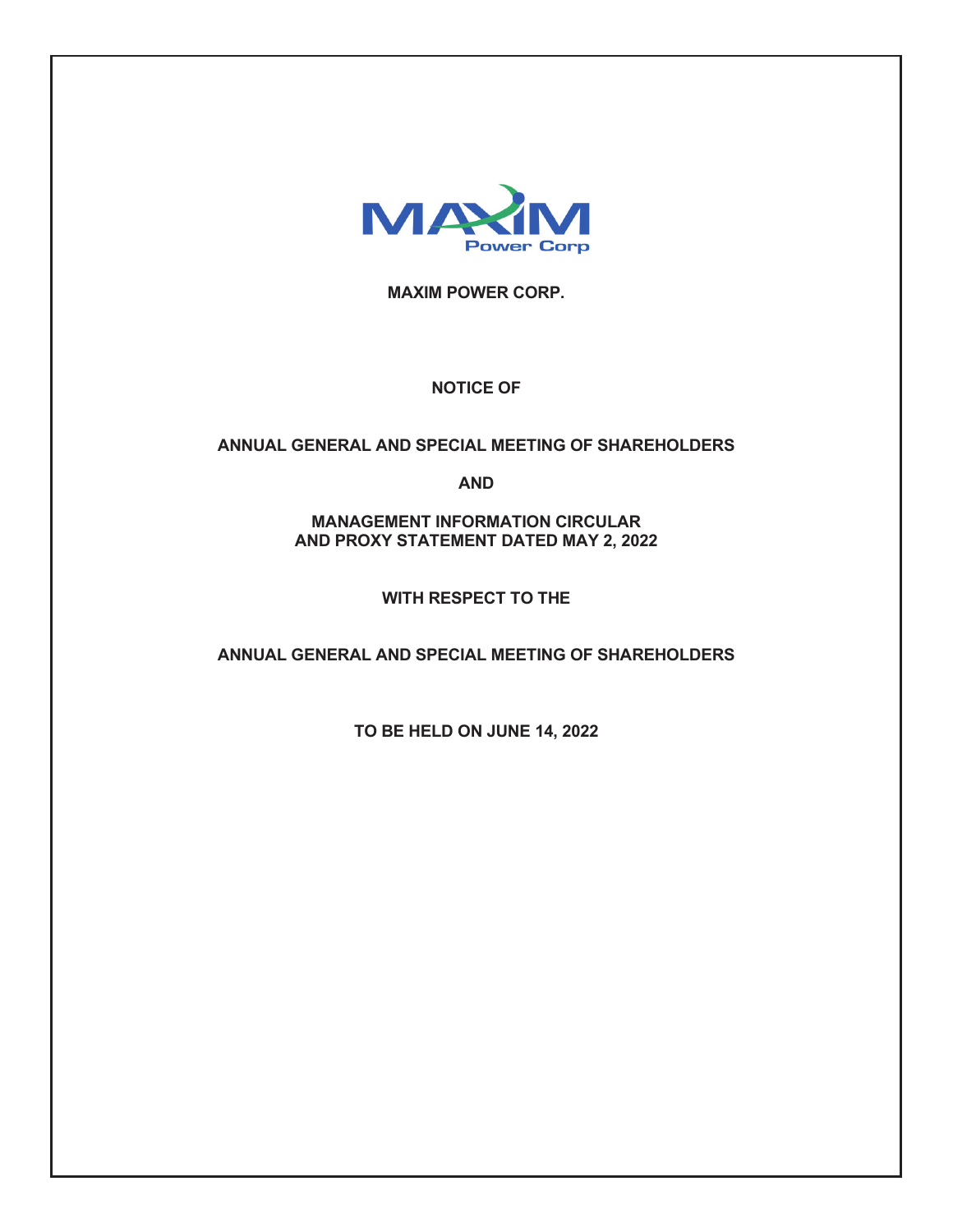**MAXIM POWER CORP.**

**NOTICE OF**

**ANNUAL GENERAL AND SPECIAL MEETING OF SHAREHOLDERS**

**AND**

**MANAGEMENT INFORMATION CIRCULAR AND PROXY STATEMENT DATED MAY 2, 2022**

**WITH RESPECT TO THE**

**ANNUAL GENERAL AND SPECIAL MEETING OF SHAREHOLDERS**

**TO BE HELD ON JUNE 14, 2022**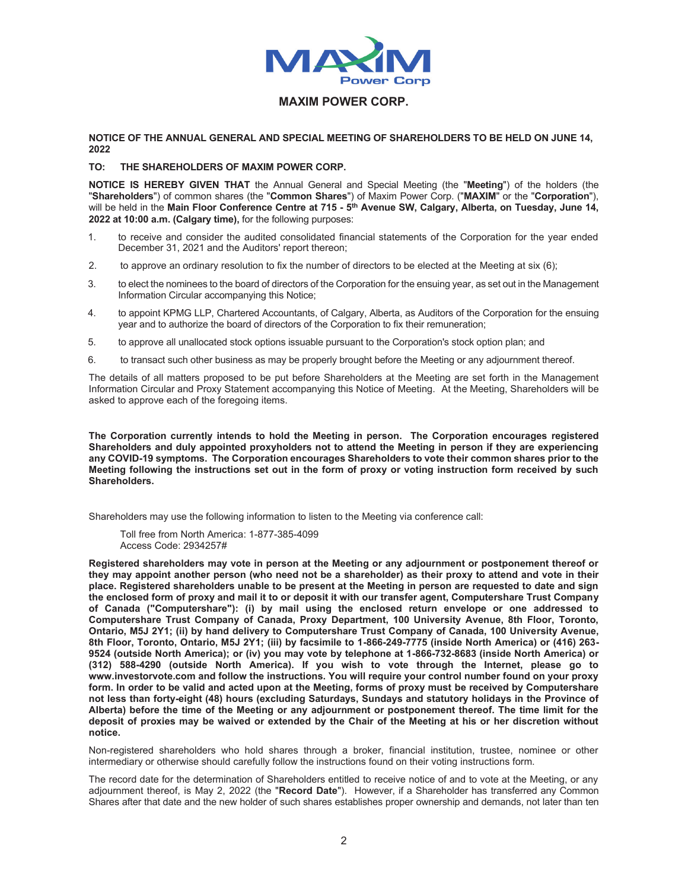# MAXIM POWER CORP.

**NOTICE OF THE ANNUAL GENERAL AND SPECIAL MEETING OF SHAREHOLDERS TO BE HELD ON JUNE 14, 2022**

**TO: THE SHAREHOLDERS OF MAXIM POWER CORP.**

**NOTICE IS HEREBY GIVEN THAT** the Annual General and Special Meeting (the "**Meeting**") of the holders (the "**Shareholders**") of common shares (the "**Common Shares**") of Maxim Power Corp. ("**MAXIM**" or the "**Corporation**"), will be held in the **Main Floor Conference Centre at 715 - 5th Avenue SW, Calgary, Alberta, on Tuesday, June 14, 2022 at 10:00 a.m. (Calgary time),** for the following purposes:

1. to receive and consider the audited consolidated financial statements of the Corporation for the year ended December 31, 2021 and the Auditors' report thereon;
2. to approve an ordinary resolution to fix the number of directors to be elected at the Meeting at six (6);
3. to elect the nominees to the board of directors of the Corporation for the ensuing year, as set out in the Management Information Circular accompanying this Notice;
4. to appoint KPMG LLP, Chartered Accountants, of Calgary, Alberta, as Auditors of the Corporation for the ensuing year and to authorize the board of directors of the Corporation to fix their remuneration;
5. to approve all unallocated stock options issuable pursuant to the Corporation's stock option plan; and
6. to transact such other business as may be properly brought before the Meeting or any adjournment thereof.

The details of all matters proposed to be put before Shareholders at the Meeting are set forth in the Management Information Circular and Proxy Statement accompanying this Notice of Meeting. At the Meeting, Shareholders will be asked to approve each of the foregoing items.

**The Corporation currently intends to hold the Meeting in person. The Corporation encourages registered Shareholders and duly appointed proxyholders not to attend the Meeting in person if they are experiencing any COVID-19 symptoms. The Corporation encourages Shareholders to vote their common shares prior to the Meeting following the instructions set out in the form of proxy or voting instruction form received by such Shareholders.**

Shareholders may use the following information to listen to the Meeting via conference call:

Toll free from North America: 1-877-385-4099
Access Code: 2934257#

**Registered shareholders may vote in person at the Meeting or any adjournment or postponement thereof or they may appoint another person (who need not be a shareholder) as their proxy to attend and vote in their place. Registered shareholders unable to be present at the Meeting in person are requested to date and sign the enclosed form of proxy and mail it to or deposit it with our transfer agent, Computershare Trust Company of Canada ("Computershare"): (i) by mail using the enclosed return envelope or one addressed to Computershare Trust Company of Canada, Proxy Department, 100 University Avenue, 8th Floor, Toronto, Ontario, M5J 2Y1; (ii) by hand delivery to Computershare Trust Company of Canada, 100 University Avenue, 8th Floor, Toronto, Ontario, M5J 2Y1; (iii) by facsimile to 1-866-249-7775 (inside North America) or (416) 263-9524 (outside North America); or (iv) you may vote by telephone at 1-866-732-8683 (inside North America) or (312) 588-4290 (outside North America). If you wish to vote through the Internet, please go to www.investorvote.com and follow the instructions. You will require your control number found on your proxy form. In order to be valid and acted upon at the Meeting, forms of proxy must be received by Computershare not less than forty-eight (48) hours (excluding Saturdays, Sundays and statutory holidays in the Province of Alberta) before the time of the Meeting or any adjournment or postponement thereof. The time limit for the deposit of proxies may be waived or extended by the Chair of the Meeting at his or her discretion without notice.**

Non-registered shareholders who hold shares through a broker, financial institution, trustee, nominee or other intermediary or otherwise should carefully follow the instructions found on their voting instructions form.

The record date for the determination of Shareholders entitled to receive notice of and to vote at the Meeting, or any adjournment thereof, is May 2, 2022 (the "**Record Date**"). However, if a Shareholder has transferred any Common Shares after that date and the new holder of such shares establishes proper ownership and demands, not later than ten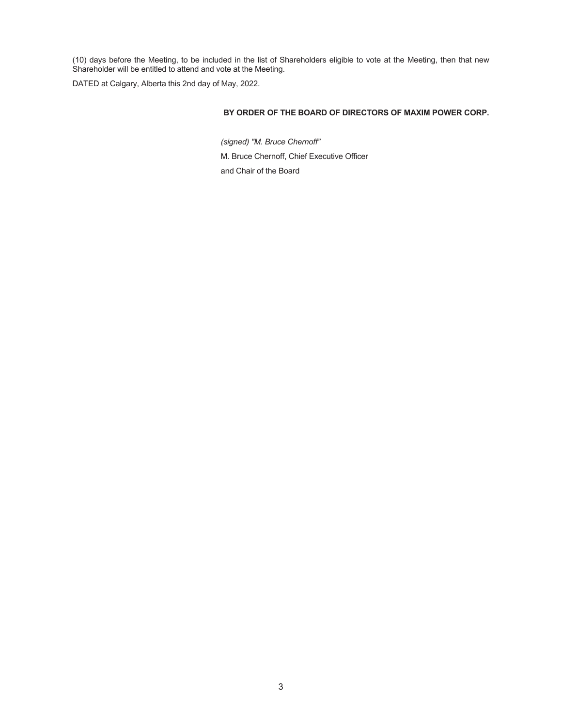(10) days before the Meeting, to be included in the list of Shareholders eligible to vote at the Meeting, then that new Shareholder will be entitled to attend and vote at the Meeting.

DATED at Calgary, Alberta this 2nd day of May, 2022.

**BY ORDER OF THE BOARD OF DIRECTORS OF MAXIM POWER CORP.**

*(signed) "M. Bruce Chernoff"*

M. Bruce Chernoff, Chief Executive Officer

and Chair of the Board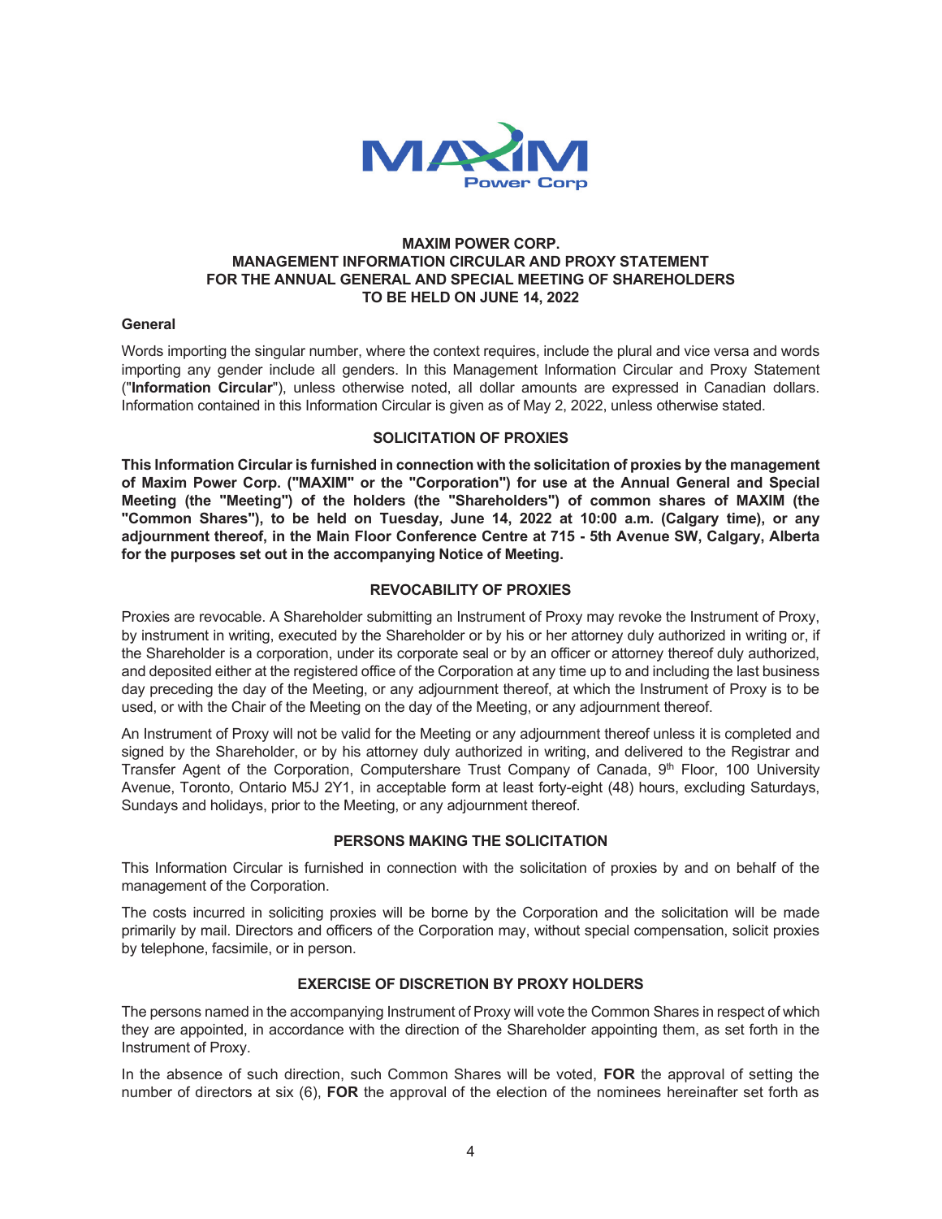# MAXIM POWER CORP.
# MANAGEMENT INFORMATION CIRCULAR AND PROXY STATEMENT
# FOR THE ANNUAL GENERAL AND SPECIAL MEETING OF SHAREHOLDERS
# TO BE HELD ON JUNE 14, 2022

### General

Words importing the singular number, where the context requires, include the plural and vice versa and words importing any gender include all genders. In this Management Information Circular and Proxy Statement ("**Information Circular**"), unless otherwise noted, all dollar amounts are expressed in Canadian dollars. Information contained in this Information Circular is given as of May 2, 2022, unless otherwise stated.

## SOLICITATION OF PROXIES

**This Information Circular is furnished in connection with the solicitation of proxies by the management of Maxim Power Corp. ("MAXIM" or the "Corporation") for use at the Annual General and Special Meeting (the "Meeting") of the holders (the "Shareholders") of common shares of MAXIM (the "Common Shares"), to be held on Tuesday, June 14, 2022 at 10:00 a.m. (Calgary time), or any adjournment thereof, in the Main Floor Conference Centre at 715 - 5th Avenue SW, Calgary, Alberta for the purposes set out in the accompanying Notice of Meeting.**

## REVOCABILITY OF PROXIES

Proxies are revocable. A Shareholder submitting an Instrument of Proxy may revoke the Instrument of Proxy, by instrument in writing, executed by the Shareholder or by his or her attorney duly authorized in writing or, if the Shareholder is a corporation, under its corporate seal or by an officer or attorney thereof duly authorized, and deposited either at the registered office of the Corporation at any time up to and including the last business day preceding the day of the Meeting, or any adjournment thereof, at which the Instrument of Proxy is to be used, or with the Chair of the Meeting on the day of the Meeting, or any adjournment thereof.

An Instrument of Proxy will not be valid for the Meeting or any adjournment thereof unless it is completed and signed by the Shareholder, or by his attorney duly authorized in writing, and delivered to the Registrar and Transfer Agent of the Corporation, Computershare Trust Company of Canada, 9th Floor, 100 University Avenue, Toronto, Ontario M5J 2Y1, in acceptable form at least forty-eight (48) hours, excluding Saturdays, Sundays and holidays, prior to the Meeting, or any adjournment thereof.

## PERSONS MAKING THE SOLICITATION

This Information Circular is furnished in connection with the solicitation of proxies by and on behalf of the management of the Corporation.

The costs incurred in soliciting proxies will be borne by the Corporation and the solicitation will be made primarily by mail. Directors and officers of the Corporation may, without special compensation, solicit proxies by telephone, facsimile, or in person.

## EXERCISE OF DISCRETION BY PROXY HOLDERS

The persons named in the accompanying Instrument of Proxy will vote the Common Shares in respect of which they are appointed, in accordance with the direction of the Shareholder appointing them, as set forth in the Instrument of Proxy.

In the absence of such direction, such Common Shares will be voted, **FOR** the approval of setting the number of directors at six (6), **FOR** the approval of the election of the nominees hereinafter set forth as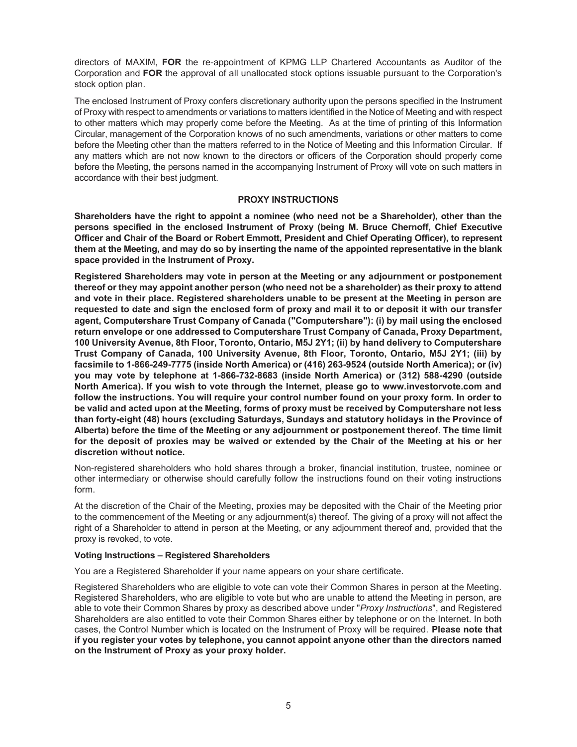directors of MAXIM, **FOR** the re-appointment of KPMG LLP Chartered Accountants as Auditor of the Corporation and **FOR** the approval of all unallocated stock options issuable pursuant to the Corporation's stock option plan.

The enclosed Instrument of Proxy confers discretionary authority upon the persons specified in the Instrument of Proxy with respect to amendments or variations to matters identified in the Notice of Meeting and with respect to other matters which may properly come before the Meeting. As at the time of printing of this Information Circular, management of the Corporation knows of no such amendments, variations or other matters to come before the Meeting other than the matters referred to in the Notice of Meeting and this Information Circular. If any matters which are not now known to the directors or officers of the Corporation should properly come before the Meeting, the persons named in the accompanying Instrument of Proxy will vote on such matters in accordance with their best judgment.

## PROXY INSTRUCTIONS

**Shareholders have the right to appoint a nominee (who need not be a Shareholder), other than the persons specified in the enclosed Instrument of Proxy (being M. Bruce Chernoff, Chief Executive Officer and Chair of the Board or Robert Emmott, President and Chief Operating Officer), to represent them at the Meeting, and may do so by inserting the name of the appointed representative in the blank space provided in the Instrument of Proxy.**

**Registered Shareholders may vote in person at the Meeting or any adjournment or postponement thereof or they may appoint another person (who need not be a shareholder) as their proxy to attend and vote in their place. Registered shareholders unable to be present at the Meeting in person are requested to date and sign the enclosed form of proxy and mail it to or deposit it with our transfer agent, Computershare Trust Company of Canada ("Computershare"): (i) by mail using the enclosed return envelope or one addressed to Computershare Trust Company of Canada, Proxy Department, 100 University Avenue, 8th Floor, Toronto, Ontario, M5J 2Y1; (ii) by hand delivery to Computershare Trust Company of Canada, 100 University Avenue, 8th Floor, Toronto, Ontario, M5J 2Y1; (iii) by facsimile to 1-866-249-7775 (inside North America) or (416) 263-9524 (outside North America); or (iv) you may vote by telephone at 1-866-732-8683 (inside North America) or (312) 588-4290 (outside North America). If you wish to vote through the Internet, please go to www.investorvote.com and follow the instructions. You will require your control number found on your proxy form. In order to be valid and acted upon at the Meeting, forms of proxy must be received by Computershare not less than forty-eight (48) hours (excluding Saturdays, Sundays and statutory holidays in the Province of Alberta) before the time of the Meeting or any adjournment or postponement thereof. The time limit for the deposit of proxies may be waived or extended by the Chair of the Meeting at his or her discretion without notice.**

Non-registered shareholders who hold shares through a broker, financial institution, trustee, nominee or other intermediary or otherwise should carefully follow the instructions found on their voting instructions form.

At the discretion of the Chair of the Meeting, proxies may be deposited with the Chair of the Meeting prior to the commencement of the Meeting or any adjournment(s) thereof. The giving of a proxy will not affect the right of a Shareholder to attend in person at the Meeting, or any adjournment thereof and, provided that the proxy is revoked, to vote.

### Voting Instructions – Registered Shareholders

You are a Registered Shareholder if your name appears on your share certificate.

Registered Shareholders who are eligible to vote can vote their Common Shares in person at the Meeting. Registered Shareholders, who are eligible to vote but who are unable to attend the Meeting in person, are able to vote their Common Shares by proxy as described above under "*Proxy Instructions*", and Registered Shareholders are also entitled to vote their Common Shares either by telephone or on the Internet. In both cases, the Control Number which is located on the Instrument of Proxy will be required. **Please note that if you register your votes by telephone, you cannot appoint anyone other than the directors named on the Instrument of Proxy as your proxy holder.**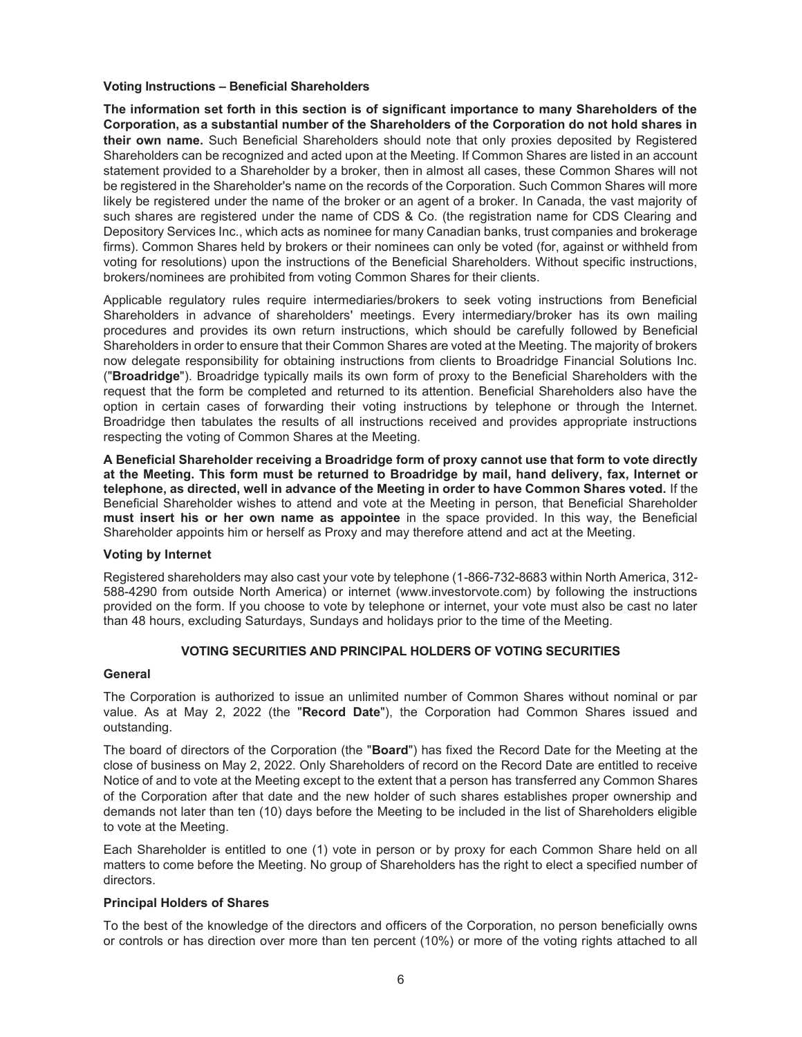**Voting Instructions – Beneficial Shareholders**

**The information set forth in this section is of significant importance to many Shareholders of the Corporation, as a substantial number of the Shareholders of the Corporation do not hold shares in their own name.** Such Beneficial Shareholders should note that only proxies deposited by Registered Shareholders can be recognized and acted upon at the Meeting. If Common Shares are listed in an account statement provided to a Shareholder by a broker, then in almost all cases, these Common Shares will not be registered in the Shareholder's name on the records of the Corporation. Such Common Shares will more likely be registered under the name of the broker or an agent of a broker. In Canada, the vast majority of such shares are registered under the name of CDS & Co. (the registration name for CDS Clearing and Depository Services Inc., which acts as nominee for many Canadian banks, trust companies and brokerage firms). Common Shares held by brokers or their nominees can only be voted (for, against or withheld from voting for resolutions) upon the instructions of the Beneficial Shareholders. Without specific instructions, brokers/nominees are prohibited from voting Common Shares for their clients.

Applicable regulatory rules require intermediaries/brokers to seek voting instructions from Beneficial Shareholders in advance of shareholders' meetings. Every intermediary/broker has its own mailing procedures and provides its own return instructions, which should be carefully followed by Beneficial Shareholders in order to ensure that their Common Shares are voted at the Meeting. The majority of brokers now delegate responsibility for obtaining instructions from clients to Broadridge Financial Solutions Inc. ("**Broadridge**"). Broadridge typically mails its own form of proxy to the Beneficial Shareholders with the request that the form be completed and returned to its attention. Beneficial Shareholders also have the option in certain cases of forwarding their voting instructions by telephone or through the Internet. Broadridge then tabulates the results of all instructions received and provides appropriate instructions respecting the voting of Common Shares at the Meeting.

**A Beneficial Shareholder receiving a Broadridge form of proxy cannot use that form to vote directly at the Meeting. This form must be returned to Broadridge by mail, hand delivery, fax, Internet or telephone, as directed, well in advance of the Meeting in order to have Common Shares voted.** If the Beneficial Shareholder wishes to attend and vote at the Meeting in person, that Beneficial Shareholder **must insert his or her own name as appointee** in the space provided. In this way, the Beneficial Shareholder appoints him or herself as Proxy and may therefore attend and act at the Meeting.

**Voting by Internet**

Registered shareholders may also cast your vote by telephone (1-866-732-8683 within North America, 312-588-4290 from outside North America) or internet (www.investorvote.com) by following the instructions provided on the form. If you choose to vote by telephone or internet, your vote must also be cast no later than 48 hours, excluding Saturdays, Sundays and holidays prior to the time of the Meeting.

## VOTING SECURITIES AND PRINCIPAL HOLDERS OF VOTING SECURITIES

**General**

The Corporation is authorized to issue an unlimited number of Common Shares without nominal or par value. As at May 2, 2022 (the "**Record Date**"), the Corporation had Common Shares issued and outstanding.

The board of directors of the Corporation (the "**Board**") has fixed the Record Date for the Meeting at the close of business on May 2, 2022. Only Shareholders of record on the Record Date are entitled to receive Notice of and to vote at the Meeting except to the extent that a person has transferred any Common Shares of the Corporation after that date and the new holder of such shares establishes proper ownership and demands not later than ten (10) days before the Meeting to be included in the list of Shareholders eligible to vote at the Meeting.

Each Shareholder is entitled to one (1) vote in person or by proxy for each Common Share held on all matters to come before the Meeting. No group of Shareholders has the right to elect a specified number of directors.

**Principal Holders of Shares**

To the best of the knowledge of the directors and officers of the Corporation, no person beneficially owns or controls or has direction over more than ten percent (10%) or more of the voting rights attached to all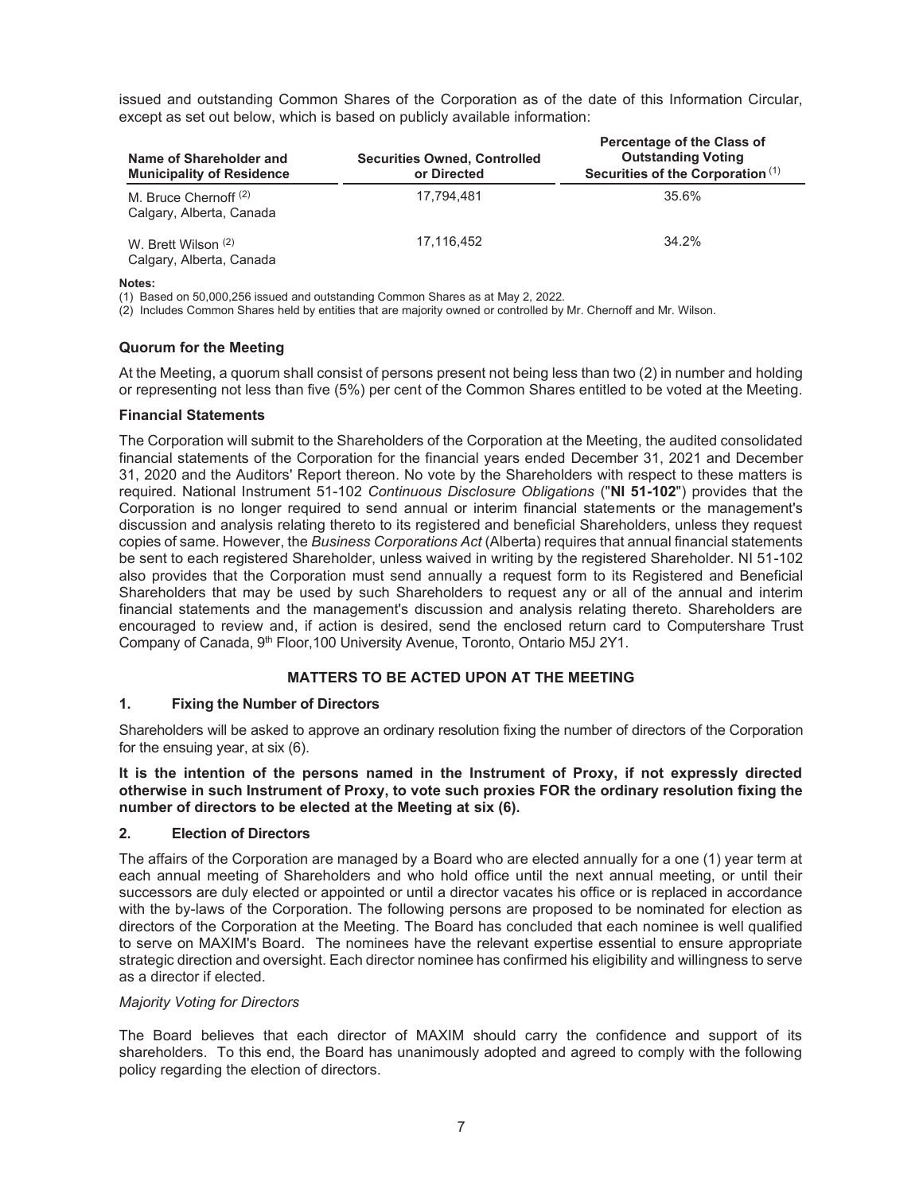issued and outstanding Common Shares of the Corporation as of the date of this Information Circular, except as set out below, which is based on publicly available information:

| Name of Shareholder and Municipality of Residence | Securities Owned, Controlled or Directed | Percentage of the Class of Outstanding Voting Securities of the Corporation (1) |
|---|---|---|
| M. Bruce Chernoff (2) Calgary, Alberta, Canada | 17,794,481 | 35.6% |
| W. Brett Wilson (2) Calgary, Alberta, Canada | 17,116,452 | 34.2% |

**Notes:**

(1) Based on 50,000,256 issued and outstanding Common Shares as at May 2, 2022.

(2) Includes Common Shares held by entities that are majority owned or controlled by Mr. Chernoff and Mr. Wilson.

### Quorum for the Meeting

At the Meeting, a quorum shall consist of persons present not being less than two (2) in number and holding or representing not less than five (5%) per cent of the Common Shares entitled to be voted at the Meeting.

### Financial Statements

The Corporation will submit to the Shareholders of the Corporation at the Meeting, the audited consolidated financial statements of the Corporation for the financial years ended December 31, 2021 and December 31, 2020 and the Auditors' Report thereon. No vote by the Shareholders with respect to these matters is required. National Instrument 51-102 *Continuous Disclosure Obligations* ("**NI 51-102**") provides that the Corporation is no longer required to send annual or interim financial statements or the management's discussion and analysis relating thereto to its registered and beneficial Shareholders, unless they request copies of same. However, the *Business Corporations Act* (Alberta) requires that annual financial statements be sent to each registered Shareholder, unless waived in writing by the registered Shareholder. NI 51-102 also provides that the Corporation must send annually a request form to its Registered and Beneficial Shareholders that may be used by such Shareholders to request any or all of the annual and interim financial statements and the management's discussion and analysis relating thereto. Shareholders are encouraged to review and, if action is desired, send the enclosed return card to Computershare Trust Company of Canada, 9th Floor,100 University Avenue, Toronto, Ontario M5J 2Y1.

## MATTERS TO BE ACTED UPON AT THE MEETING

### 1. Fixing the Number of Directors

Shareholders will be asked to approve an ordinary resolution fixing the number of directors of the Corporation for the ensuing year, at six (6).

**It is the intention of the persons named in the Instrument of Proxy, if not expressly directed otherwise in such Instrument of Proxy, to vote such proxies FOR the ordinary resolution fixing the number of directors to be elected at the Meeting at six (6).**

### 2. Election of Directors

The affairs of the Corporation are managed by a Board who are elected annually for a one (1) year term at each annual meeting of Shareholders and who hold office until the next annual meeting, or until their successors are duly elected or appointed or until a director vacates his office or is replaced in accordance with the by-laws of the Corporation. The following persons are proposed to be nominated for election as directors of the Corporation at the Meeting. The Board has concluded that each nominee is well qualified to serve on MAXIM's Board. The nominees have the relevant expertise essential to ensure appropriate strategic direction and oversight. Each director nominee has confirmed his eligibility and willingness to serve as a director if elected.

*Majority Voting for Directors*

The Board believes that each director of MAXIM should carry the confidence and support of its shareholders. To this end, the Board has unanimously adopted and agreed to comply with the following policy regarding the election of directors.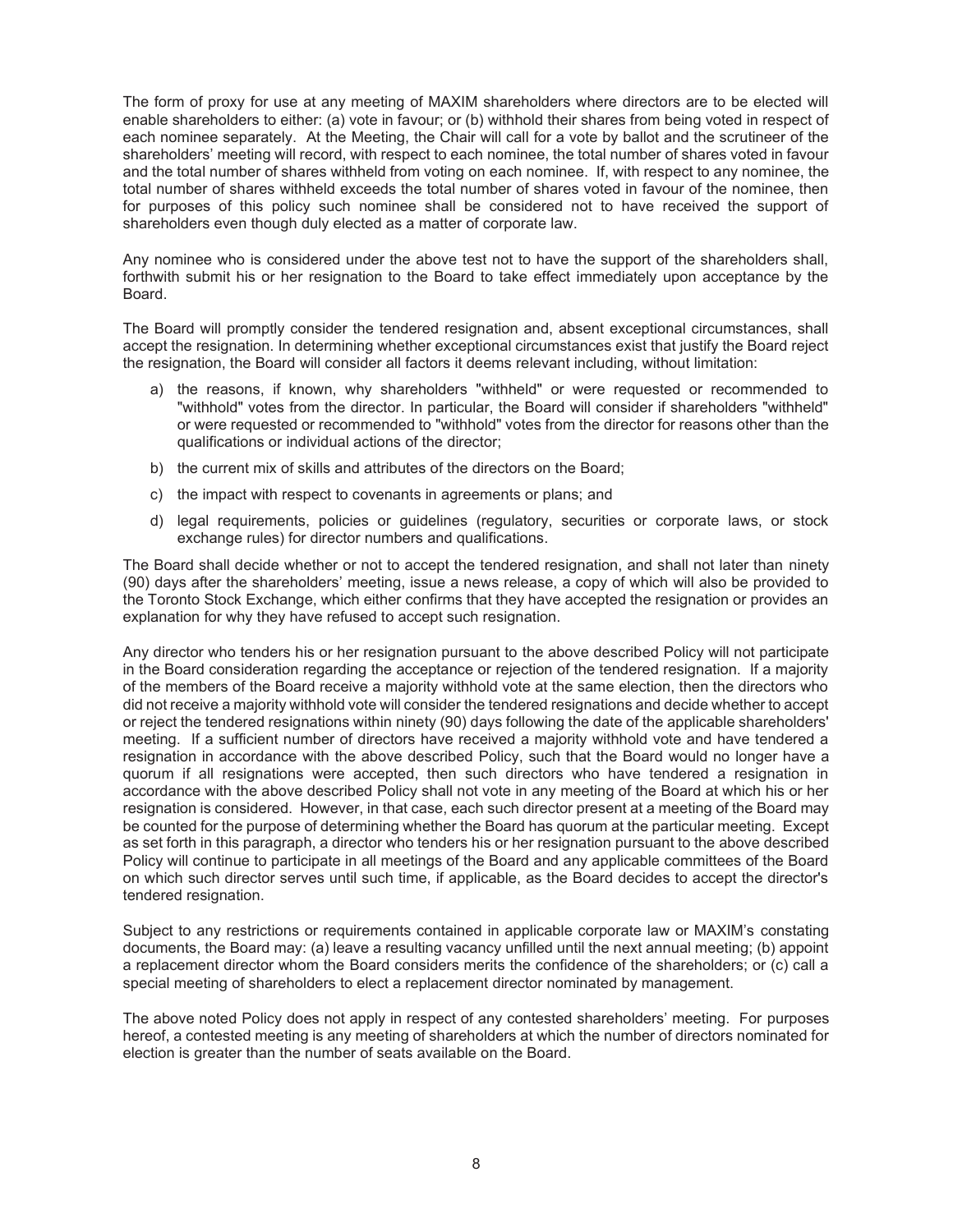The form of proxy for use at any meeting of MAXIM shareholders where directors are to be elected will enable shareholders to either: (a) vote in favour; or (b) withhold their shares from being voted in respect of each nominee separately. At the Meeting, the Chair will call for a vote by ballot and the scrutineer of the shareholders' meeting will record, with respect to each nominee, the total number of shares voted in favour and the total number of shares withheld from voting on each nominee. If, with respect to any nominee, the total number of shares withheld exceeds the total number of shares voted in favour of the nominee, then for purposes of this policy such nominee shall be considered not to have received the support of shareholders even though duly elected as a matter of corporate law.

Any nominee who is considered under the above test not to have the support of the shareholders shall, forthwith submit his or her resignation to the Board to take effect immediately upon acceptance by the Board.

The Board will promptly consider the tendered resignation and, absent exceptional circumstances, shall accept the resignation. In determining whether exceptional circumstances exist that justify the Board reject the resignation, the Board will consider all factors it deems relevant including, without limitation:

a) the reasons, if known, why shareholders "withheld" or were requested or recommended to "withhold" votes from the director. In particular, the Board will consider if shareholders "withheld" or were requested or recommended to "withhold" votes from the director for reasons other than the qualifications or individual actions of the director;

b) the current mix of skills and attributes of the directors on the Board;

c) the impact with respect to covenants in agreements or plans; and

d) legal requirements, policies or guidelines (regulatory, securities or corporate laws, or stock exchange rules) for director numbers and qualifications.

The Board shall decide whether or not to accept the tendered resignation, and shall not later than ninety (90) days after the shareholders' meeting, issue a news release, a copy of which will also be provided to the Toronto Stock Exchange, which either confirms that they have accepted the resignation or provides an explanation for why they have refused to accept such resignation.

Any director who tenders his or her resignation pursuant to the above described Policy will not participate in the Board consideration regarding the acceptance or rejection of the tendered resignation. If a majority of the members of the Board receive a majority withhold vote at the same election, then the directors who did not receive a majority withhold vote will consider the tendered resignations and decide whether to accept or reject the tendered resignations within ninety (90) days following the date of the applicable shareholders' meeting. If a sufficient number of directors have received a majority withhold vote and have tendered a resignation in accordance with the above described Policy, such that the Board would no longer have a quorum if all resignations were accepted, then such directors who have tendered a resignation in accordance with the above described Policy shall not vote in any meeting of the Board at which his or her resignation is considered. However, in that case, each such director present at a meeting of the Board may be counted for the purpose of determining whether the Board has quorum at the particular meeting. Except as set forth in this paragraph, a director who tenders his or her resignation pursuant to the above described Policy will continue to participate in all meetings of the Board and any applicable committees of the Board on which such director serves until such time, if applicable, as the Board decides to accept the director's tendered resignation.

Subject to any restrictions or requirements contained in applicable corporate law or MAXIM's constating documents, the Board may: (a) leave a resulting vacancy unfilled until the next annual meeting; (b) appoint a replacement director whom the Board considers merits the confidence of the shareholders; or (c) call a special meeting of shareholders to elect a replacement director nominated by management.

The above noted Policy does not apply in respect of any contested shareholders' meeting. For purposes hereof, a contested meeting is any meeting of shareholders at which the number of directors nominated for election is greater than the number of seats available on the Board.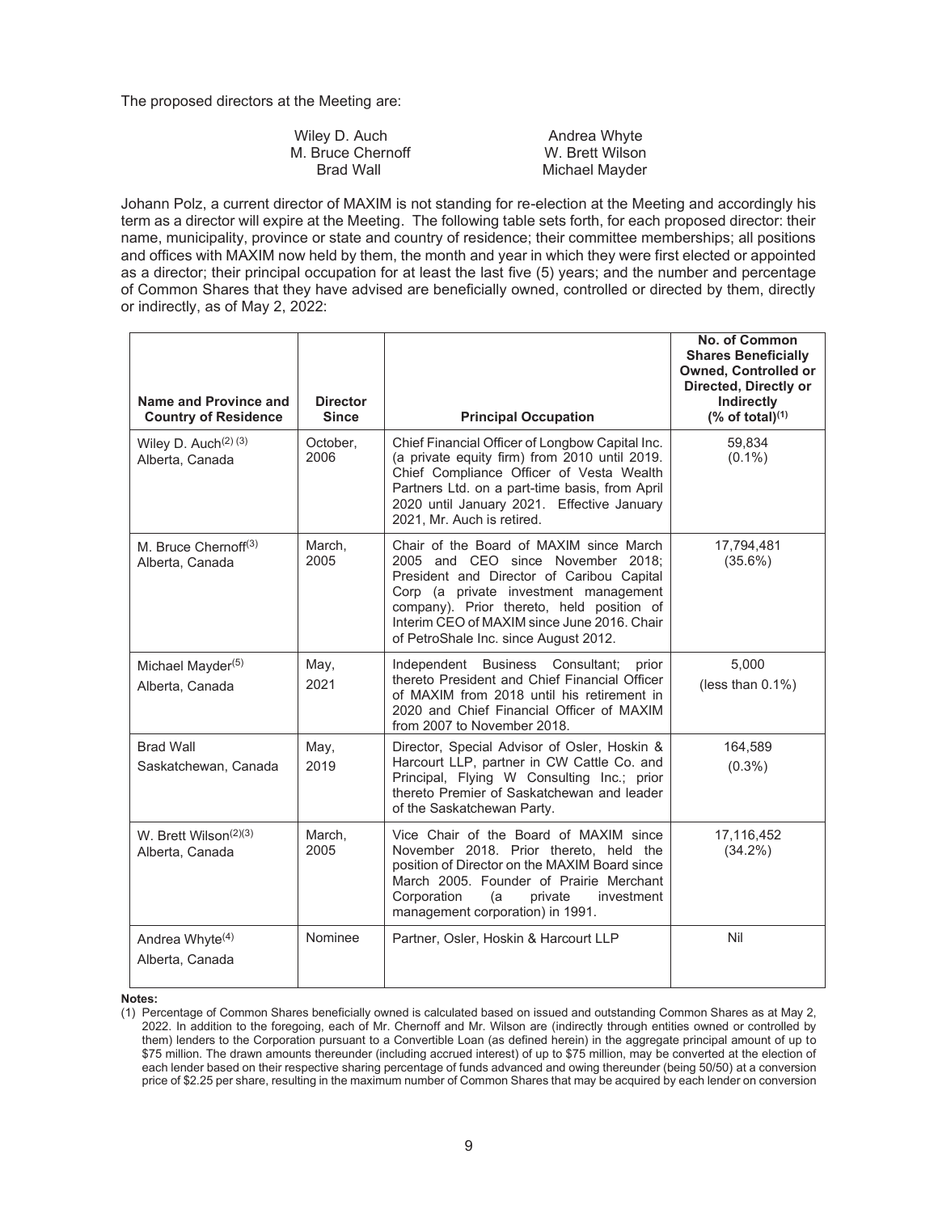The proposed directors at the Meeting are:

| | |
|---|---|
| Wiley D. Auch | Andrea Whyte |
| M. Bruce Chernoff | W. Brett Wilson |
| Brad Wall | Michael Mayder |

Johann Polz, a current director of MAXIM is not standing for re-election at the Meeting and accordingly his term as a director will expire at the Meeting. The following table sets forth, for each proposed director: their name, municipality, province or state and country of residence; their committee memberships; all positions and offices with MAXIM now held by them, the month and year in which they were first elected or appointed as a director; their principal occupation for at least the last five (5) years; and the number and percentage of Common Shares that they have advised are beneficially owned, controlled or directed by them, directly or indirectly, as of May 2, 2022:

| Name and Province and Country of Residence | Director Since | Principal Occupation | No. of Common Shares Beneficially Owned, Controlled or Directed, Directly or Indirectly (% of total)[1] |
|---|---|---|---|
| Wiley D. Auch[2] [3] Alberta, Canada | October, 2006 | Chief Financial Officer of Longbow Capital Inc. (a private equity firm) from 2010 until 2019. Chief Compliance Officer of Vesta Wealth Partners Ltd. on a part-time basis, from April 2020 until January 2021. Effective January 2021, Mr. Auch is retired. | 59,834 (0.1%) |
| M. Bruce Chernoff[3] Alberta, Canada | March, 2005 | Chair of the Board of MAXIM since March 2005 and CEO since November 2018; President and Director of Caribou Capital Corp (a private investment management company). Prior thereto, held position of Interim CEO of MAXIM since June 2016. Chair of PetroShale Inc. since August 2012. | 17,794,481 (35.6%) |
| Michael Mayder[5] Alberta, Canada | May, 2021 | Independent Business Consultant; prior thereto President and Chief Financial Officer of MAXIM from 2018 until his retirement in 2020 and Chief Financial Officer of MAXIM from 2007 to November 2018. | 5,000 (less than 0.1%) |
| Brad Wall Saskatchewan, Canada | May, 2019 | Director, Special Advisor of Osler, Hoskin & Harcourt LLP, partner in CW Cattle Co. and Principal, Flying W Consulting Inc.; prior thereto Premier of Saskatchewan and leader of the Saskatchewan Party. | 164,589 (0.3%) |
| W. Brett Wilson[2][3] Alberta, Canada | March, 2005 | Vice Chair of the Board of MAXIM since November 2018. Prior thereto, held the position of Director on the MAXIM Board since March 2005. Founder of Prairie Merchant Corporation (a private investment management corporation) in 1991. | 17,116,452 (34.2%) |
| Andrea Whyte[4] Alberta, Canada | Nominee | Partner, Osler, Hoskin & Harcourt LLP | Nil |

**Notes:**

(1) Percentage of Common Shares beneficially owned is calculated based on issued and outstanding Common Shares as at May 2, 2022. In addition to the foregoing, each of Mr. Chernoff and Mr. Wilson are (indirectly through entities owned or controlled by them) lenders to the Corporation pursuant to a Convertible Loan (as defined herein) in the aggregate principal amount of up to $75 million. The drawn amounts thereunder (including accrued interest) of up to $75 million, may be converted at the election of each lender based on their respective sharing percentage of funds advanced and owing thereunder (being 50/50) at a conversion price of $2.25 per share, resulting in the maximum number of Common Shares that may be acquired by each lender on conversion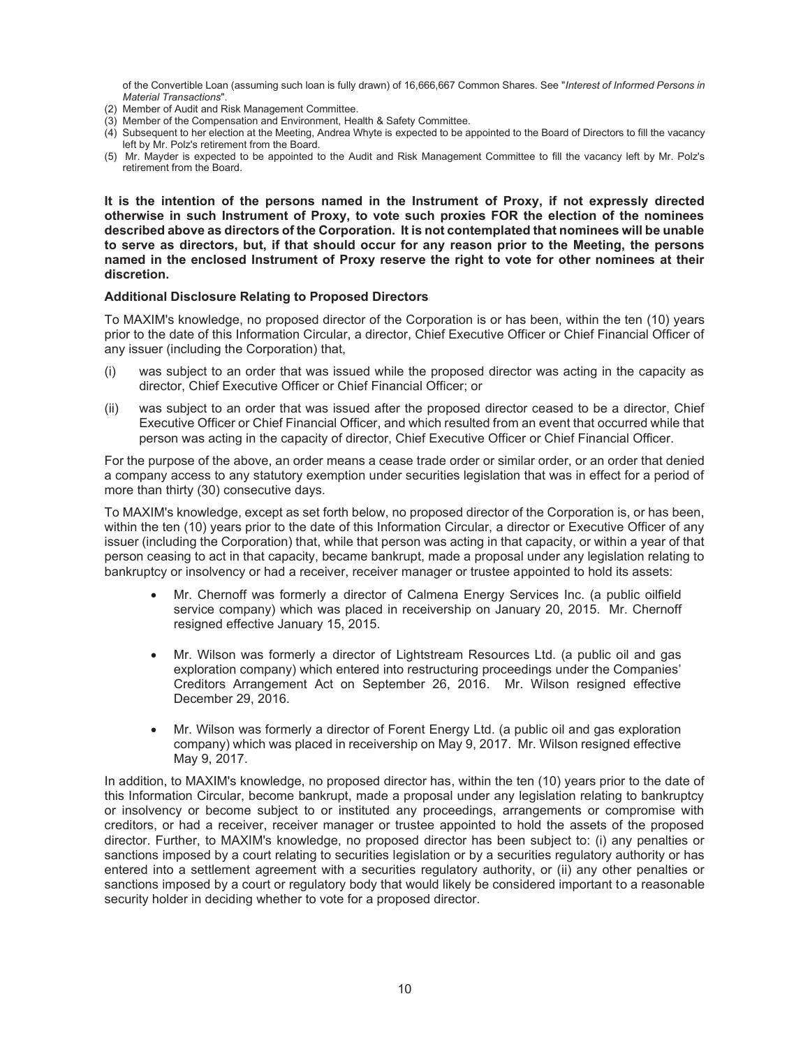of the Convertible Loan (assuming such loan is fully drawn) of 16,666,667 Common Shares. See "*Interest of Informed Persons in Material Transactions*".

(2) Member of Audit and Risk Management Committee.

(3) Member of the Compensation and Environment, Health & Safety Committee.

(4) Subsequent to her election at the Meeting, Andrea Whyte is expected to be appointed to the Board of Directors to fill the vacancy left by Mr. Polz's retirement from the Board.

(5) Mr. Mayder is expected to be appointed to the Audit and Risk Management Committee to fill the vacancy left by Mr. Polz's retirement from the Board.

**It is the intention of the persons named in the Instrument of Proxy, if not expressly directed otherwise in such Instrument of Proxy, to vote such proxies FOR the election of the nominees described above as directors of the Corporation. It is not contemplated that nominees will be unable to serve as directors, but, if that should occur for any reason prior to the Meeting, the persons named in the enclosed Instrument of Proxy reserve the right to vote for other nominees at their discretion.**

**Additional Disclosure Relating to Proposed Directors**

To MAXIM's knowledge, no proposed director of the Corporation is or has been, within the ten (10) years prior to the date of this Information Circular, a director, Chief Executive Officer or Chief Financial Officer of any issuer (including the Corporation) that,

(i) was subject to an order that was issued while the proposed director was acting in the capacity as director, Chief Executive Officer or Chief Financial Officer; or

(ii) was subject to an order that was issued after the proposed director ceased to be a director, Chief Executive Officer or Chief Financial Officer, and which resulted from an event that occurred while that person was acting in the capacity of director, Chief Executive Officer or Chief Financial Officer.

For the purpose of the above, an order means a cease trade order or similar order, or an order that denied a company access to any statutory exemption under securities legislation that was in effect for a period of more than thirty (30) consecutive days.

To MAXIM's knowledge, except as set forth below, no proposed director of the Corporation is, or has been, within the ten (10) years prior to the date of this Information Circular, a director or Executive Officer of any issuer (including the Corporation) that, while that person was acting in that capacity, or within a year of that person ceasing to act in that capacity, became bankrupt, made a proposal under any legislation relating to bankruptcy or insolvency or had a receiver, receiver manager or trustee appointed to hold its assets:

- Mr. Chernoff was formerly a director of Calmena Energy Services Inc. (a public oilfield service company) which was placed in receivership on January 20, 2015. Mr. Chernoff resigned effective January 15, 2015.
- Mr. Wilson was formerly a director of Lightstream Resources Ltd. (a public oil and gas exploration company) which entered into restructuring proceedings under the Companies' Creditors Arrangement Act on September 26, 2016. Mr. Wilson resigned effective December 29, 2016.
- Mr. Wilson was formerly a director of Forent Energy Ltd. (a public oil and gas exploration company) which was placed in receivership on May 9, 2017. Mr. Wilson resigned effective May 9, 2017.

In addition, to MAXIM's knowledge, no proposed director has, within the ten (10) years prior to the date of this Information Circular, become bankrupt, made a proposal under any legislation relating to bankruptcy or insolvency or become subject to or instituted any proceedings, arrangements or compromise with creditors, or had a receiver, receiver manager or trustee appointed to hold the assets of the proposed director. Further, to MAXIM's knowledge, no proposed director has been subject to: (i) any penalties or sanctions imposed by a court relating to securities legislation or by a securities regulatory authority or has entered into a settlement agreement with a securities regulatory authority, or (ii) any other penalties or sanctions imposed by a court or regulatory body that would likely be considered important to a reasonable security holder in deciding whether to vote for a proposed director.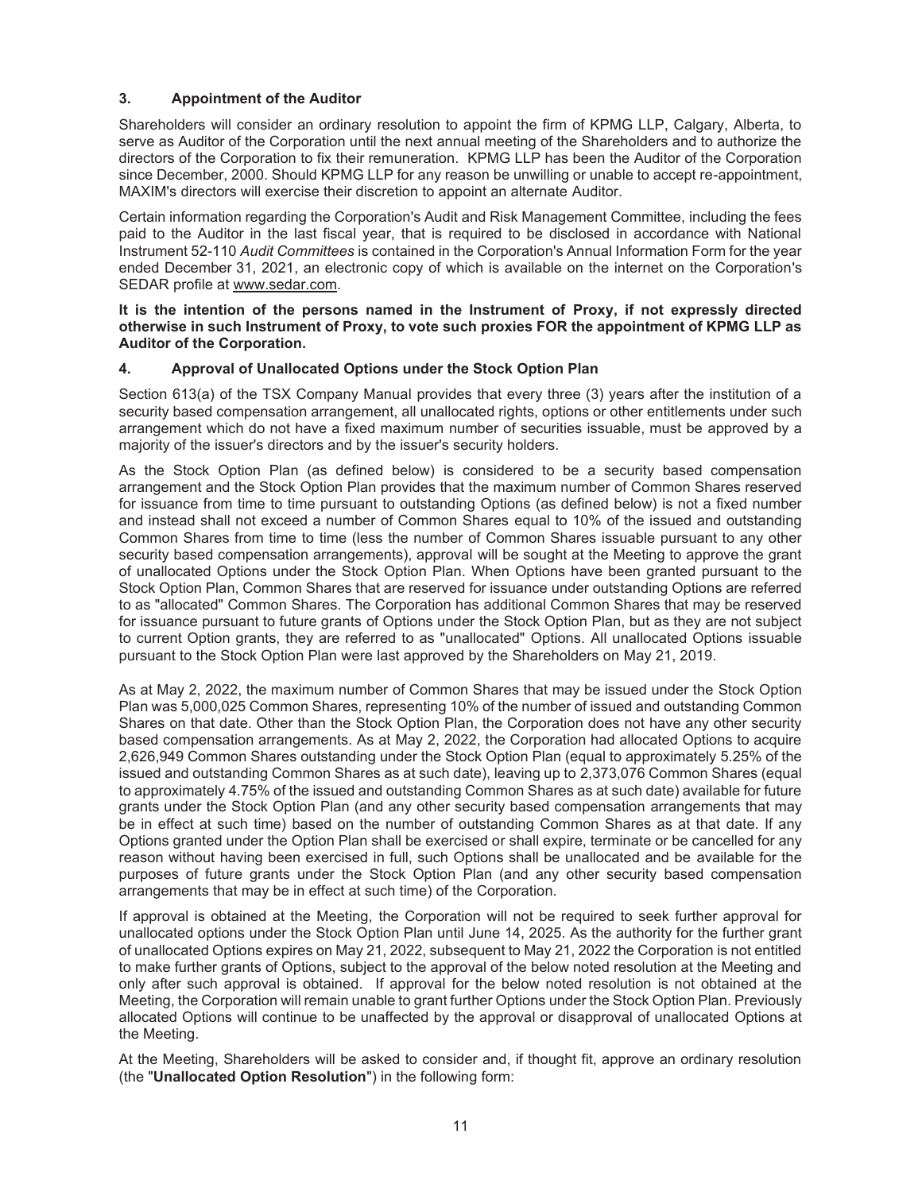### 3. Appointment of the Auditor

Shareholders will consider an ordinary resolution to appoint the firm of KPMG LLP, Calgary, Alberta, to serve as Auditor of the Corporation until the next annual meeting of the Shareholders and to authorize the directors of the Corporation to fix their remuneration. KPMG LLP has been the Auditor of the Corporation since December, 2000. Should KPMG LLP for any reason be unwilling or unable to accept re-appointment, MAXIM's directors will exercise their discretion to appoint an alternate Auditor.

Certain information regarding the Corporation's Audit and Risk Management Committee, including the fees paid to the Auditor in the last fiscal year, that is required to be disclosed in accordance with National Instrument 52-110 *Audit Committees* is contained in the Corporation's Annual Information Form for the year ended December 31, 2021, an electronic copy of which is available on the internet on the Corporation's SEDAR profile at www.sedar.com.

**It is the intention of the persons named in the Instrument of Proxy, if not expressly directed otherwise in such Instrument of Proxy, to vote such proxies FOR the appointment of KPMG LLP as Auditor of the Corporation.**

### 4. Approval of Unallocated Options under the Stock Option Plan

Section 613(a) of the TSX Company Manual provides that every three (3) years after the institution of a security based compensation arrangement, all unallocated rights, options or other entitlements under such arrangement which do not have a fixed maximum number of securities issuable, must be approved by a majority of the issuer's directors and by the issuer's security holders.

As the Stock Option Plan (as defined below) is considered to be a security based compensation arrangement and the Stock Option Plan provides that the maximum number of Common Shares reserved for issuance from time to time pursuant to outstanding Options (as defined below) is not a fixed number and instead shall not exceed a number of Common Shares equal to 10% of the issued and outstanding Common Shares from time to time (less the number of Common Shares issuable pursuant to any other security based compensation arrangements), approval will be sought at the Meeting to approve the grant of unallocated Options under the Stock Option Plan. When Options have been granted pursuant to the Stock Option Plan, Common Shares that are reserved for issuance under outstanding Options are referred to as "allocated" Common Shares. The Corporation has additional Common Shares that may be reserved for issuance pursuant to future grants of Options under the Stock Option Plan, but as they are not subject to current Option grants, they are referred to as "unallocated" Options. All unallocated Options issuable pursuant to the Stock Option Plan were last approved by the Shareholders on May 21, 2019.

As at May 2, 2022, the maximum number of Common Shares that may be issued under the Stock Option Plan was 5,000,025 Common Shares, representing 10% of the number of issued and outstanding Common Shares on that date. Other than the Stock Option Plan, the Corporation does not have any other security based compensation arrangements. As at May 2, 2022, the Corporation had allocated Options to acquire 2,626,949 Common Shares outstanding under the Stock Option Plan (equal to approximately 5.25% of the issued and outstanding Common Shares as at such date), leaving up to 2,373,076 Common Shares (equal to approximately 4.75% of the issued and outstanding Common Shares as at such date) available for future grants under the Stock Option Plan (and any other security based compensation arrangements that may be in effect at such time) based on the number of outstanding Common Shares as at that date. If any Options granted under the Option Plan shall be exercised or shall expire, terminate or be cancelled for any reason without having been exercised in full, such Options shall be unallocated and be available for the purposes of future grants under the Stock Option Plan (and any other security based compensation arrangements that may be in effect at such time) of the Corporation.

If approval is obtained at the Meeting, the Corporation will not be required to seek further approval for unallocated options under the Stock Option Plan until June 14, 2025. As the authority for the further grant of unallocated Options expires on May 21, 2022, subsequent to May 21, 2022 the Corporation is not entitled to make further grants of Options, subject to the approval of the below noted resolution at the Meeting and only after such approval is obtained. If approval for the below noted resolution is not obtained at the Meeting, the Corporation will remain unable to grant further Options under the Stock Option Plan. Previously allocated Options will continue to be unaffected by the approval or disapproval of unallocated Options at the Meeting.

At the Meeting, Shareholders will be asked to consider and, if thought fit, approve an ordinary resolution (the "**Unallocated Option Resolution**") in the following form: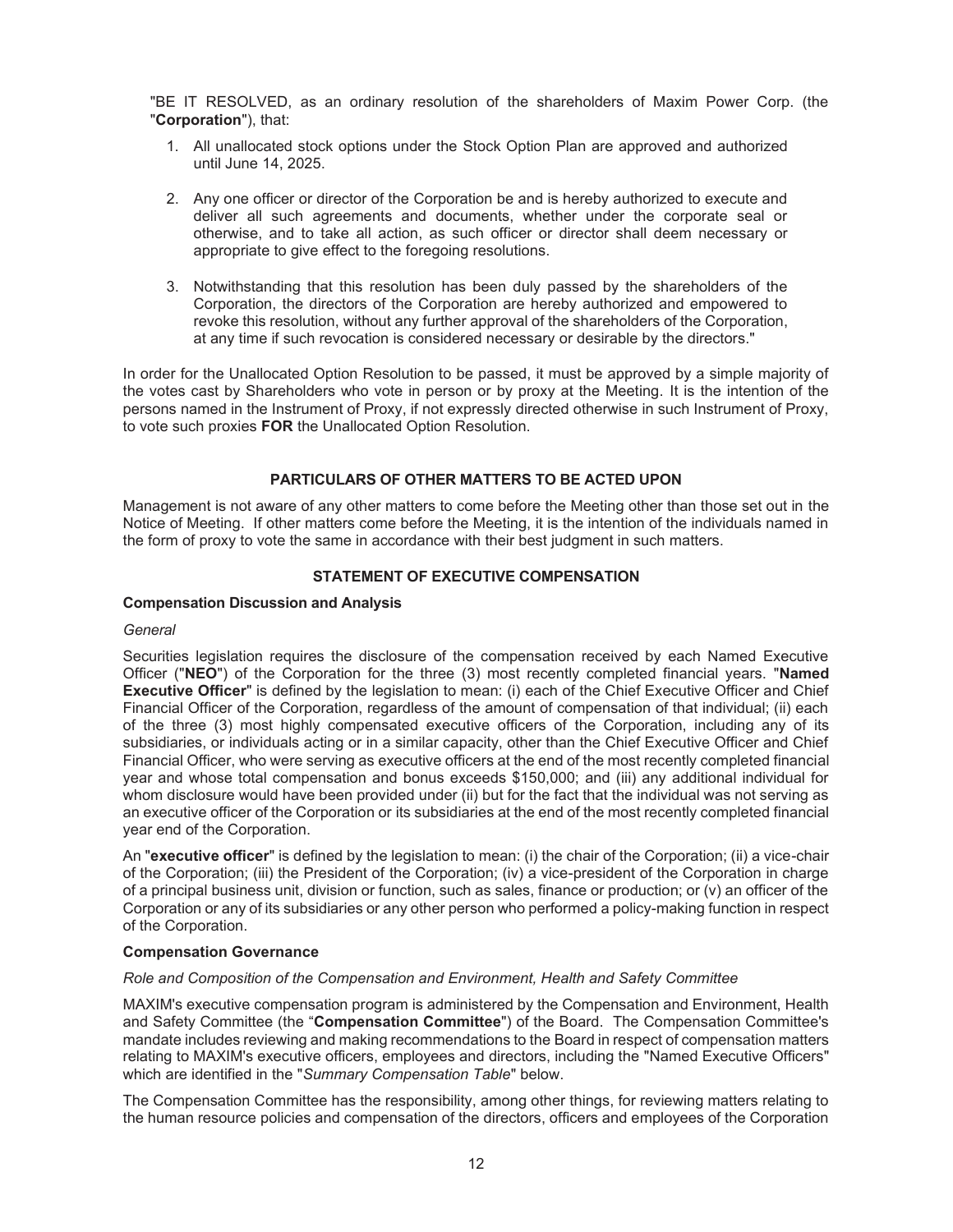"BE IT RESOLVED, as an ordinary resolution of the shareholders of Maxim Power Corp. (the "**Corporation**"), that:

1. All unallocated stock options under the Stock Option Plan are approved and authorized until June 14, 2025.

2. Any one officer or director of the Corporation be and is hereby authorized to execute and deliver all such agreements and documents, whether under the corporate seal or otherwise, and to take all action, as such officer or director shall deem necessary or appropriate to give effect to the foregoing resolutions.

3. Notwithstanding that this resolution has been duly passed by the shareholders of the Corporation, the directors of the Corporation are hereby authorized and empowered to revoke this resolution, without any further approval of the shareholders of the Corporation, at any time if such revocation is considered necessary or desirable by the directors."

In order for the Unallocated Option Resolution to be passed, it must be approved by a simple majority of the votes cast by Shareholders who vote in person or by proxy at the Meeting. It is the intention of the persons named in the Instrument of Proxy, if not expressly directed otherwise in such Instrument of Proxy, to vote such proxies **FOR** the Unallocated Option Resolution.

## PARTICULARS OF OTHER MATTERS TO BE ACTED UPON

Management is not aware of any other matters to come before the Meeting other than those set out in the Notice of Meeting. If other matters come before the Meeting, it is the intention of the individuals named in the form of proxy to vote the same in accordance with their best judgment in such matters.

## STATEMENT OF EXECUTIVE COMPENSATION

### Compensation Discussion and Analysis

*General*

Securities legislation requires the disclosure of the compensation received by each Named Executive Officer ("**NEO**") of the Corporation for the three (3) most recently completed financial years. "**Named Executive Officer**" is defined by the legislation to mean: (i) each of the Chief Executive Officer and Chief Financial Officer of the Corporation, regardless of the amount of compensation of that individual; (ii) each of the three (3) most highly compensated executive officers of the Corporation, including any of its subsidiaries, or individuals acting or in a similar capacity, other than the Chief Executive Officer and Chief Financial Officer, who were serving as executive officers at the end of the most recently completed financial year and whose total compensation and bonus exceeds $150,000; and (iii) any additional individual for whom disclosure would have been provided under (ii) but for the fact that the individual was not serving as an executive officer of the Corporation or its subsidiaries at the end of the most recently completed financial year end of the Corporation.

An "**executive officer**" is defined by the legislation to mean: (i) the chair of the Corporation; (ii) a vice-chair of the Corporation; (iii) the President of the Corporation; (iv) a vice-president of the Corporation in charge of a principal business unit, division or function, such as sales, finance or production; or (v) an officer of the Corporation or any of its subsidiaries or any other person who performed a policy-making function in respect of the Corporation.

### Compensation Governance

*Role and Composition of the Compensation and Environment, Health and Safety Committee*

MAXIM's executive compensation program is administered by the Compensation and Environment, Health and Safety Committee (the "**Compensation Committee**") of the Board. The Compensation Committee's mandate includes reviewing and making recommendations to the Board in respect of compensation matters relating to MAXIM's executive officers, employees and directors, including the "Named Executive Officers" which are identified in the "*Summary Compensation Table*" below.

The Compensation Committee has the responsibility, among other things, for reviewing matters relating to the human resource policies and compensation of the directors, officers and employees of the Corporation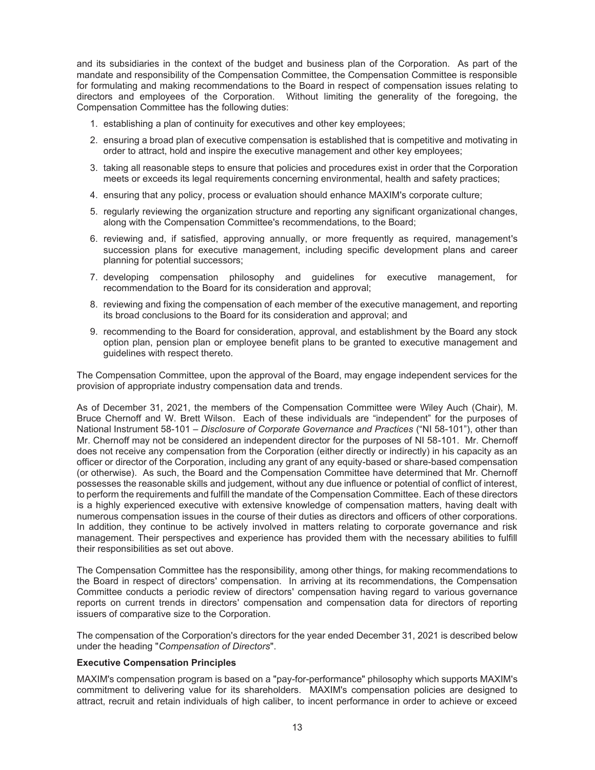and its subsidiaries in the context of the budget and business plan of the Corporation. As part of the mandate and responsibility of the Compensation Committee, the Compensation Committee is responsible for formulating and making recommendations to the Board in respect of compensation issues relating to directors and employees of the Corporation. Without limiting the generality of the foregoing, the Compensation Committee has the following duties:

1. establishing a plan of continuity for executives and other key employees;
2. ensuring a broad plan of executive compensation is established that is competitive and motivating in order to attract, hold and inspire the executive management and other key employees;
3. taking all reasonable steps to ensure that policies and procedures exist in order that the Corporation meets or exceeds its legal requirements concerning environmental, health and safety practices;
4. ensuring that any policy, process or evaluation should enhance MAXIM's corporate culture;
5. regularly reviewing the organization structure and reporting any significant organizational changes, along with the Compensation Committee's recommendations, to the Board;
6. reviewing and, if satisfied, approving annually, or more frequently as required, management's succession plans for executive management, including specific development plans and career planning for potential successors;
7. developing compensation philosophy and guidelines for executive management, for recommendation to the Board for its consideration and approval;
8. reviewing and fixing the compensation of each member of the executive management, and reporting its broad conclusions to the Board for its consideration and approval; and
9. recommending to the Board for consideration, approval, and establishment by the Board any stock option plan, pension plan or employee benefit plans to be granted to executive management and guidelines with respect thereto.

The Compensation Committee, upon the approval of the Board, may engage independent services for the provision of appropriate industry compensation data and trends.

As of December 31, 2021, the members of the Compensation Committee were Wiley Auch (Chair), M. Bruce Chernoff and W. Brett Wilson. Each of these individuals are "independent" for the purposes of National Instrument 58-101 – *Disclosure of Corporate Governance and Practices* ("NI 58-101"), other than Mr. Chernoff may not be considered an independent director for the purposes of NI 58-101. Mr. Chernoff does not receive any compensation from the Corporation (either directly or indirectly) in his capacity as an officer or director of the Corporation, including any grant of any equity-based or share-based compensation (or otherwise). As such, the Board and the Compensation Committee have determined that Mr. Chernoff possesses the reasonable skills and judgement, without any due influence or potential of conflict of interest, to perform the requirements and fulfill the mandate of the Compensation Committee. Each of these directors is a highly experienced executive with extensive knowledge of compensation matters, having dealt with numerous compensation issues in the course of their duties as directors and officers of other corporations. In addition, they continue to be actively involved in matters relating to corporate governance and risk management. Their perspectives and experience has provided them with the necessary abilities to fulfill their responsibilities as set out above.

The Compensation Committee has the responsibility, among other things, for making recommendations to the Board in respect of directors' compensation. In arriving at its recommendations, the Compensation Committee conducts a periodic review of directors' compensation having regard to various governance reports on current trends in directors' compensation and compensation data for directors of reporting issuers of comparative size to the Corporation.

The compensation of the Corporation's directors for the year ended December 31, 2021 is described below under the heading "*Compensation of Directors*".

**Executive Compensation Principles**

MAXIM's compensation program is based on a "pay-for-performance" philosophy which supports MAXIM's commitment to delivering value for its shareholders. MAXIM's compensation policies are designed to attract, recruit and retain individuals of high caliber, to incent performance in order to achieve or exceed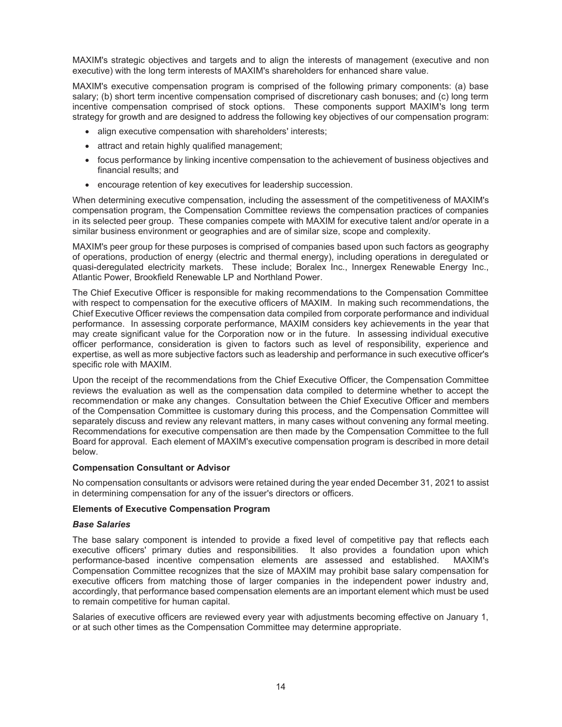MAXIM's strategic objectives and targets and to align the interests of management (executive and non executive) with the long term interests of MAXIM's shareholders for enhanced share value.

MAXIM's executive compensation program is comprised of the following primary components: (a) base salary; (b) short term incentive compensation comprised of discretionary cash bonuses; and (c) long term incentive compensation comprised of stock options. These components support MAXIM's long term strategy for growth and are designed to address the following key objectives of our compensation program:

- align executive compensation with shareholders' interests;
- attract and retain highly qualified management;
- focus performance by linking incentive compensation to the achievement of business objectives and financial results; and
- encourage retention of key executives for leadership succession.

When determining executive compensation, including the assessment of the competitiveness of MAXIM's compensation program, the Compensation Committee reviews the compensation practices of companies in its selected peer group. These companies compete with MAXIM for executive talent and/or operate in a similar business environment or geographies and are of similar size, scope and complexity.

MAXIM's peer group for these purposes is comprised of companies based upon such factors as geography of operations, production of energy (electric and thermal energy), including operations in deregulated or quasi-deregulated electricity markets. These include; Boralex Inc., Innergex Renewable Energy Inc., Atlantic Power, Brookfield Renewable LP and Northland Power.

The Chief Executive Officer is responsible for making recommendations to the Compensation Committee with respect to compensation for the executive officers of MAXIM. In making such recommendations, the Chief Executive Officer reviews the compensation data compiled from corporate performance and individual performance. In assessing corporate performance, MAXIM considers key achievements in the year that may create significant value for the Corporation now or in the future. In assessing individual executive officer performance, consideration is given to factors such as level of responsibility, experience and expertise, as well as more subjective factors such as leadership and performance in such executive officer's specific role with MAXIM.

Upon the receipt of the recommendations from the Chief Executive Officer, the Compensation Committee reviews the evaluation as well as the compensation data compiled to determine whether to accept the recommendation or make any changes. Consultation between the Chief Executive Officer and members of the Compensation Committee is customary during this process, and the Compensation Committee will separately discuss and review any relevant matters, in many cases without convening any formal meeting. Recommendations for executive compensation are then made by the Compensation Committee to the full Board for approval. Each element of MAXIM's executive compensation program is described in more detail below.

**Compensation Consultant or Advisor**

No compensation consultants or advisors were retained during the year ended December 31, 2021 to assist in determining compensation for any of the issuer's directors or officers.

**Elements of Executive Compensation Program**

***Base Salaries***

The base salary component is intended to provide a fixed level of competitive pay that reflects each executive officers' primary duties and responsibilities. It also provides a foundation upon which performance-based incentive compensation elements are assessed and established. MAXIM's Compensation Committee recognizes that the size of MAXIM may prohibit base salary compensation for executive officers from matching those of larger companies in the independent power industry and, accordingly, that performance based compensation elements are an important element which must be used to remain competitive for human capital.

Salaries of executive officers are reviewed every year with adjustments becoming effective on January 1, or at such other times as the Compensation Committee may determine appropriate.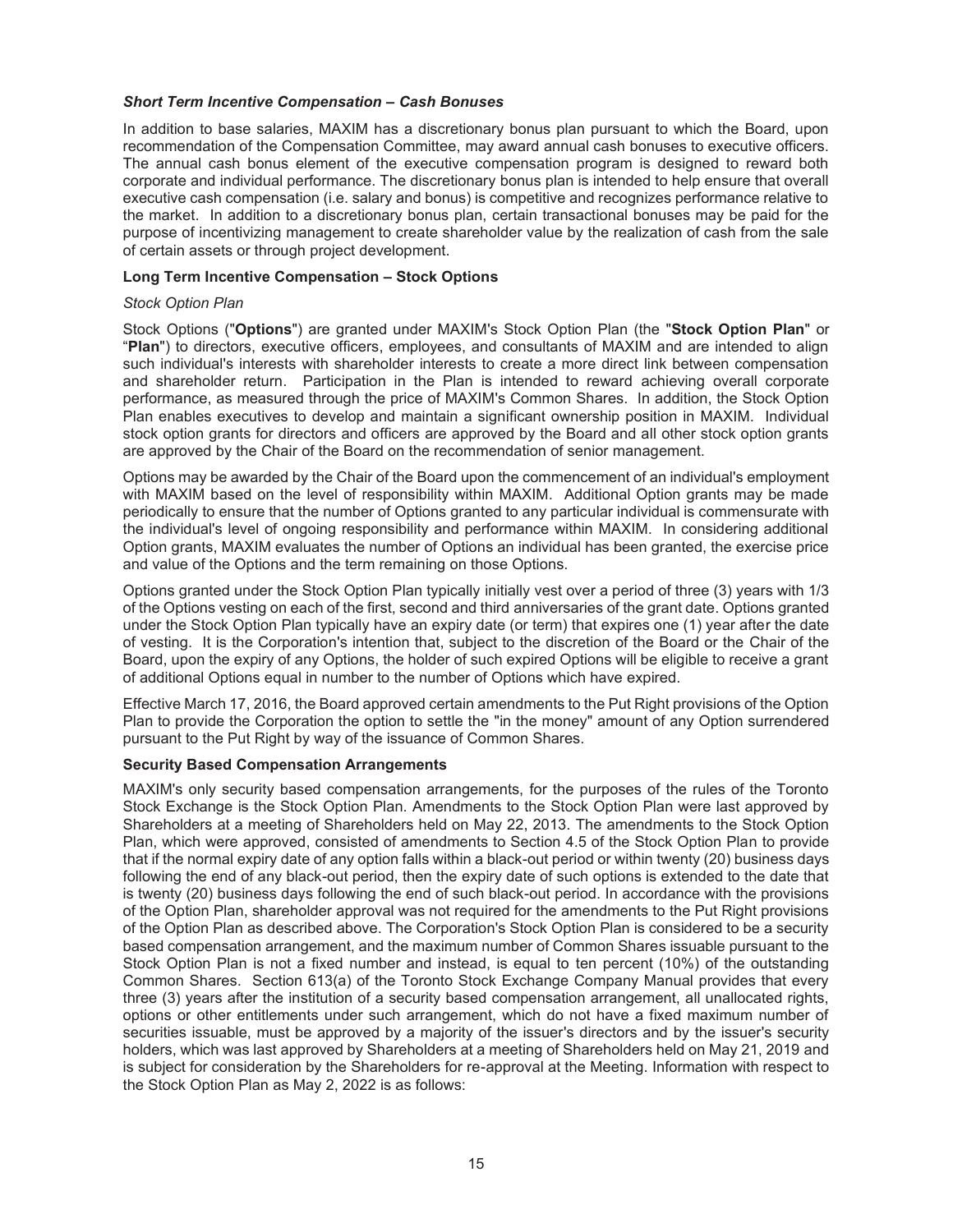### *Short Term Incentive Compensation – Cash Bonuses*

In addition to base salaries, MAXIM has a discretionary bonus plan pursuant to which the Board, upon recommendation of the Compensation Committee, may award annual cash bonuses to executive officers. The annual cash bonus element of the executive compensation program is designed to reward both corporate and individual performance. The discretionary bonus plan is intended to help ensure that overall executive cash compensation (i.e. salary and bonus) is competitive and recognizes performance relative to the market. In addition to a discretionary bonus plan, certain transactional bonuses may be paid for the purpose of incentivizing management to create shareholder value by the realization of cash from the sale of certain assets or through project development.

### Long Term Incentive Compensation – Stock Options

*Stock Option Plan*

Stock Options ("**Options**") are granted under MAXIM's Stock Option Plan (the "**Stock Option Plan**" or "**Plan**") to directors, executive officers, employees, and consultants of MAXIM and are intended to align such individual's interests with shareholder interests to create a more direct link between compensation and shareholder return. Participation in the Plan is intended to reward achieving overall corporate performance, as measured through the price of MAXIM's Common Shares. In addition, the Stock Option Plan enables executives to develop and maintain a significant ownership position in MAXIM. Individual stock option grants for directors and officers are approved by the Board and all other stock option grants are approved by the Chair of the Board on the recommendation of senior management.

Options may be awarded by the Chair of the Board upon the commencement of an individual's employment with MAXIM based on the level of responsibility within MAXIM. Additional Option grants may be made periodically to ensure that the number of Options granted to any particular individual is commensurate with the individual's level of ongoing responsibility and performance within MAXIM. In considering additional Option grants, MAXIM evaluates the number of Options an individual has been granted, the exercise price and value of the Options and the term remaining on those Options.

Options granted under the Stock Option Plan typically initially vest over a period of three (3) years with 1/3 of the Options vesting on each of the first, second and third anniversaries of the grant date. Options granted under the Stock Option Plan typically have an expiry date (or term) that expires one (1) year after the date of vesting. It is the Corporation's intention that, subject to the discretion of the Board or the Chair of the Board, upon the expiry of any Options, the holder of such expired Options will be eligible to receive a grant of additional Options equal in number to the number of Options which have expired.

Effective March 17, 2016, the Board approved certain amendments to the Put Right provisions of the Option Plan to provide the Corporation the option to settle the "in the money" amount of any Option surrendered pursuant to the Put Right by way of the issuance of Common Shares.

### Security Based Compensation Arrangements

MAXIM's only security based compensation arrangements, for the purposes of the rules of the Toronto Stock Exchange is the Stock Option Plan. Amendments to the Stock Option Plan were last approved by Shareholders at a meeting of Shareholders held on May 22, 2013. The amendments to the Stock Option Plan, which were approved, consisted of amendments to Section 4.5 of the Stock Option Plan to provide that if the normal expiry date of any option falls within a black-out period or within twenty (20) business days following the end of any black-out period, then the expiry date of such options is extended to the date that is twenty (20) business days following the end of such black-out period. In accordance with the provisions of the Option Plan, shareholder approval was not required for the amendments to the Put Right provisions of the Option Plan as described above. The Corporation's Stock Option Plan is considered to be a security based compensation arrangement, and the maximum number of Common Shares issuable pursuant to the Stock Option Plan is not a fixed number and instead, is equal to ten percent (10%) of the outstanding Common Shares. Section 613(a) of the Toronto Stock Exchange Company Manual provides that every three (3) years after the institution of a security based compensation arrangement, all unallocated rights, options or other entitlements under such arrangement, which do not have a fixed maximum number of securities issuable, must be approved by a majority of the issuer's directors and by the issuer's security holders, which was last approved by Shareholders at a meeting of Shareholders held on May 21, 2019 and is subject for consideration by the Shareholders for re-approval at the Meeting. Information with respect to the Stock Option Plan as May 2, 2022 is as follows: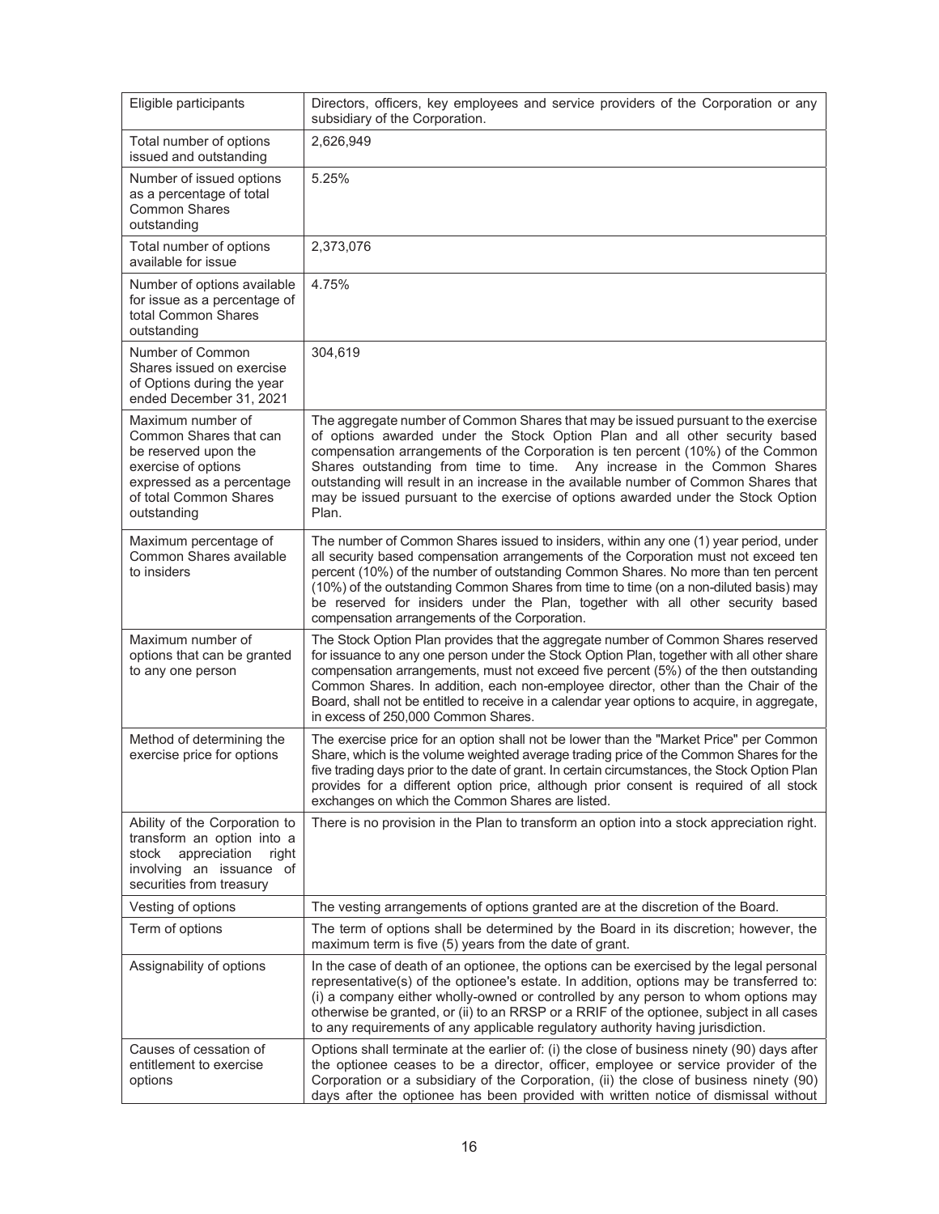| Eligible participants | Directors, officers, key employees and service providers of the Corporation or any subsidiary of the Corporation. |
|---|---|
| Total number of options issued and outstanding | 2,626,949 |
| Number of issued options as a percentage of total Common Shares outstanding | 5.25% |
| Total number of options available for issue | 2,373,076 |
| Number of options available for issue as a percentage of total Common Shares outstanding | 4.75% |
| Number of Common Shares issued on exercise of Options during the year ended December 31, 2021 | 304,619 |
| Maximum number of Common Shares that can be reserved upon the exercise of options expressed as a percentage of total Common Shares outstanding | The aggregate number of Common Shares that may be issued pursuant to the exercise of options awarded under the Stock Option Plan and all other security based compensation arrangements of the Corporation is ten percent (10%) of the Common Shares outstanding from time to time. Any increase in the Common Shares outstanding will result in an increase in the available number of Common Shares that may be issued pursuant to the exercise of options awarded under the Stock Option Plan. |
| Maximum percentage of Common Shares available to insiders | The number of Common Shares issued to insiders, within any one (1) year period, under all security based compensation arrangements of the Corporation must not exceed ten percent (10%) of the number of outstanding Common Shares. No more than ten percent (10%) of the outstanding Common Shares from time to time (on a non-diluted basis) may be reserved for insiders under the Plan, together with all other security based compensation arrangements of the Corporation. |
| Maximum number of options that can be granted to any one person | The Stock Option Plan provides that the aggregate number of Common Shares reserved for issuance to any one person under the Stock Option Plan, together with all other share compensation arrangements, must not exceed five percent (5%) of the then outstanding Common Shares. In addition, each non-employee director, other than the Chair of the Board, shall not be entitled to receive in a calendar year options to acquire, in aggregate, in excess of 250,000 Common Shares. |
| Method of determining the exercise price for options | The exercise price for an option shall not be lower than the "Market Price" per Common Share, which is the volume weighted average trading price of the Common Shares for the five trading days prior to the date of grant. In certain circumstances, the Stock Option Plan provides for a different option price, although prior consent is required of all stock exchanges on which the Common Shares are listed. |
| Ability of the Corporation to transform an option into a stock appreciation right involving an issuance of securities from treasury | There is no provision in the Plan to transform an option into a stock appreciation right. |
| Vesting of options | The vesting arrangements of options granted are at the discretion of the Board. |
| Term of options | The term of options shall be determined by the Board in its discretion; however, the maximum term is five (5) years from the date of grant. |
| Assignability of options | In the case of death of an optionee, the options can be exercised by the legal personal representative(s) of the optionee's estate. In addition, options may be transferred to: (i) a company either wholly-owned or controlled by any person to whom options may otherwise be granted, or (ii) to an RRSP or a RRIF of the optionee, subject in all cases to any requirements of any applicable regulatory authority having jurisdiction. |
| Causes of cessation of entitlement to exercise options | Options shall terminate at the earlier of: (i) the close of business ninety (90) days after the optionee ceases to be a director, officer, employee or service provider of the Corporation or a subsidiary of the Corporation, (ii) the close of business ninety (90) days after the optionee has been provided with written notice of dismissal without |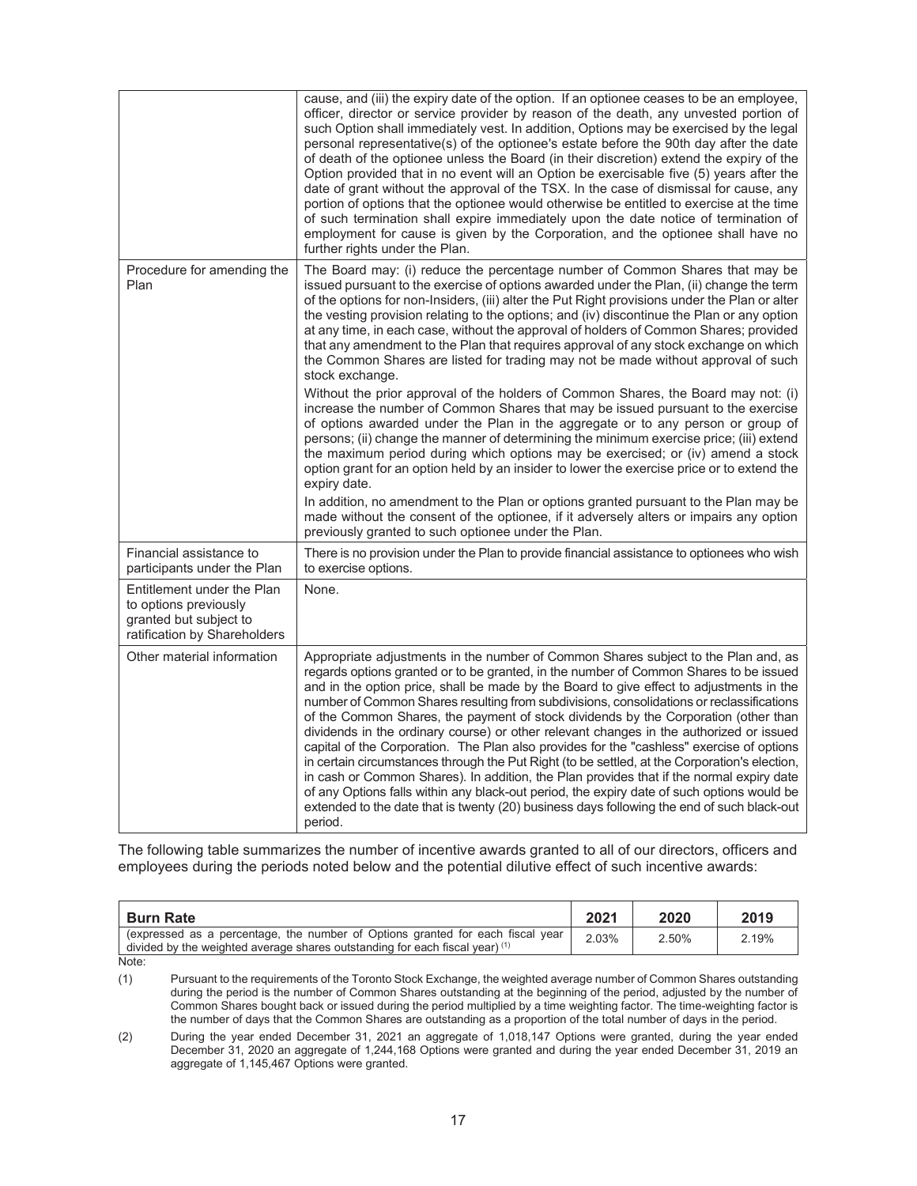| | |
|---|---|
| | cause, and (iii) the expiry date of the option. If an optionee ceases to be an employee, officer, director or service provider by reason of the death, any unvested portion of such Option shall immediately vest. In addition, Options may be exercised by the legal personal representative(s) of the optionee's estate before the 90th day after the date of death of the optionee unless the Board (in their discretion) extend the expiry of the Option provided that in no event will an Option be exercisable five (5) years after the date of grant without the approval of the TSX. In the case of dismissal for cause, any portion of options that the optionee would otherwise be entitled to exercise at the time of such termination shall expire immediately upon the date notice of termination of employment for cause is given by the Corporation, and the optionee shall have no further rights under the Plan. |
| Procedure for amending the Plan | The Board may: (i) reduce the percentage number of Common Shares that may be issued pursuant to the exercise of options awarded under the Plan, (ii) change the term of the options for non-Insiders, (iii) alter the Put Right provisions under the Plan or alter the vesting provision relating to the options; and (iv) discontinue the Plan or any option at any time, in each case, without the approval of holders of Common Shares; provided that any amendment to the Plan that requires approval of any stock exchange on which the Common Shares are listed for trading may not be made without approval of such stock exchange.<br><br>Without the prior approval of the holders of Common Shares, the Board may not: (i) increase the number of Common Shares that may be issued pursuant to the exercise of options awarded under the Plan in the aggregate or to any person or group of persons; (ii) change the manner of determining the minimum exercise price; (iii) extend the maximum period during which options may be exercised; or (iv) amend a stock option grant for an option held by an insider to lower the exercise price or to extend the expiry date.<br><br>In addition, no amendment to the Plan or options granted pursuant to the Plan may be made without the consent of the optionee, if it adversely alters or impairs any option previously granted to such optionee under the Plan. |
| Financial assistance to participants under the Plan | There is no provision under the Plan to provide financial assistance to optionees who wish to exercise options. |
| Entitlement under the Plan to options previously granted but subject to ratification by Shareholders | None. |
| Other material information | Appropriate adjustments in the number of Common Shares subject to the Plan and, as regards options granted or to be granted, in the number of Common Shares to be issued and in the option price, shall be made by the Board to give effect to adjustments in the number of Common Shares resulting from subdivisions, consolidations or reclassifications of the Common Shares, the payment of stock dividends by the Corporation (other than dividends in the ordinary course) or other relevant changes in the authorized or issued capital of the Corporation. The Plan also provides for the "cashless" exercise of options in certain circumstances through the Put Right (to be settled, at the Corporation's election, in cash or Common Shares). In addition, the Plan provides that if the normal expiry date of any Options falls within any black-out period, the expiry date of such options would be extended to the date that is twenty (20) business days following the end of such black-out period. |

The following table summarizes the number of incentive awards granted to all of our directors, officers and employees during the periods noted below and the potential dilutive effect of such incentive awards:

| Burn Rate | 2021 | 2020 | 2019 |
|---|---|---|---|
| (expressed as a percentage, the number of Options granted for each fiscal year divided by the weighted average shares outstanding for each fiscal year) (1) | 2.03% | 2.50% | 2.19% |

Note:

(1) Pursuant to the requirements of the Toronto Stock Exchange, the weighted average number of Common Shares outstanding during the period is the number of Common Shares outstanding at the beginning of the period, adjusted by the number of Common Shares bought back or issued during the period multiplied by a time weighting factor. The time-weighting factor is the number of days that the Common Shares are outstanding as a proportion of the total number of days in the period.

(2) During the year ended December 31, 2021 an aggregate of 1,018,147 Options were granted, during the year ended December 31, 2020 an aggregate of 1,244,168 Options were granted and during the year ended December 31, 2019 an aggregate of 1,145,467 Options were granted.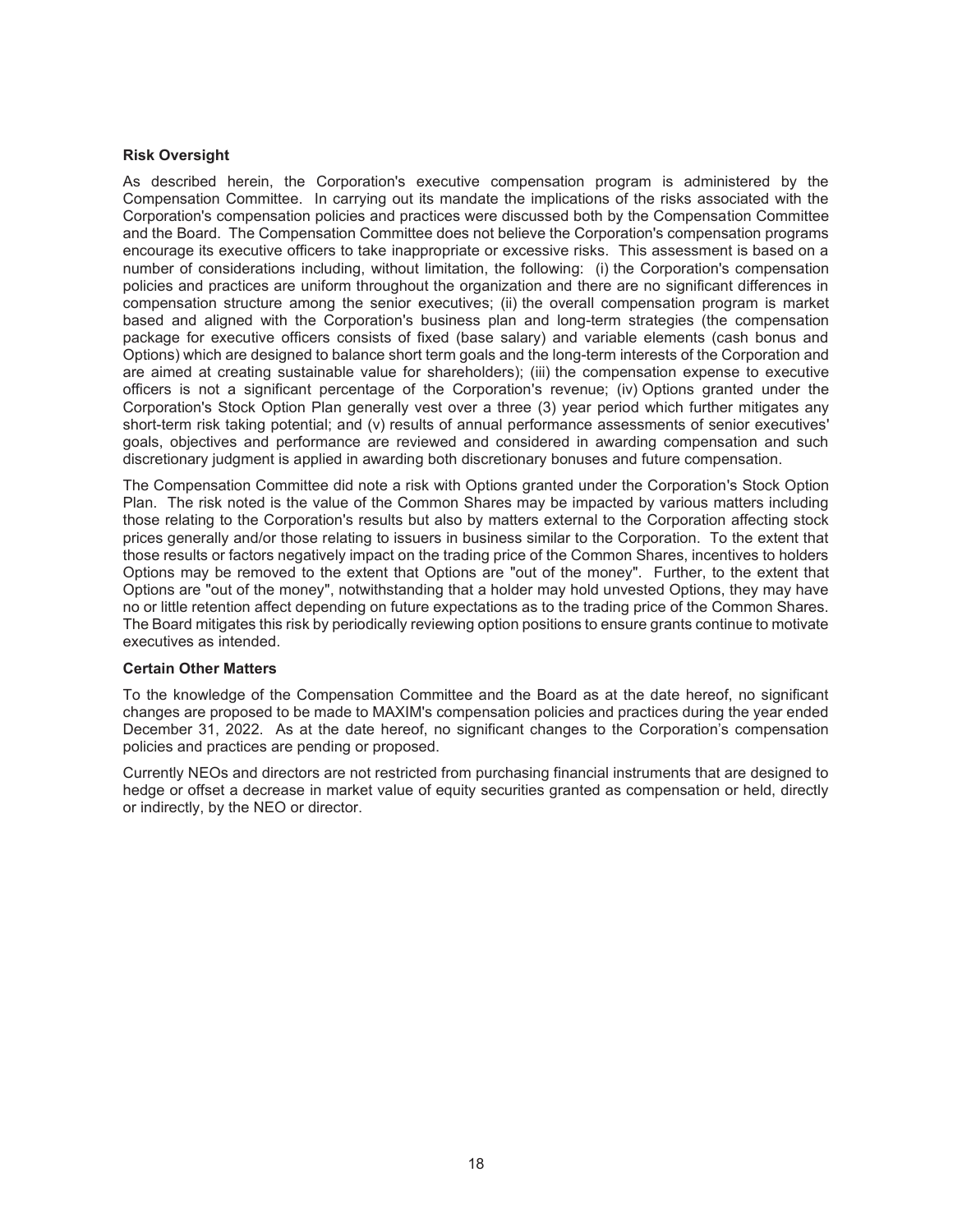**Risk Oversight**

As described herein, the Corporation's executive compensation program is administered by the Compensation Committee. In carrying out its mandate the implications of the risks associated with the Corporation's compensation policies and practices were discussed both by the Compensation Committee and the Board. The Compensation Committee does not believe the Corporation's compensation programs encourage its executive officers to take inappropriate or excessive risks. This assessment is based on a number of considerations including, without limitation, the following: (i) the Corporation's compensation policies and practices are uniform throughout the organization and there are no significant differences in compensation structure among the senior executives; (ii) the overall compensation program is market based and aligned with the Corporation's business plan and long-term strategies (the compensation package for executive officers consists of fixed (base salary) and variable elements (cash bonus and Options) which are designed to balance short term goals and the long-term interests of the Corporation and are aimed at creating sustainable value for shareholders); (iii) the compensation expense to executive officers is not a significant percentage of the Corporation's revenue; (iv) Options granted under the Corporation's Stock Option Plan generally vest over a three (3) year period which further mitigates any short-term risk taking potential; and (v) results of annual performance assessments of senior executives' goals, objectives and performance are reviewed and considered in awarding compensation and such discretionary judgment is applied in awarding both discretionary bonuses and future compensation.

The Compensation Committee did note a risk with Options granted under the Corporation's Stock Option Plan. The risk noted is the value of the Common Shares may be impacted by various matters including those relating to the Corporation's results but also by matters external to the Corporation affecting stock prices generally and/or those relating to issuers in business similar to the Corporation. To the extent that those results or factors negatively impact on the trading price of the Common Shares, incentives to holders Options may be removed to the extent that Options are "out of the money". Further, to the extent that Options are "out of the money", notwithstanding that a holder may hold unvested Options, they may have no or little retention affect depending on future expectations as to the trading price of the Common Shares. The Board mitigates this risk by periodically reviewing option positions to ensure grants continue to motivate executives as intended.

**Certain Other Matters**

To the knowledge of the Compensation Committee and the Board as at the date hereof, no significant changes are proposed to be made to MAXIM's compensation policies and practices during the year ended December 31, 2022. As at the date hereof, no significant changes to the Corporation's compensation policies and practices are pending or proposed.

Currently NEOs and directors are not restricted from purchasing financial instruments that are designed to hedge or offset a decrease in market value of equity securities granted as compensation or held, directly or indirectly, by the NEO or director.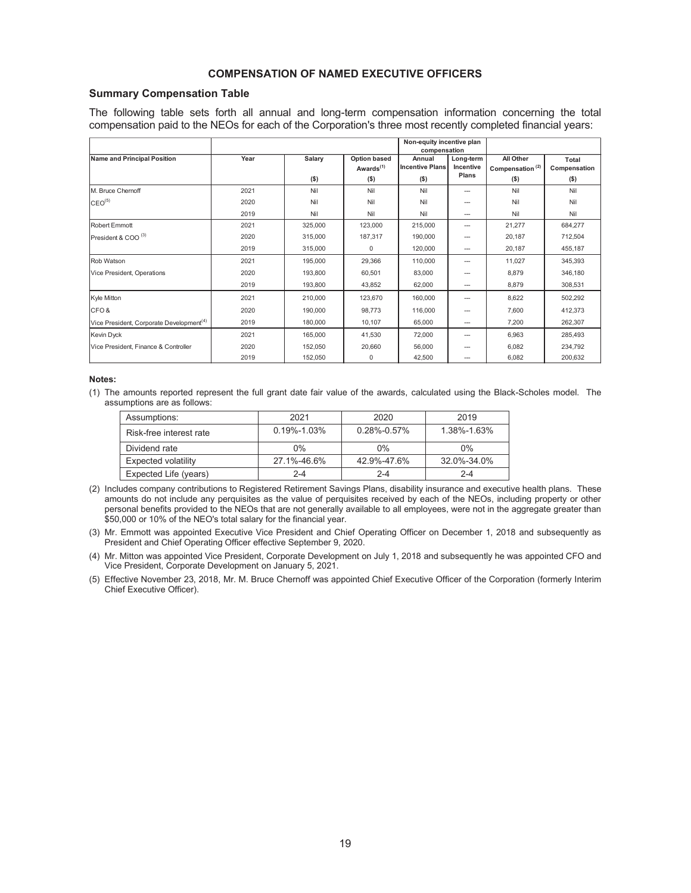## COMPENSATION OF NAMED EXECUTIVE OFFICERS

### Summary Compensation Table

The following table sets forth all annual and long-term compensation information concerning the total compensation paid to the NEOs for each of the Corporation's three most recently completed financial years:

| | | | | Non-equity incentive plan compensation | | | |
|---|---|---|---|---|---|---|---|
| Name and Principal Position | Year | Salary ($) | Option based Awards[(1)] ($) | Annual Incentive Plans ($) | Long-term Incentive Plans | All Other Compensation [(2)] ($) | Total Compensation ($) |
| M. Bruce Chernoff | 2021 | Nil | Nil | Nil | --- | Nil | Nil |
| CEO[(5)] | 2020 | Nil | Nil | Nil | --- | Nil | Nil |
| | 2019 | Nil | Nil | Nil | --- | Nil | Nil |
| Robert Emmott | 2021 | 325,000 | 123,000 | 215,000 | --- | 21,277 | 684,277 |
| President & COO [(3)] | 2020 | 315,000 | 187,317 | 190,000 | --- | 20,187 | 712,504 |
| | 2019 | 315,000 | 0 | 120,000 | --- | 20,187 | 455,187 |
| Rob Watson | 2021 | 195,000 | 29,366 | 110,000 | --- | 11,027 | 345,393 |
| Vice President, Operations | 2020 | 193,800 | 60,501 | 83,000 | --- | 8,879 | 346,180 |
| | 2019 | 193,800 | 43,852 | 62,000 | --- | 8,879 | 308,531 |
| Kyle Mitton | 2021 | 210,000 | 123,670 | 160,000 | --- | 8,622 | 502,292 |
| CFO & | 2020 | 190,000 | 98,773 | 116,000 | --- | 7,600 | 412,373 |
| Vice President, Corporate Development[(4)] | 2019 | 180,000 | 10,107 | 65,000 | --- | 7,200 | 262,307 |
| Kevin Dyck | 2021 | 165,000 | 41,530 | 72,000 | --- | 6,963 | 285,493 |
| Vice President, Finance & Controller | 2020 | 152,050 | 20,660 | 56,000 | --- | 6,082 | 234,792 |
| | 2019 | 152,050 | 0 | 42,500 | --- | 6,082 | 200,632 |

**Notes:**

(1) The amounts reported represent the full grant date fair value of the awards, calculated using the Black-Scholes model. The assumptions are as follows:

| Assumptions: | 2021 | 2020 | 2019 |
|---|---|---|---|
| Risk-free interest rate | 0.19%-1.03% | 0.28%-0.57% | 1.38%-1.63% |
| Dividend rate | 0% | 0% | 0% |
| Expected volatility | 27.1%-46.6% | 42.9%-47.6% | 32.0%-34.0% |
| Expected Life (years) | 2-4 | 2-4 | 2-4 |

(2) Includes company contributions to Registered Retirement Savings Plans, disability insurance and executive health plans. These amounts do not include any perquisites as the value of perquisites received by each of the NEOs, including property or other personal benefits provided to the NEOs that are not generally available to all employees, were not in the aggregate greater than $50,000 or 10% of the NEO's total salary for the financial year.

(3) Mr. Emmott was appointed Executive Vice President and Chief Operating Officer on December 1, 2018 and subsequently as President and Chief Operating Officer effective September 9, 2020.

(4) Mr. Mitton was appointed Vice President, Corporate Development on July 1, 2018 and subsequently he was appointed CFO and Vice President, Corporate Development on January 5, 2021.

(5) Effective November 23, 2018, Mr. M. Bruce Chernoff was appointed Chief Executive Officer of the Corporation (formerly Interim Chief Executive Officer).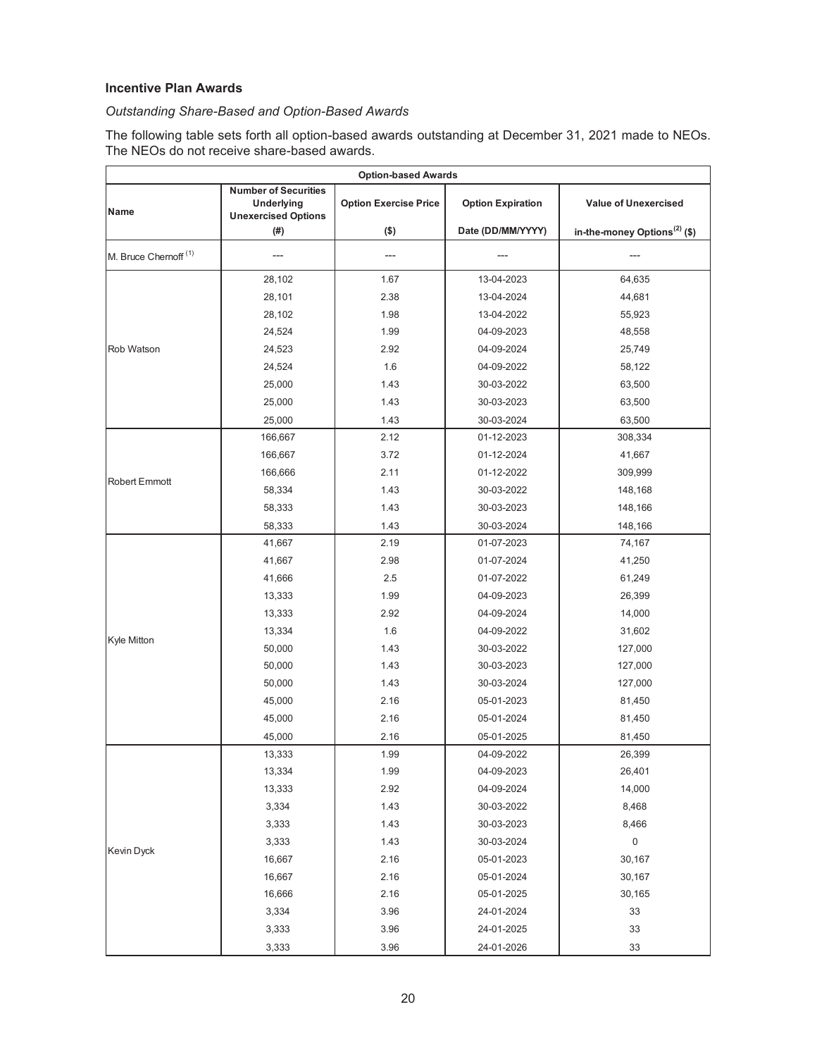### Incentive Plan Awards

*Outstanding Share-Based and Option-Based Awards*

The following table sets forth all option-based awards outstanding at December 31, 2021 made to NEOs. The NEOs do not receive share-based awards.

| Option-based Awards | | | | |
|---|---|---|---|---|
| **Name** | **Number of Securities Underlying Unexercised Options (#)** | **Option Exercise Price ($)** | **Option Expiration Date (DD/MM/YYYY)** | **Value of Unexercised in-the-money Options[(2)] ($)** |
| M. Bruce Chernoff [(1)] | --- | --- | --- | --- |
| Rob Watson | 28,102 | 1.67 | 13-04-2023 | 64,635 |
| | 28,101 | 2.38 | 13-04-2024 | 44,681 |
| | 28,102 | 1.98 | 13-04-2022 | 55,923 |
| | 24,524 | 1.99 | 04-09-2023 | 48,558 |
| | 24,523 | 2.92 | 04-09-2024 | 25,749 |
| | 24,524 | 1.6 | 04-09-2022 | 58,122 |
| | 25,000 | 1.43 | 30-03-2022 | 63,500 |
| | 25,000 | 1.43 | 30-03-2023 | 63,500 |
| | 25,000 | 1.43 | 30-03-2024 | 63,500 |
| Robert Emmott | 166,667 | 2.12 | 01-12-2023 | 308,334 |
| | 166,667 | 3.72 | 01-12-2024 | 41,667 |
| | 166,666 | 2.11 | 01-12-2022 | 309,999 |
| | 58,334 | 1.43 | 30-03-2022 | 148,168 |
| | 58,333 | 1.43 | 30-03-2023 | 148,166 |
| | 58,333 | 1.43 | 30-03-2024 | 148,166 |
| Kyle Mitton | 41,667 | 2.19 | 01-07-2023 | 74,167 |
| | 41,667 | 2.98 | 01-07-2024 | 41,250 |
| | 41,666 | 2.5 | 01-07-2022 | 61,249 |
| | 13,333 | 1.99 | 04-09-2023 | 26,399 |
| | 13,333 | 2.92 | 04-09-2024 | 14,000 |
| | 13,334 | 1.6 | 04-09-2022 | 31,602 |
| | 50,000 | 1.43 | 30-03-2022 | 127,000 |
| | 50,000 | 1.43 | 30-03-2023 | 127,000 |
| | 50,000 | 1.43 | 30-03-2024 | 127,000 |
| | 45,000 | 2.16 | 05-01-2023 | 81,450 |
| | 45,000 | 2.16 | 05-01-2024 | 81,450 |
| | 45,000 | 2.16 | 05-01-2025 | 81,450 |
| Kevin Dyck | 13,333 | 1.99 | 04-09-2022 | 26,399 |
| | 13,334 | 1.99 | 04-09-2023 | 26,401 |
| | 13,333 | 2.92 | 04-09-2024 | 14,000 |
| | 3,334 | 1.43 | 30-03-2022 | 8,468 |
| | 3,333 | 1.43 | 30-03-2023 | 8,466 |
| | 3,333 | 1.43 | 30-03-2024 | 0 |
| | 16,667 | 2.16 | 05-01-2023 | 30,167 |
| | 16,667 | 2.16 | 05-01-2024 | 30,167 |
| | 16,666 | 2.16 | 05-01-2025 | 30,165 |
| | 3,334 | 3.96 | 24-01-2024 | 33 |
| | 3,333 | 3.96 | 24-01-2025 | 33 |
| | 3,333 | 3.96 | 24-01-2026 | 33 |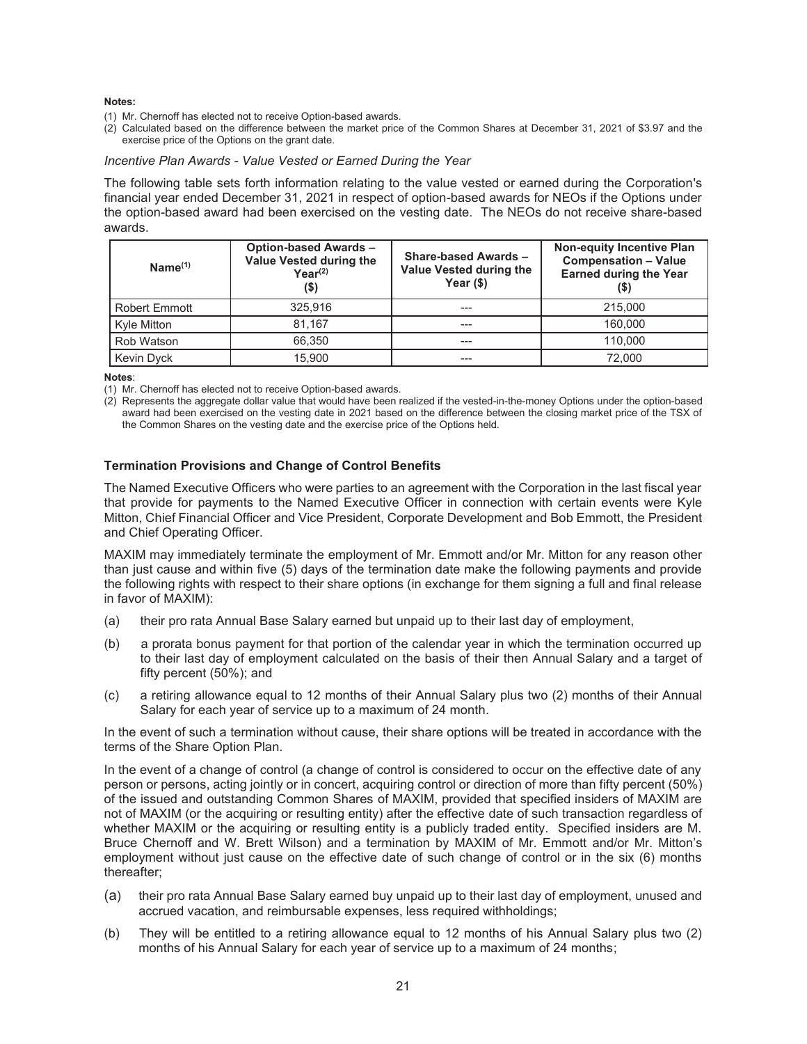**Notes:**

(1) Mr. Chernoff has elected not to receive Option-based awards.
(2) Calculated based on the difference between the market price of the Common Shares at December 31, 2021 of $3.97 and the exercise price of the Options on the grant date.

*Incentive Plan Awards - Value Vested or Earned During the Year*

The following table sets forth information relating to the value vested or earned during the Corporation's financial year ended December 31, 2021 in respect of option-based awards for NEOs if the Options under the option-based award had been exercised on the vesting date. The NEOs do not receive share-based awards.

| Name[(1)] | Option-based Awards – Value Vested during the Year[(2)] ($) | Share-based Awards – Value Vested during the Year ($) | Non-equity Incentive Plan Compensation – Value Earned during the Year ($) |
|---|---|---|---|
| Robert Emmott | 325,916 | --- | 215,000 |
| Kyle Mitton | 81,167 | --- | 160,000 |
| Rob Watson | 66,350 | --- | 110,000 |
| Kevin Dyck | 15,900 | --- | 72,000 |

**Notes**:

(1) Mr. Chernoff has elected not to receive Option-based awards.
(2) Represents the aggregate dollar value that would have been realized if the vested-in-the-money Options under the option-based award had been exercised on the vesting date in 2021 based on the difference between the closing market price of the TSX of the Common Shares on the vesting date and the exercise price of the Options held.

**Termination Provisions and Change of Control Benefits**

The Named Executive Officers who were parties to an agreement with the Corporation in the last fiscal year that provide for payments to the Named Executive Officer in connection with certain events were Kyle Mitton, Chief Financial Officer and Vice President, Corporate Development and Bob Emmott, the President and Chief Operating Officer.

MAXIM may immediately terminate the employment of Mr. Emmott and/or Mr. Mitton for any reason other than just cause and within five (5) days of the termination date make the following payments and provide the following rights with respect to their share options (in exchange for them signing a full and final release in favor of MAXIM):

(a) their pro rata Annual Base Salary earned but unpaid up to their last day of employment,

(b) a prorata bonus payment for that portion of the calendar year in which the termination occurred up to their last day of employment calculated on the basis of their then Annual Salary and a target of fifty percent (50%); and

(c) a retiring allowance equal to 12 months of their Annual Salary plus two (2) months of their Annual Salary for each year of service up to a maximum of 24 month.

In the event of such a termination without cause, their share options will be treated in accordance with the terms of the Share Option Plan.

In the event of a change of control (a change of control is considered to occur on the effective date of any person or persons, acting jointly or in concert, acquiring control or direction of more than fifty percent (50%) of the issued and outstanding Common Shares of MAXIM, provided that specified insiders of MAXIM are not of MAXIM (or the acquiring or resulting entity) after the effective date of such transaction regardless of whether MAXIM or the acquiring or resulting entity is a publicly traded entity. Specified insiders are M. Bruce Chernoff and W. Brett Wilson) and a termination by MAXIM of Mr. Emmott and/or Mr. Mitton's employment without just cause on the effective date of such change of control or in the six (6) months thereafter;

(a) their pro rata Annual Base Salary earned buy unpaid up to their last day of employment, unused and accrued vacation, and reimbursable expenses, less required withholdings;

(b) They will be entitled to a retiring allowance equal to 12 months of his Annual Salary plus two (2) months of his Annual Salary for each year of service up to a maximum of 24 months;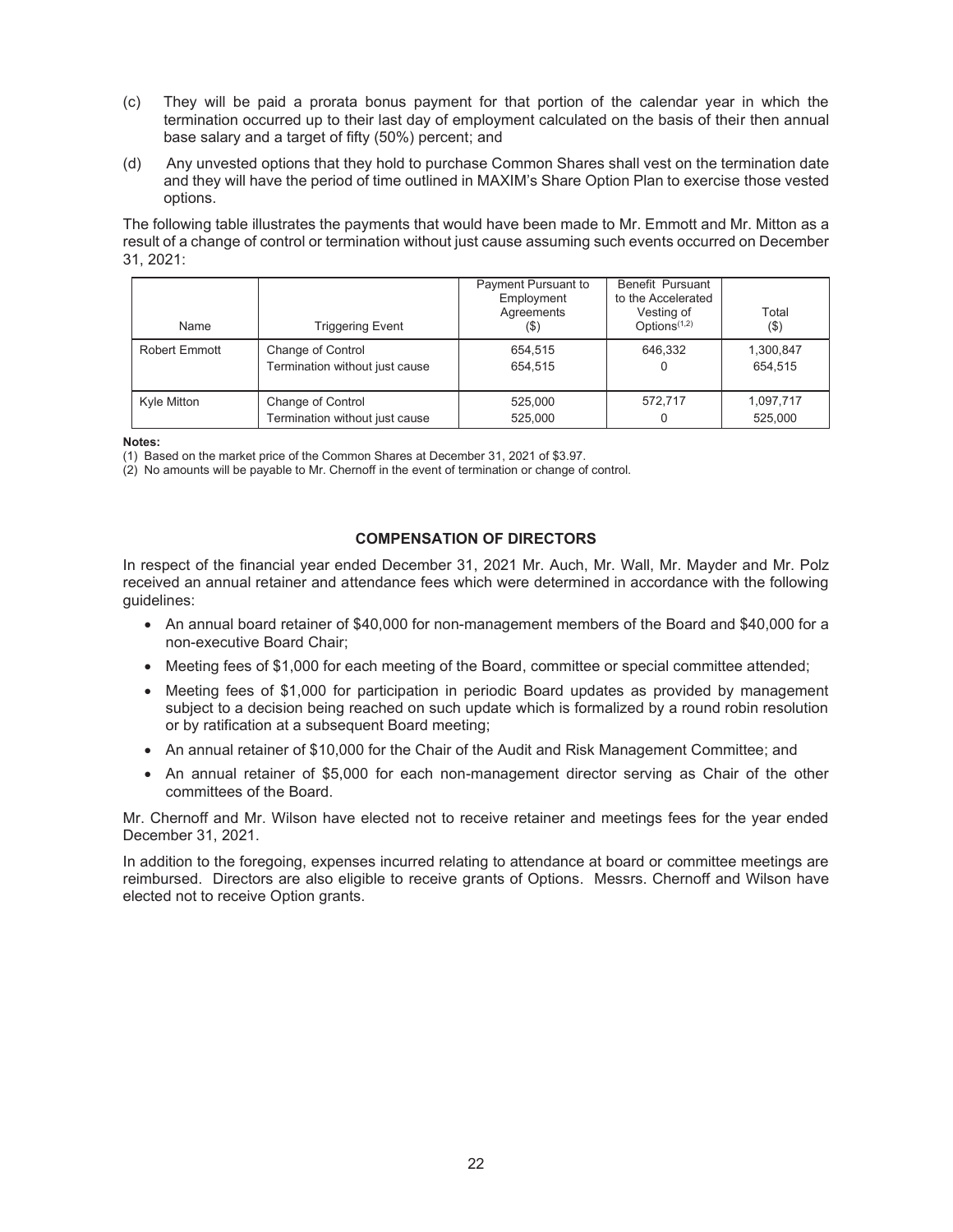(c) They will be paid a prorata bonus payment for that portion of the calendar year in which the termination occurred up to their last day of employment calculated on the basis of their then annual base salary and a target of fifty (50%) percent; and

(d) Any unvested options that they hold to purchase Common Shares shall vest on the termination date and they will have the period of time outlined in MAXIM's Share Option Plan to exercise those vested options.

The following table illustrates the payments that would have been made to Mr. Emmott and Mr. Mitton as a result of a change of control or termination without just cause assuming such events occurred on December 31, 2021:

| Name | Triggering Event | Payment Pursuant to Employment Agreements ($) | Benefit Pursuant to the Accelerated Vesting of Options[1,2] | Total ($) |
|---|---|---|---|---|
| Robert Emmott | Change of Control<br>Termination without just cause | 654,515<br>654,515 | 646,332<br>0 | 1,300,847<br>654,515 |
| Kyle Mitton | Change of Control<br>Termination without just cause | 525,000<br>525,000 | 572,717<br>0 | 1,097,717<br>525,000 |

**Notes:**

(1) Based on the market price of the Common Shares at December 31, 2021 of $3.97.

(2) No amounts will be payable to Mr. Chernoff in the event of termination or change of control.

## COMPENSATION OF DIRECTORS

In respect of the financial year ended December 31, 2021 Mr. Auch, Mr. Wall, Mr. Mayder and Mr. Polz received an annual retainer and attendance fees which were determined in accordance with the following guidelines:

- An annual board retainer of $40,000 for non-management members of the Board and $40,000 for a non-executive Board Chair;
- Meeting fees of $1,000 for each meeting of the Board, committee or special committee attended;
- Meeting fees of $1,000 for participation in periodic Board updates as provided by management subject to a decision being reached on such update which is formalized by a round robin resolution or by ratification at a subsequent Board meeting;
- An annual retainer of $10,000 for the Chair of the Audit and Risk Management Committee; and
- An annual retainer of $5,000 for each non-management director serving as Chair of the other committees of the Board.

Mr. Chernoff and Mr. Wilson have elected not to receive retainer and meetings fees for the year ended December 31, 2021.

In addition to the foregoing, expenses incurred relating to attendance at board or committee meetings are reimbursed. Directors are also eligible to receive grants of Options. Messrs. Chernoff and Wilson have elected not to receive Option grants.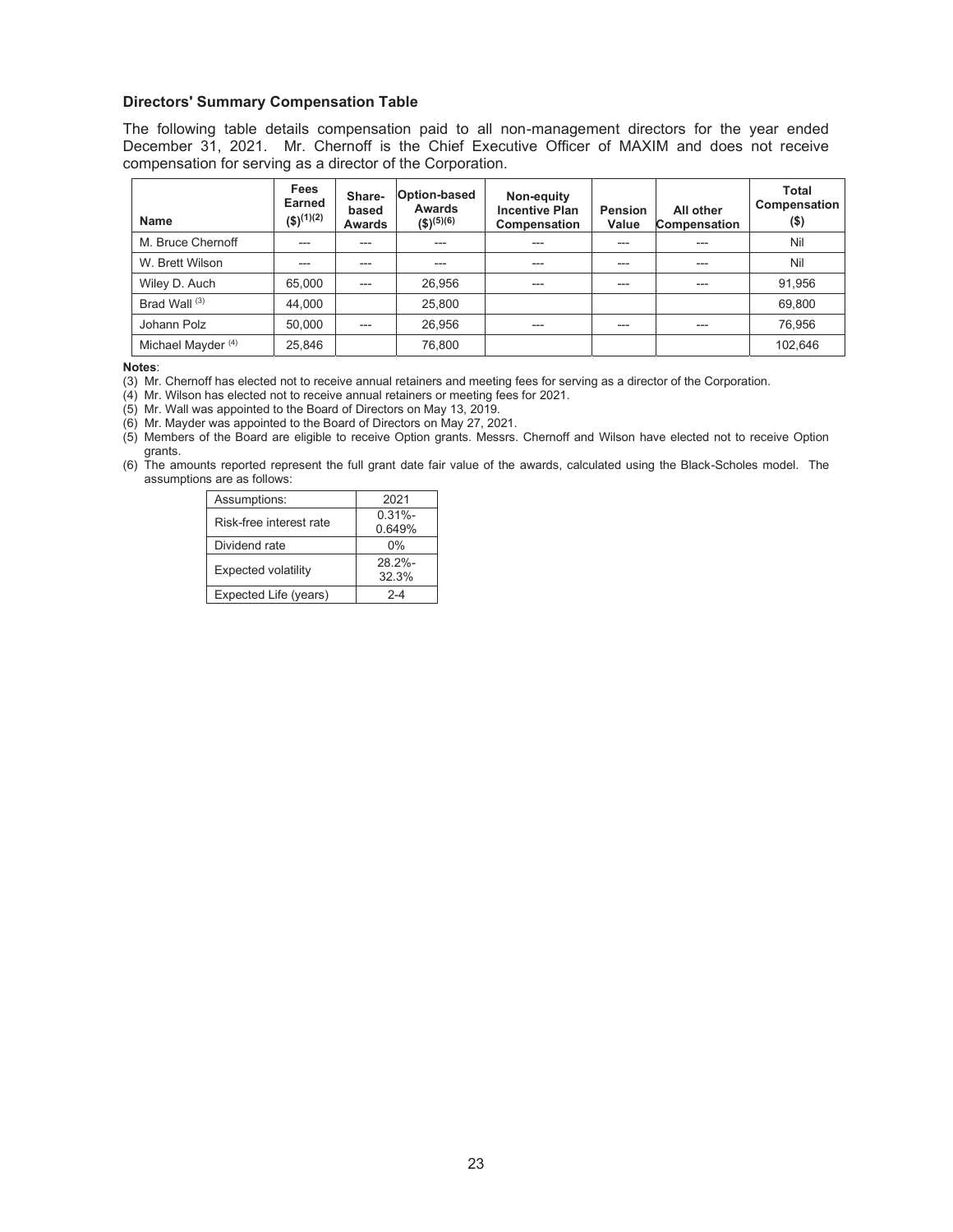### Directors' Summary Compensation Table

The following table details compensation paid to all non-management directors for the year ended December 31, 2021. Mr. Chernoff is the Chief Executive Officer of MAXIM and does not receive compensation for serving as a director of the Corporation.

| Name | Fees Earned ($)[(1)(2)] | Share-based Awards | Option-based Awards ($)[(5)(6)] | Non-equity Incentive Plan Compensation | Pension Value | All other Compensation | Total Compensation ($) |
|---|---|---|---|---|---|---|---|
| M. Bruce Chernoff | --- | --- | --- | --- | --- | --- | Nil |
| W. Brett Wilson | --- | --- | --- | --- | --- | --- | Nil |
| Wiley D. Auch | 65,000 | --- | 26,956 | --- | --- | --- | 91,956 |
| Brad Wall [(3)] | 44,000 | | 25,800 | | | | 69,800 |
| Johann Polz | 50,000 | --- | 26,956 | --- | --- | --- | 76,956 |
| Michael Mayder [(4)] | 25,846 | | 76,800 | | | | 102,646 |

**Notes**:

(3) Mr. Chernoff has elected not to receive annual retainers and meeting fees for serving as a director of the Corporation.

(4) Mr. Wilson has elected not to receive annual retainers or meeting fees for 2021.

(5) Mr. Wall was appointed to the Board of Directors on May 13, 2019.

(6) Mr. Mayder was appointed to the Board of Directors on May 27, 2021.

(5) Members of the Board are eligible to receive Option grants. Messrs. Chernoff and Wilson have elected not to receive Option grants.

(6) The amounts reported represent the full grant date fair value of the awards, calculated using the Black-Scholes model. The assumptions are as follows:

| Assumptions: | 2021 |
|---|---|
| Risk-free interest rate | 0.31%-0.649% |
| Dividend rate | 0% |
| Expected volatility | 28.2%-32.3% |
| Expected Life (years) | 2-4 |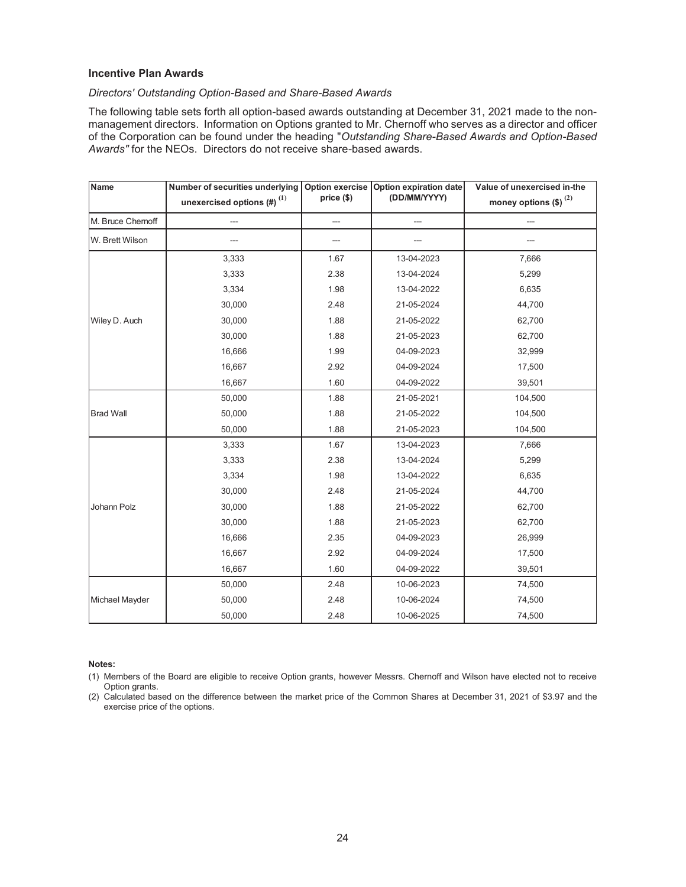### Incentive Plan Awards

*Directors' Outstanding Option-Based and Share-Based Awards*

The following table sets forth all option-based awards outstanding at December 31, 2021 made to the non-management directors. Information on Options granted to Mr. Chernoff who serves as a director and officer of the Corporation can be found under the heading "*Outstanding Share-Based Awards and Option-Based Awards"* for the NEOs. Directors do not receive share-based awards.

| Name | Number of securities underlying unexercised options (#) [(1)] | Option exercise price ($) | Option expiration date (DD/MM/YYYY) | Value of unexercised in-the money options ($) [(2)] |
|---|---|---|---|---|
| M. Bruce Chernoff | --- | --- | --- | --- |
| W. Brett Wilson | --- | --- | --- | --- |
| Wiley D. Auch | 3,333 | 1.67 | 13-04-2023 | 7,666 |
| | 3,333 | 2.38 | 13-04-2024 | 5,299 |
| | 3,334 | 1.98 | 13-04-2022 | 6,635 |
| | 30,000 | 2.48 | 21-05-2024 | 44,700 |
| | 30,000 | 1.88 | 21-05-2022 | 62,700 |
| | 30,000 | 1.88 | 21-05-2023 | 62,700 |
| | 16,666 | 1.99 | 04-09-2023 | 32,999 |
| | 16,667 | 2.92 | 04-09-2024 | 17,500 |
| | 16,667 | 1.60 | 04-09-2022 | 39,501 |
| Brad Wall | 50,000 | 1.88 | 21-05-2021 | 104,500 |
| | 50,000 | 1.88 | 21-05-2022 | 104,500 |
| | 50,000 | 1.88 | 21-05-2023 | 104,500 |
| Johann Polz | 3,333 | 1.67 | 13-04-2023 | 7,666 |
| | 3,333 | 2.38 | 13-04-2024 | 5,299 |
| | 3,334 | 1.98 | 13-04-2022 | 6,635 |
| | 30,000 | 2.48 | 21-05-2024 | 44,700 |
| | 30,000 | 1.88 | 21-05-2022 | 62,700 |
| | 30,000 | 1.88 | 21-05-2023 | 62,700 |
| | 16,666 | 2.35 | 04-09-2023 | 26,999 |
| | 16,667 | 2.92 | 04-09-2024 | 17,500 |
| | 16,667 | 1.60 | 04-09-2022 | 39,501 |
| Michael Mayder | 50,000 | 2.48 | 10-06-2023 | 74,500 |
| | 50,000 | 2.48 | 10-06-2024 | 74,500 |
| | 50,000 | 2.48 | 10-06-2025 | 74,500 |

**Notes:**

(1) Members of the Board are eligible to receive Option grants, however Messrs. Chernoff and Wilson have elected not to receive Option grants.

(2) Calculated based on the difference between the market price of the Common Shares at December 31, 2021 of $3.97 and the exercise price of the options.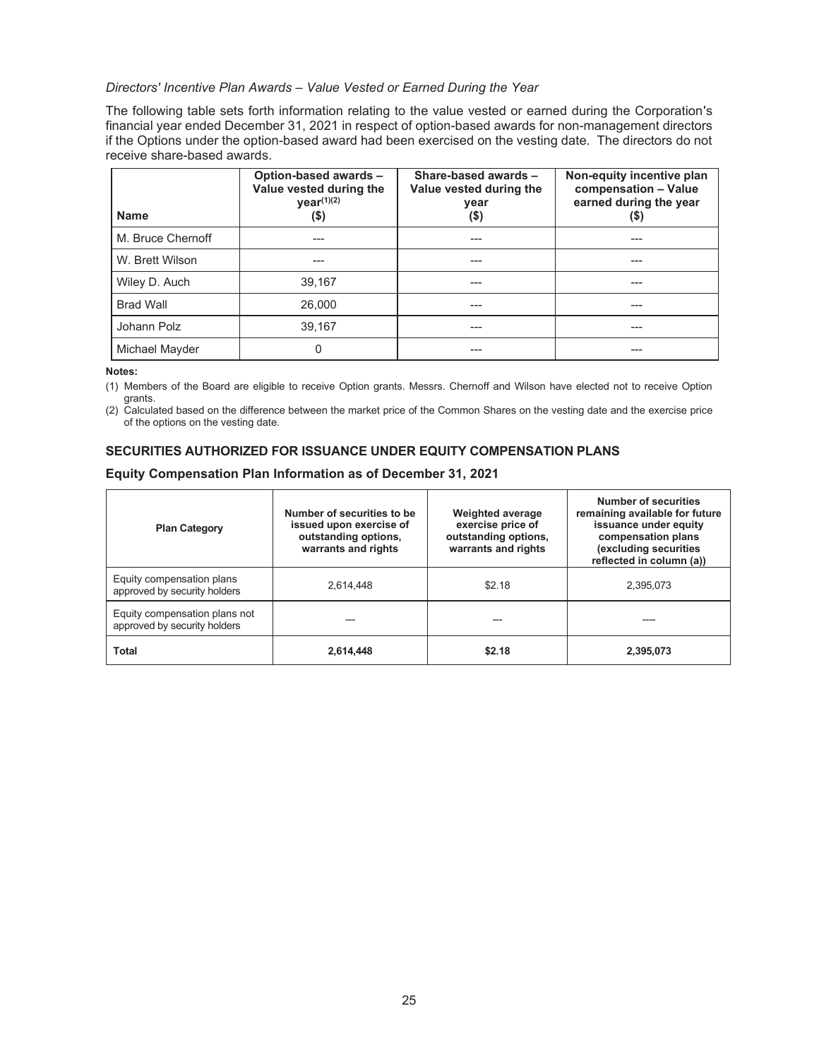*Directors' Incentive Plan Awards – Value Vested or Earned During the Year*

The following table sets forth information relating to the value vested or earned during the Corporation's financial year ended December 31, 2021 in respect of option-based awards for non-management directors if the Options under the option-based award had been exercised on the vesting date. The directors do not receive share-based awards.

| Name | Option-based awards – Value vested during the year[(1)(2)] ($) | Share-based awards – Value vested during the year ($) | Non-equity incentive plan compensation – Value earned during the year ($) |
|---|---|---|---|
| M. Bruce Chernoff | --- | --- | --- |
| W. Brett Wilson | --- | --- | --- |
| Wiley D. Auch | 39,167 | --- | --- |
| Brad Wall | 26,000 | --- | --- |
| Johann Polz | 39,167 | --- | --- |
| Michael Mayder | 0 | --- | --- |

**Notes:**

(1) Members of the Board are eligible to receive Option grants. Messrs. Chernoff and Wilson have elected not to receive Option grants.

(2) Calculated based on the difference between the market price of the Common Shares on the vesting date and the exercise price of the options on the vesting date.

## SECURITIES AUTHORIZED FOR ISSUANCE UNDER EQUITY COMPENSATION PLANS

### Equity Compensation Plan Information as of December 31, 2021

| Plan Category | Number of securities to be issued upon exercise of outstanding options, warrants and rights | Weighted average exercise price of outstanding options, warrants and rights | Number of securities remaining available for future issuance under equity compensation plans (excluding securities reflected in column (a)) |
|---|---|---|---|
| Equity compensation plans approved by security holders | 2,614,448 | $2.18 | 2,395,073 |
| Equity compensation plans not approved by security holders | --- | --- | ---- |
| **Total** | **2,614,448** | **$2.18** | **2,395,073** |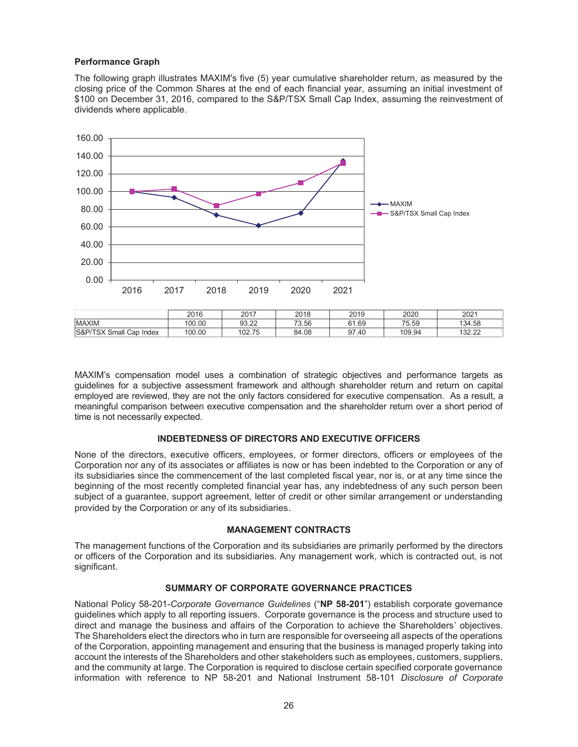### Performance Graph

The following graph illustrates MAXIM's five (5) year cumulative shareholder return, as measured by the closing price of the Common Shares at the end of each financial year, assuming an initial investment of $100 on December 31, 2016, compared to the S&P/TSX Small Cap Index, assuming the reinvestment of dividends where applicable.

| | 2016 | 2017 | 2018 | 2019 | 2020 | 2021 |
|---|---|---|---|---|---|---|
| MAXIM | 100.00 | 93.22 | 73.56 | 61.69 | 75.59 | 134.58 |
| S&P/TSX Small Cap Index | 100.00 | 102.75 | 84.08 | 97.40 | 109.94 | 132.22 |

MAXIM's compensation model uses a combination of strategic objectives and performance targets as guidelines for a subjective assessment framework and although shareholder return and return on capital employed are reviewed, they are not the only factors considered for executive compensation. As a result, a meaningful comparison between executive compensation and the shareholder return over a short period of time is not necessarily expected.

## INDEBTEDNESS OF DIRECTORS AND EXECUTIVE OFFICERS

None of the directors, executive officers, employees, or former directors, officers or employees of the Corporation nor any of its associates or affiliates is now or has been indebted to the Corporation or any of its subsidiaries since the commencement of the last completed fiscal year, nor is, or at any time since the beginning of the most recently completed financial year has, any indebtedness of any such person been subject of a guarantee, support agreement, letter of credit or other similar arrangement or understanding provided by the Corporation or any of its subsidiaries.

## MANAGEMENT CONTRACTS

The management functions of the Corporation and its subsidiaries are primarily performed by the directors or officers of the Corporation and its subsidiaries. Any management work, which is contracted out, is not significant.

## SUMMARY OF CORPORATE GOVERNANCE PRACTICES

National Policy 58-201-*Corporate Governance Guidelines* ("**NP 58-201**") establish corporate governance guidelines which apply to all reporting issuers. Corporate governance is the process and structure used to direct and manage the business and affairs of the Corporation to achieve the Shareholders' objectives. The Shareholders elect the directors who in turn are responsible for overseeing all aspects of the operations of the Corporation, appointing management and ensuring that the business is managed properly taking into account the interests of the Shareholders and other stakeholders such as employees, customers, suppliers, and the community at large. The Corporation is required to disclose certain specified corporate governance information with reference to NP 58-201 and National Instrument 58-101 *Disclosure of Corporate*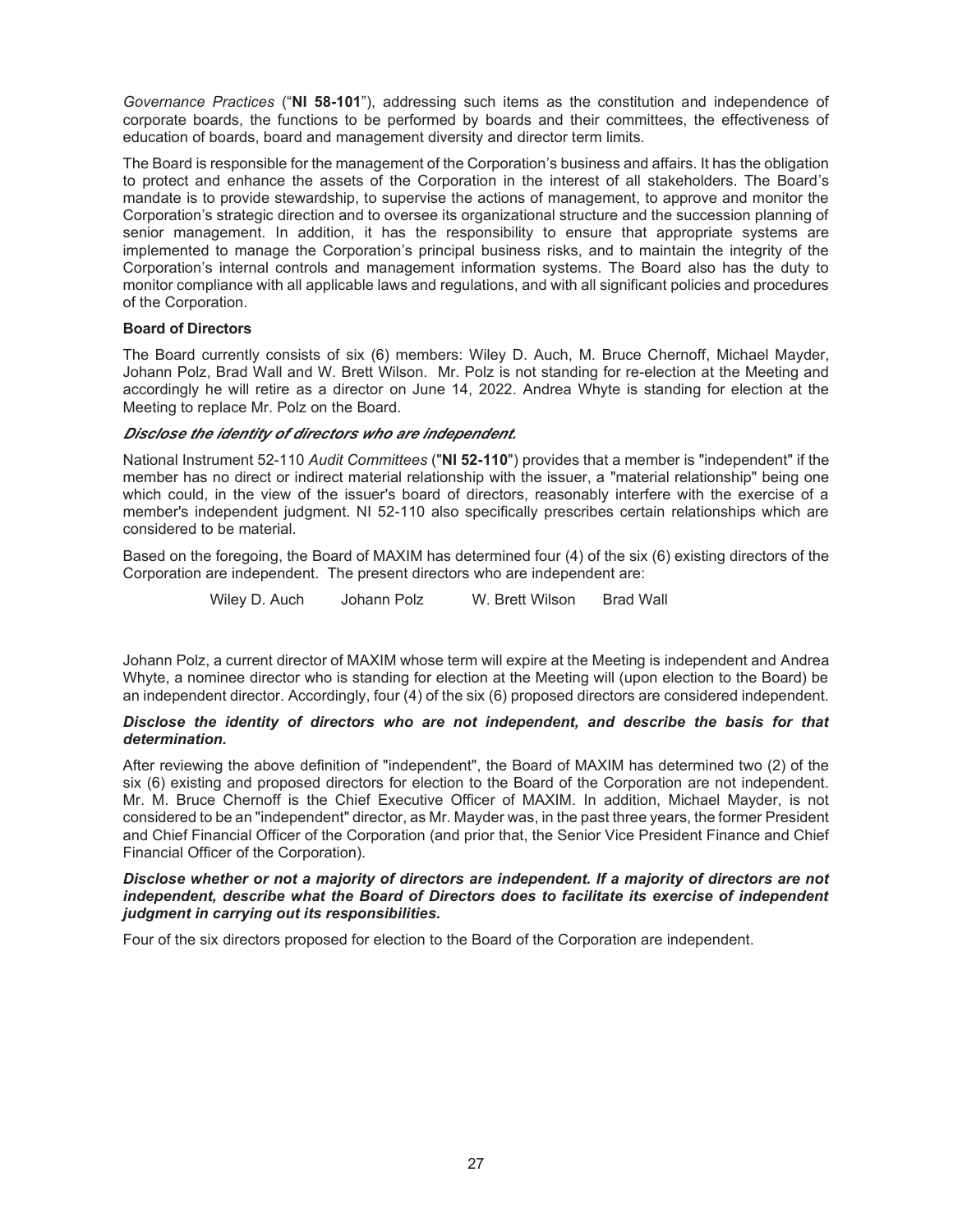*Governance Practices* ("**NI 58-101**"), addressing such items as the constitution and independence of corporate boards, the functions to be performed by boards and their committees, the effectiveness of education of boards, board and management diversity and director term limits.

The Board is responsible for the management of the Corporation's business and affairs. It has the obligation to protect and enhance the assets of the Corporation in the interest of all stakeholders. The Board's mandate is to provide stewardship, to supervise the actions of management, to approve and monitor the Corporation's strategic direction and to oversee its organizational structure and the succession planning of senior management. In addition, it has the responsibility to ensure that appropriate systems are implemented to manage the Corporation's principal business risks, and to maintain the integrity of the Corporation's internal controls and management information systems. The Board also has the duty to monitor compliance with all applicable laws and regulations, and with all significant policies and procedures of the Corporation.

**Board of Directors**

The Board currently consists of six (6) members: Wiley D. Auch, M. Bruce Chernoff, Michael Mayder, Johann Polz, Brad Wall and W. Brett Wilson. Mr. Polz is not standing for re-election at the Meeting and accordingly he will retire as a director on June 14, 2022. Andrea Whyte is standing for election at the Meeting to replace Mr. Polz on the Board.

***Disclose the identity of directors who are independent.***

National Instrument 52-110 *Audit Committees* ("**NI 52-110**") provides that a member is "independent" if the member has no direct or indirect material relationship with the issuer, a "material relationship" being one which could, in the view of the issuer's board of directors, reasonably interfere with the exercise of a member's independent judgment. NI 52-110 also specifically prescribes certain relationships which are considered to be material.

Based on the foregoing, the Board of MAXIM has determined four (4) of the six (6) existing directors of the Corporation are independent. The present directors who are independent are:

Wiley D. Auch Johann Polz W. Brett Wilson Brad Wall

Johann Polz, a current director of MAXIM whose term will expire at the Meeting is independent and Andrea Whyte, a nominee director who is standing for election at the Meeting will (upon election to the Board) be an independent director. Accordingly, four (4) of the six (6) proposed directors are considered independent.

***Disclose the identity of directors who are not independent, and describe the basis for that determination.***

After reviewing the above definition of "independent", the Board of MAXIM has determined two (2) of the six (6) existing and proposed directors for election to the Board of the Corporation are not independent. Mr. M. Bruce Chernoff is the Chief Executive Officer of MAXIM. In addition, Michael Mayder, is not considered to be an "independent" director, as Mr. Mayder was, in the past three years, the former President and Chief Financial Officer of the Corporation (and prior that, the Senior Vice President Finance and Chief Financial Officer of the Corporation).

***Disclose whether or not a majority of directors are independent. If a majority of directors are not independent, describe what the Board of Directors does to facilitate its exercise of independent judgment in carrying out its responsibilities.***

Four of the six directors proposed for election to the Board of the Corporation are independent.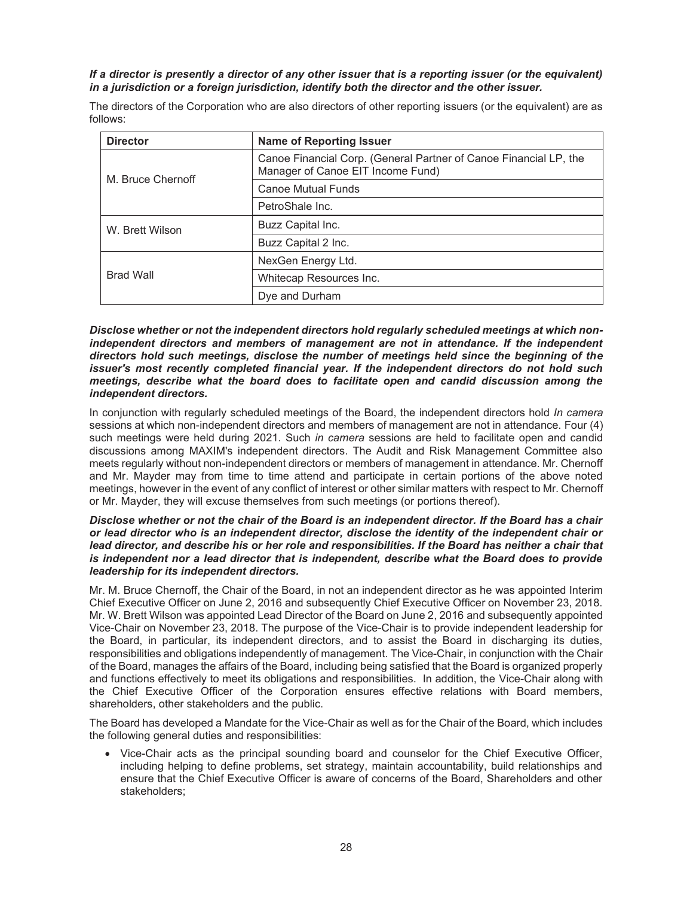***If a director is presently a director of any other issuer that is a reporting issuer (or the equivalent) in a jurisdiction or a foreign jurisdiction, identify both the director and the other issuer.***

The directors of the Corporation who are also directors of other reporting issuers (or the equivalent) are as follows:

| Director | Name of Reporting Issuer |
|---|---|
| M. Bruce Chernoff | Canoe Financial Corp. (General Partner of Canoe Financial LP, the Manager of Canoe EIT Income Fund) |
| | Canoe Mutual Funds |
| | PetroShale Inc. |
| W. Brett Wilson | Buzz Capital Inc. |
| | Buzz Capital 2 Inc. |
| Brad Wall | NexGen Energy Ltd. |
| | Whitecap Resources Inc. |
| | Dye and Durham |

***Disclose whether or not the independent directors hold regularly scheduled meetings at which non-independent directors and members of management are not in attendance. If the independent directors hold such meetings, disclose the number of meetings held since the beginning of the issuer's most recently completed financial year. If the independent directors do not hold such meetings, describe what the board does to facilitate open and candid discussion among the independent directors.***

In conjunction with regularly scheduled meetings of the Board, the independent directors hold *In camera* sessions at which non-independent directors and members of management are not in attendance. Four (4) such meetings were held during 2021. Such *in camera* sessions are held to facilitate open and candid discussions among MAXIM's independent directors. The Audit and Risk Management Committee also meets regularly without non-independent directors or members of management in attendance. Mr. Chernoff and Mr. Mayder may from time to time attend and participate in certain portions of the above noted meetings, however in the event of any conflict of interest or other similar matters with respect to Mr. Chernoff or Mr. Mayder, they will excuse themselves from such meetings (or portions thereof).

***Disclose whether or not the chair of the Board is an independent director. If the Board has a chair or lead director who is an independent director, disclose the identity of the independent chair or lead director, and describe his or her role and responsibilities. If the Board has neither a chair that is independent nor a lead director that is independent, describe what the Board does to provide leadership for its independent directors.***

Mr. M. Bruce Chernoff, the Chair of the Board, in not an independent director as he was appointed Interim Chief Executive Officer on June 2, 2016 and subsequently Chief Executive Officer on November 23, 2018. Mr. W. Brett Wilson was appointed Lead Director of the Board on June 2, 2016 and subsequently appointed Vice-Chair on November 23, 2018. The purpose of the Vice-Chair is to provide independent leadership for the Board, in particular, its independent directors, and to assist the Board in discharging its duties, responsibilities and obligations independently of management. The Vice-Chair, in conjunction with the Chair of the Board, manages the affairs of the Board, including being satisfied that the Board is organized properly and functions effectively to meet its obligations and responsibilities. In addition, the Vice-Chair along with the Chief Executive Officer of the Corporation ensures effective relations with Board members, shareholders, other stakeholders and the public.

The Board has developed a Mandate for the Vice-Chair as well as for the Chair of the Board, which includes the following general duties and responsibilities:

- Vice-Chair acts as the principal sounding board and counselor for the Chief Executive Officer, including helping to define problems, set strategy, maintain accountability, build relationships and ensure that the Chief Executive Officer is aware of concerns of the Board, Shareholders and other stakeholders;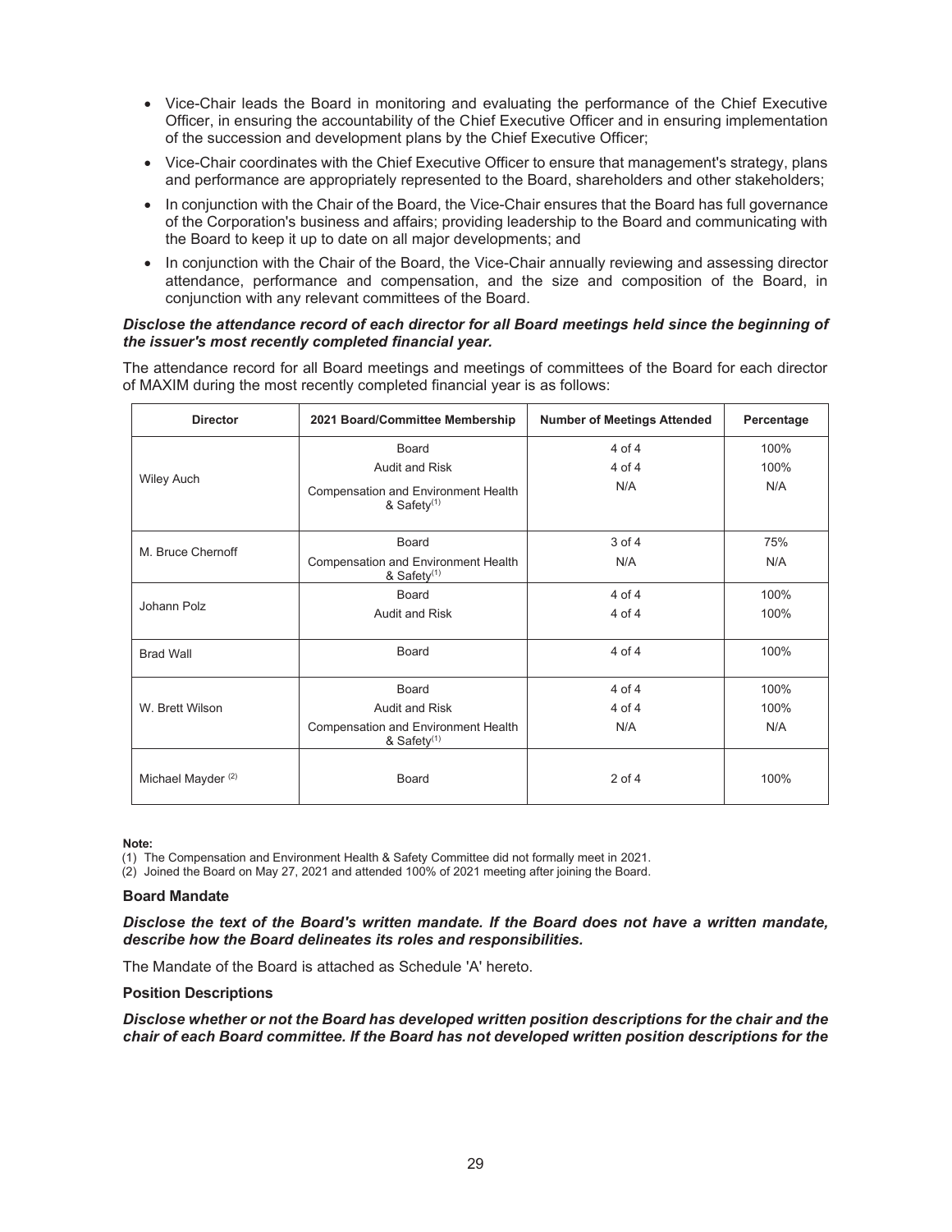- Vice-Chair leads the Board in monitoring and evaluating the performance of the Chief Executive Officer, in ensuring the accountability of the Chief Executive Officer and in ensuring implementation of the succession and development plans by the Chief Executive Officer;
- Vice-Chair coordinates with the Chief Executive Officer to ensure that management's strategy, plans and performance are appropriately represented to the Board, shareholders and other stakeholders;
- In conjunction with the Chair of the Board, the Vice-Chair ensures that the Board has full governance of the Corporation's business and affairs; providing leadership to the Board and communicating with the Board to keep it up to date on all major developments; and
- In conjunction with the Chair of the Board, the Vice-Chair annually reviewing and assessing director attendance, performance and compensation, and the size and composition of the Board, in conjunction with any relevant committees of the Board.

***Disclose the attendance record of each director for all Board meetings held since the beginning of the issuer's most recently completed financial year.***

The attendance record for all Board meetings and meetings of committees of the Board for each director of MAXIM during the most recently completed financial year is as follows:

| Director | 2021 Board/Committee Membership | Number of Meetings Attended | Percentage |
|---|---|---|---|
| Wiley Auch | Board | 4 of 4 | 100% |
| | Audit and Risk | 4 of 4 | 100% |
| | Compensation and Environment Health & Safety[1] | N/A | N/A |
| M. Bruce Chernoff | Board | 3 of 4 | 75% |
| | Compensation and Environment Health & Safety[1] | N/A | N/A |
| Johann Polz | Board | 4 of 4 | 100% |
| | Audit and Risk | 4 of 4 | 100% |
| Brad Wall | Board | 4 of 4 | 100% |
| W. Brett Wilson | Board | 4 of 4 | 100% |
| | Audit and Risk | 4 of 4 | 100% |
| | Compensation and Environment Health & Safety[1] | N/A | N/A |
| Michael Mayder [2] | Board | 2 of 4 | 100% |

**Note:**

(1) The Compensation and Environment Health & Safety Committee did not formally meet in 2021.

(2) Joined the Board on May 27, 2021 and attended 100% of 2021 meeting after joining the Board.

**Board Mandate**

***Disclose the text of the Board's written mandate. If the Board does not have a written mandate, describe how the Board delineates its roles and responsibilities.***

The Mandate of the Board is attached as Schedule 'A' hereto.

**Position Descriptions**

***Disclose whether or not the Board has developed written position descriptions for the chair and the chair of each Board committee. If the Board has not developed written position descriptions for the***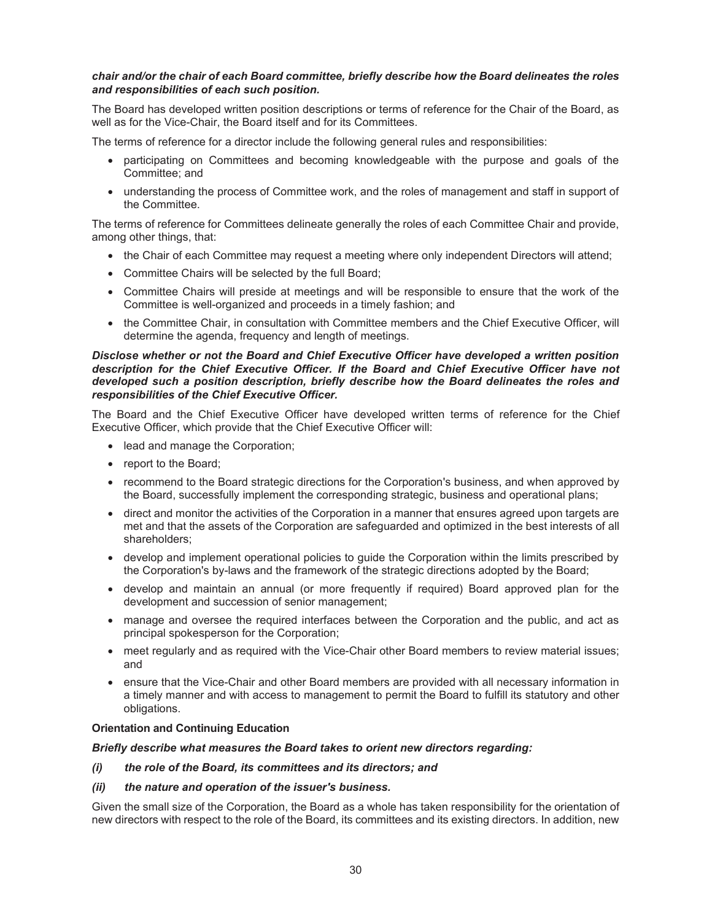***chair and/or the chair of each Board committee, briefly describe how the Board delineates the roles and responsibilities of each such position.***

The Board has developed written position descriptions or terms of reference for the Chair of the Board, as well as for the Vice-Chair, the Board itself and for its Committees.

The terms of reference for a director include the following general rules and responsibilities:

- participating on Committees and becoming knowledgeable with the purpose and goals of the Committee; and
- understanding the process of Committee work, and the roles of management and staff in support of the Committee.

The terms of reference for Committees delineate generally the roles of each Committee Chair and provide, among other things, that:

- the Chair of each Committee may request a meeting where only independent Directors will attend;
- Committee Chairs will be selected by the full Board;
- Committee Chairs will preside at meetings and will be responsible to ensure that the work of the Committee is well-organized and proceeds in a timely fashion; and
- the Committee Chair, in consultation with Committee members and the Chief Executive Officer, will determine the agenda, frequency and length of meetings.

***Disclose whether or not the Board and Chief Executive Officer have developed a written position description for the Chief Executive Officer. If the Board and Chief Executive Officer have not developed such a position description, briefly describe how the Board delineates the roles and responsibilities of the Chief Executive Officer.***

The Board and the Chief Executive Officer have developed written terms of reference for the Chief Executive Officer, which provide that the Chief Executive Officer will:

- lead and manage the Corporation;
- report to the Board;
- recommend to the Board strategic directions for the Corporation's business, and when approved by the Board, successfully implement the corresponding strategic, business and operational plans;
- direct and monitor the activities of the Corporation in a manner that ensures agreed upon targets are met and that the assets of the Corporation are safeguarded and optimized in the best interests of all shareholders;
- develop and implement operational policies to guide the Corporation within the limits prescribed by the Corporation's by-laws and the framework of the strategic directions adopted by the Board;
- develop and maintain an annual (or more frequently if required) Board approved plan for the development and succession of senior management;
- manage and oversee the required interfaces between the Corporation and the public, and act as principal spokesperson for the Corporation;
- meet regularly and as required with the Vice-Chair other Board members to review material issues; and
- ensure that the Vice-Chair and other Board members are provided with all necessary information in a timely manner and with access to management to permit the Board to fulfill its statutory and other obligations.

**Orientation and Continuing Education**

***Briefly describe what measures the Board takes to orient new directors regarding:***

***(i) the role of the Board, its committees and its directors; and***

***(ii) the nature and operation of the issuer's business.***

Given the small size of the Corporation, the Board as a whole has taken responsibility for the orientation of new directors with respect to the role of the Board, its committees and its existing directors. In addition, new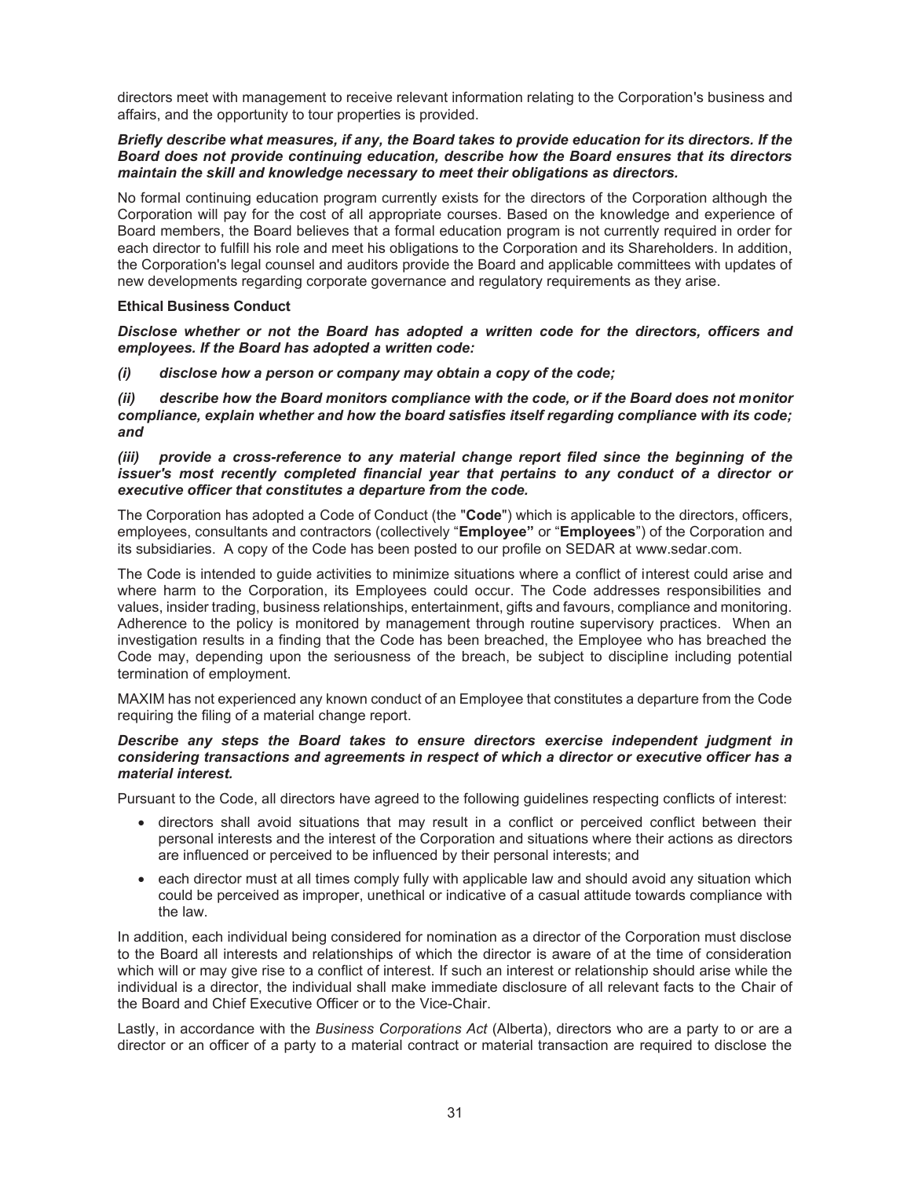directors meet with management to receive relevant information relating to the Corporation's business and affairs, and the opportunity to tour properties is provided.

***Briefly describe what measures, if any, the Board takes to provide education for its directors. If the Board does not provide continuing education, describe how the Board ensures that its directors maintain the skill and knowledge necessary to meet their obligations as directors.***

No formal continuing education program currently exists for the directors of the Corporation although the Corporation will pay for the cost of all appropriate courses. Based on the knowledge and experience of Board members, the Board believes that a formal education program is not currently required in order for each director to fulfill his role and meet his obligations to the Corporation and its Shareholders. In addition, the Corporation's legal counsel and auditors provide the Board and applicable committees with updates of new developments regarding corporate governance and regulatory requirements as they arise.

**Ethical Business Conduct**

***Disclose whether or not the Board has adopted a written code for the directors, officers and employees. If the Board has adopted a written code:***

***(i) disclose how a person or company may obtain a copy of the code;***

***(ii) describe how the Board monitors compliance with the code, or if the Board does not monitor compliance, explain whether and how the board satisfies itself regarding compliance with its code; and***

***(iii) provide a cross-reference to any material change report filed since the beginning of the issuer's most recently completed financial year that pertains to any conduct of a director or executive officer that constitutes a departure from the code.***

The Corporation has adopted a Code of Conduct (the "**Code**") which is applicable to the directors, officers, employees, consultants and contractors (collectively "**Employee"** or "**Employees**") of the Corporation and its subsidiaries. A copy of the Code has been posted to our profile on SEDAR at www.sedar.com.

The Code is intended to guide activities to minimize situations where a conflict of interest could arise and where harm to the Corporation, its Employees could occur. The Code addresses responsibilities and values, insider trading, business relationships, entertainment, gifts and favours, compliance and monitoring. Adherence to the policy is monitored by management through routine supervisory practices. When an investigation results in a finding that the Code has been breached, the Employee who has breached the Code may, depending upon the seriousness of the breach, be subject to discipline including potential termination of employment.

MAXIM has not experienced any known conduct of an Employee that constitutes a departure from the Code requiring the filing of a material change report.

***Describe any steps the Board takes to ensure directors exercise independent judgment in considering transactions and agreements in respect of which a director or executive officer has a material interest.***

Pursuant to the Code, all directors have agreed to the following guidelines respecting conflicts of interest:

- directors shall avoid situations that may result in a conflict or perceived conflict between their personal interests and the interest of the Corporation and situations where their actions as directors are influenced or perceived to be influenced by their personal interests; and
- each director must at all times comply fully with applicable law and should avoid any situation which could be perceived as improper, unethical or indicative of a casual attitude towards compliance with the law.

In addition, each individual being considered for nomination as a director of the Corporation must disclose to the Board all interests and relationships of which the director is aware of at the time of consideration which will or may give rise to a conflict of interest. If such an interest or relationship should arise while the individual is a director, the individual shall make immediate disclosure of all relevant facts to the Chair of the Board and Chief Executive Officer or to the Vice-Chair.

Lastly, in accordance with the *Business Corporations Act* (Alberta), directors who are a party to or are a director or an officer of a party to a material contract or material transaction are required to disclose the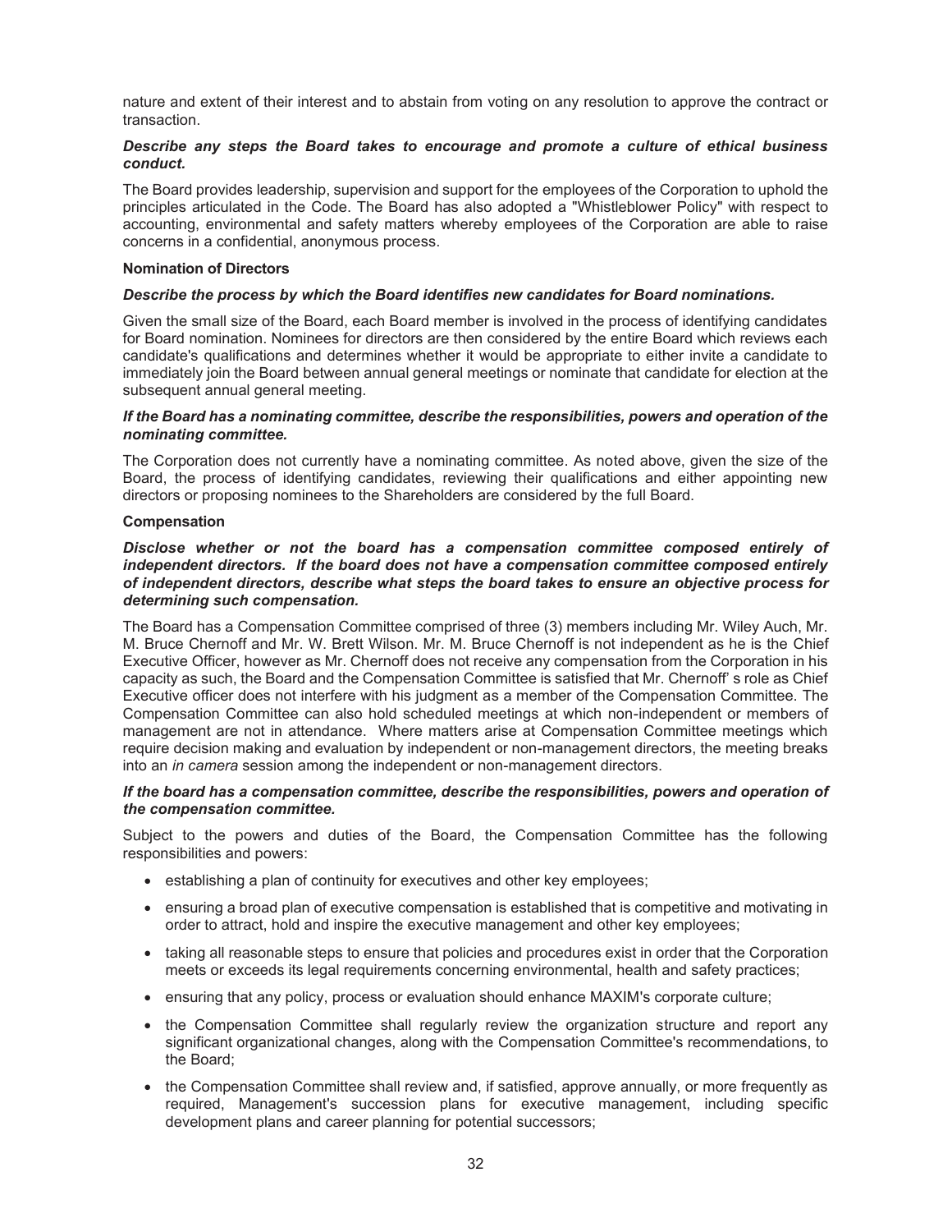nature and extent of their interest and to abstain from voting on any resolution to approve the contract or transaction.

***Describe any steps the Board takes to encourage and promote a culture of ethical business conduct.***

The Board provides leadership, supervision and support for the employees of the Corporation to uphold the principles articulated in the Code. The Board has also adopted a "Whistleblower Policy" with respect to accounting, environmental and safety matters whereby employees of the Corporation are able to raise concerns in a confidential, anonymous process.

**Nomination of Directors**

***Describe the process by which the Board identifies new candidates for Board nominations.***

Given the small size of the Board, each Board member is involved in the process of identifying candidates for Board nomination. Nominees for directors are then considered by the entire Board which reviews each candidate's qualifications and determines whether it would be appropriate to either invite a candidate to immediately join the Board between annual general meetings or nominate that candidate for election at the subsequent annual general meeting.

***If the Board has a nominating committee, describe the responsibilities, powers and operation of the nominating committee.***

The Corporation does not currently have a nominating committee. As noted above, given the size of the Board, the process of identifying candidates, reviewing their qualifications and either appointing new directors or proposing nominees to the Shareholders are considered by the full Board.

**Compensation**

***Disclose whether or not the board has a compensation committee composed entirely of independent directors. If the board does not have a compensation committee composed entirely of independent directors, describe what steps the board takes to ensure an objective process for determining such compensation.***

The Board has a Compensation Committee comprised of three (3) members including Mr. Wiley Auch, Mr. M. Bruce Chernoff and Mr. W. Brett Wilson. Mr. M. Bruce Chernoff is not independent as he is the Chief Executive Officer, however as Mr. Chernoff does not receive any compensation from the Corporation in his capacity as such, the Board and the Compensation Committee is satisfied that Mr. Chernoff' s role as Chief Executive officer does not interfere with his judgment as a member of the Compensation Committee. The Compensation Committee can also hold scheduled meetings at which non-independent or members of management are not in attendance. Where matters arise at Compensation Committee meetings which require decision making and evaluation by independent or non-management directors, the meeting breaks into an *in camera* session among the independent or non-management directors.

***If the board has a compensation committee, describe the responsibilities, powers and operation of the compensation committee.***

Subject to the powers and duties of the Board, the Compensation Committee has the following responsibilities and powers:

- establishing a plan of continuity for executives and other key employees;
- ensuring a broad plan of executive compensation is established that is competitive and motivating in order to attract, hold and inspire the executive management and other key employees;
- taking all reasonable steps to ensure that policies and procedures exist in order that the Corporation meets or exceeds its legal requirements concerning environmental, health and safety practices;
- ensuring that any policy, process or evaluation should enhance MAXIM's corporate culture;
- the Compensation Committee shall regularly review the organization structure and report any significant organizational changes, along with the Compensation Committee's recommendations, to the Board;
- the Compensation Committee shall review and, if satisfied, approve annually, or more frequently as required, Management's succession plans for executive management, including specific development plans and career planning for potential successors;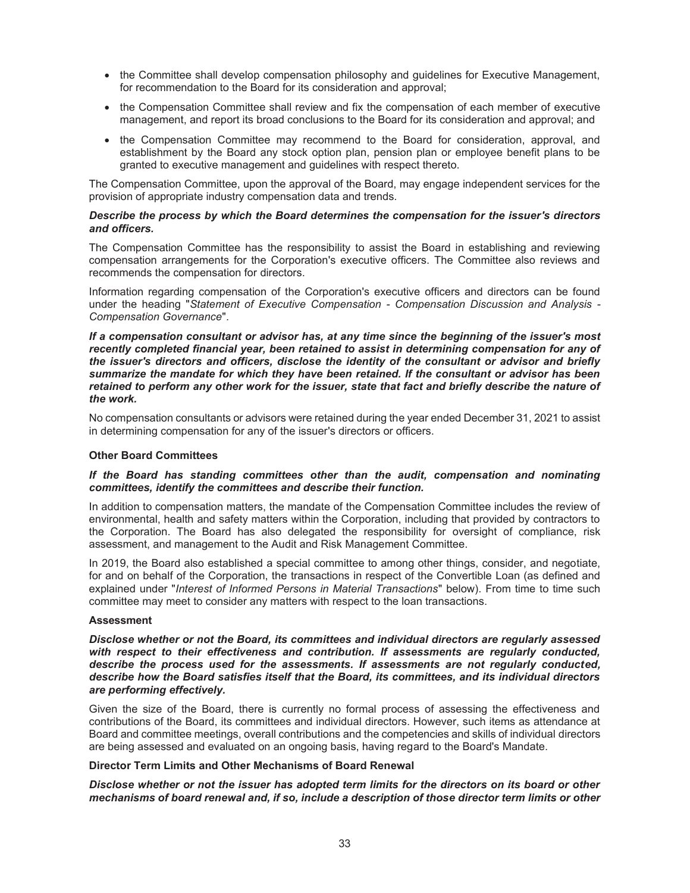- the Committee shall develop compensation philosophy and guidelines for Executive Management, for recommendation to the Board for its consideration and approval;
- the Compensation Committee shall review and fix the compensation of each member of executive management, and report its broad conclusions to the Board for its consideration and approval; and
- the Compensation Committee may recommend to the Board for consideration, approval, and establishment by the Board any stock option plan, pension plan or employee benefit plans to be granted to executive management and guidelines with respect thereto.

The Compensation Committee, upon the approval of the Board, may engage independent services for the provision of appropriate industry compensation data and trends.

***Describe the process by which the Board determines the compensation for the issuer's directors and officers.***

The Compensation Committee has the responsibility to assist the Board in establishing and reviewing compensation arrangements for the Corporation's executive officers. The Committee also reviews and recommends the compensation for directors.

Information regarding compensation of the Corporation's executive officers and directors can be found under the heading "*Statement of Executive Compensation - Compensation Discussion and Analysis - Compensation Governance*".

***If a compensation consultant or advisor has, at any time since the beginning of the issuer's most recently completed financial year, been retained to assist in determining compensation for any of the issuer's directors and officers, disclose the identity of the consultant or advisor and briefly summarize the mandate for which they have been retained. If the consultant or advisor has been retained to perform any other work for the issuer, state that fact and briefly describe the nature of the work.***

No compensation consultants or advisors were retained during the year ended December 31, 2021 to assist in determining compensation for any of the issuer's directors or officers.

**Other Board Committees**

***If the Board has standing committees other than the audit, compensation and nominating committees, identify the committees and describe their function.***

In addition to compensation matters, the mandate of the Compensation Committee includes the review of environmental, health and safety matters within the Corporation, including that provided by contractors to the Corporation. The Board has also delegated the responsibility for oversight of compliance, risk assessment, and management to the Audit and Risk Management Committee.

In 2019, the Board also established a special committee to among other things, consider, and negotiate, for and on behalf of the Corporation, the transactions in respect of the Convertible Loan (as defined and explained under "*Interest of Informed Persons in Material Transactions*" below). From time to time such committee may meet to consider any matters with respect to the loan transactions.

**Assessment**

***Disclose whether or not the Board, its committees and individual directors are regularly assessed with respect to their effectiveness and contribution. If assessments are regularly conducted, describe the process used for the assessments. If assessments are not regularly conducted, describe how the Board satisfies itself that the Board, its committees, and its individual directors are performing effectively.***

Given the size of the Board, there is currently no formal process of assessing the effectiveness and contributions of the Board, its committees and individual directors. However, such items as attendance at Board and committee meetings, overall contributions and the competencies and skills of individual directors are being assessed and evaluated on an ongoing basis, having regard to the Board's Mandate.

**Director Term Limits and Other Mechanisms of Board Renewal**

***Disclose whether or not the issuer has adopted term limits for the directors on its board or other mechanisms of board renewal and, if so, include a description of those director term limits or other***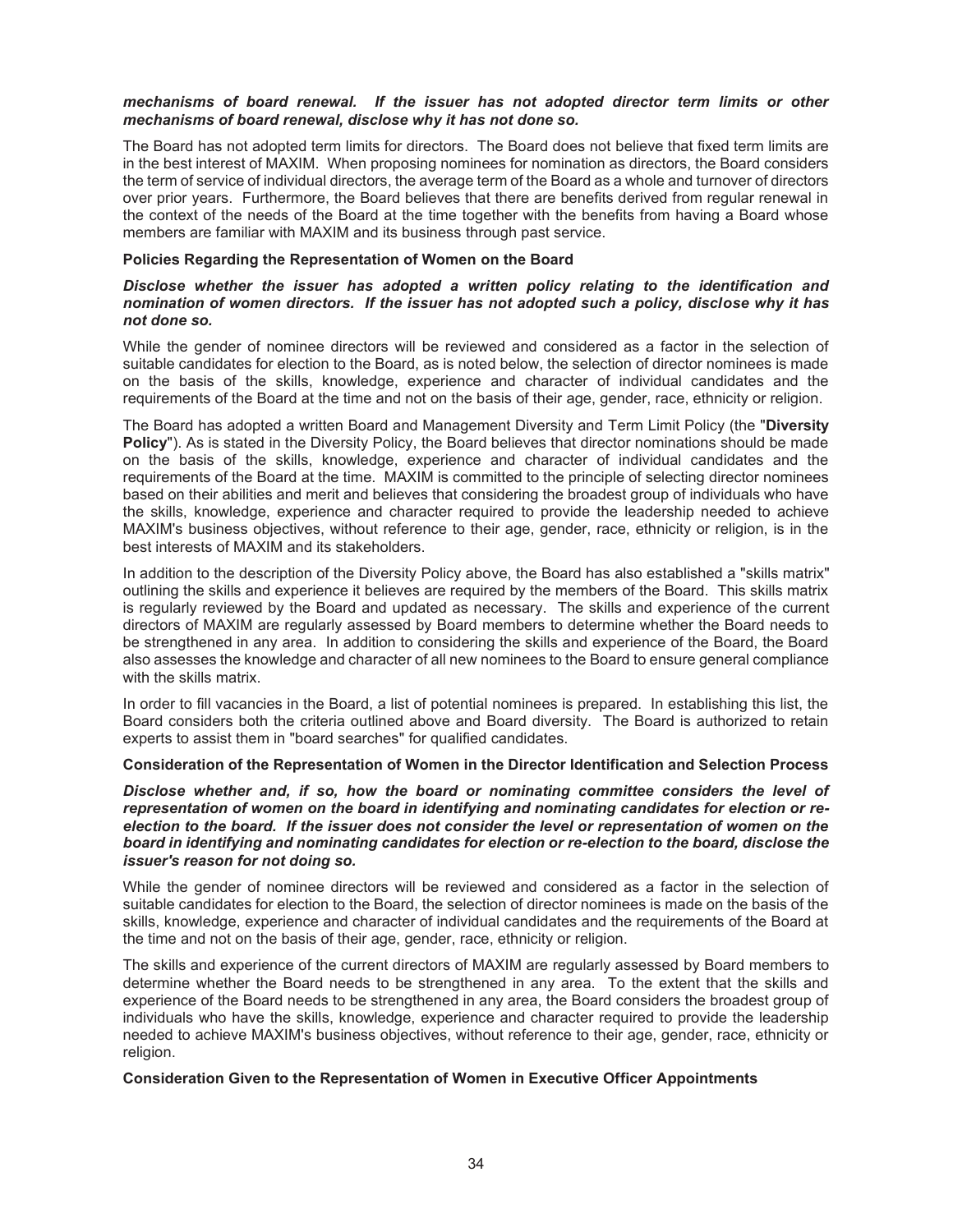***mechanisms of board renewal. If the issuer has not adopted director term limits or other mechanisms of board renewal, disclose why it has not done so.***

The Board has not adopted term limits for directors. The Board does not believe that fixed term limits are in the best interest of MAXIM. When proposing nominees for nomination as directors, the Board considers the term of service of individual directors, the average term of the Board as a whole and turnover of directors over prior years. Furthermore, the Board believes that there are benefits derived from regular renewal in the context of the needs of the Board at the time together with the benefits from having a Board whose members are familiar with MAXIM and its business through past service.

**Policies Regarding the Representation of Women on the Board**

***Disclose whether the issuer has adopted a written policy relating to the identification and nomination of women directors. If the issuer has not adopted such a policy, disclose why it has not done so.***

While the gender of nominee directors will be reviewed and considered as a factor in the selection of suitable candidates for election to the Board, as is noted below, the selection of director nominees is made on the basis of the skills, knowledge, experience and character of individual candidates and the requirements of the Board at the time and not on the basis of their age, gender, race, ethnicity or religion.

The Board has adopted a written Board and Management Diversity and Term Limit Policy (the "**Diversity Policy**"). As is stated in the Diversity Policy, the Board believes that director nominations should be made on the basis of the skills, knowledge, experience and character of individual candidates and the requirements of the Board at the time. MAXIM is committed to the principle of selecting director nominees based on their abilities and merit and believes that considering the broadest group of individuals who have the skills, knowledge, experience and character required to provide the leadership needed to achieve MAXIM's business objectives, without reference to their age, gender, race, ethnicity or religion, is in the best interests of MAXIM and its stakeholders.

In addition to the description of the Diversity Policy above, the Board has also established a "skills matrix" outlining the skills and experience it believes are required by the members of the Board. This skills matrix is regularly reviewed by the Board and updated as necessary. The skills and experience of the current directors of MAXIM are regularly assessed by Board members to determine whether the Board needs to be strengthened in any area. In addition to considering the skills and experience of the Board, the Board also assesses the knowledge and character of all new nominees to the Board to ensure general compliance with the skills matrix.

In order to fill vacancies in the Board, a list of potential nominees is prepared. In establishing this list, the Board considers both the criteria outlined above and Board diversity. The Board is authorized to retain experts to assist them in "board searches" for qualified candidates.

**Consideration of the Representation of Women in the Director Identification and Selection Process**

***Disclose whether and, if so, how the board or nominating committee considers the level of representation of women on the board in identifying and nominating candidates for election or re-election to the board. If the issuer does not consider the level or representation of women on the board in identifying and nominating candidates for election or re-election to the board, disclose the issuer's reason for not doing so.***

While the gender of nominee directors will be reviewed and considered as a factor in the selection of suitable candidates for election to the Board, the selection of director nominees is made on the basis of the skills, knowledge, experience and character of individual candidates and the requirements of the Board at the time and not on the basis of their age, gender, race, ethnicity or religion.

The skills and experience of the current directors of MAXIM are regularly assessed by Board members to determine whether the Board needs to be strengthened in any area. To the extent that the skills and experience of the Board needs to be strengthened in any area, the Board considers the broadest group of individuals who have the skills, knowledge, experience and character required to provide the leadership needed to achieve MAXIM's business objectives, without reference to their age, gender, race, ethnicity or religion.

**Consideration Given to the Representation of Women in Executive Officer Appointments**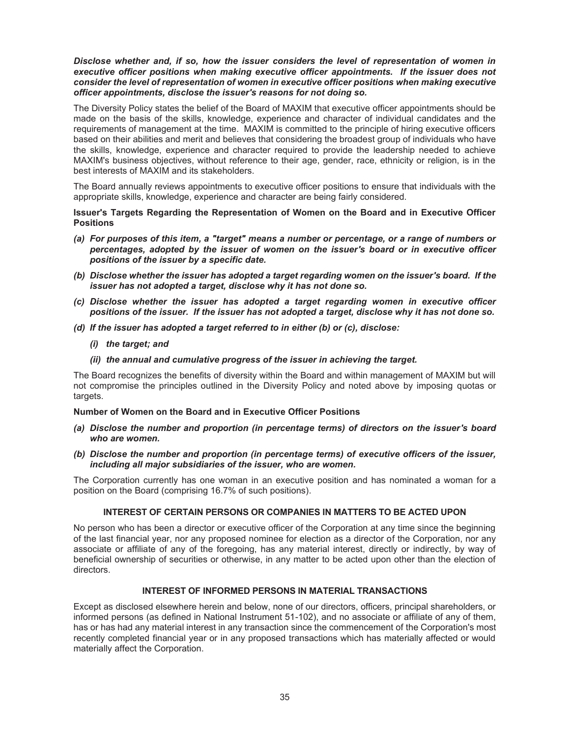***Disclose whether and, if so, how the issuer considers the level of representation of women in executive officer positions when making executive officer appointments. If the issuer does not consider the level of representation of women in executive officer positions when making executive officer appointments, disclose the issuer's reasons for not doing so.***

The Diversity Policy states the belief of the Board of MAXIM that executive officer appointments should be made on the basis of the skills, knowledge, experience and character of individual candidates and the requirements of management at the time. MAXIM is committed to the principle of hiring executive officers based on their abilities and merit and believes that considering the broadest group of individuals who have the skills, knowledge, experience and character required to provide the leadership needed to achieve MAXIM's business objectives, without reference to their age, gender, race, ethnicity or religion, is in the best interests of MAXIM and its stakeholders.

The Board annually reviews appointments to executive officer positions to ensure that individuals with the appropriate skills, knowledge, experience and character are being fairly considered.

**Issuer's Targets Regarding the Representation of Women on the Board and in Executive Officer Positions**

*(a)* ***For purposes of this item, a "target" means a number or percentage, or a range of numbers or percentages, adopted by the issuer of women on the issuer's board or in executive officer positions of the issuer by a specific date.***

*(b)* ***Disclose whether the issuer has adopted a target regarding women on the issuer's board. If the issuer has not adopted a target, disclose why it has not done so.***

*(c)* ***Disclose whether the issuer has adopted a target regarding women in executive officer positions of the issuer. If the issuer has not adopted a target, disclose why it has not done so.***

*(d)* ***If the issuer has adopted a target referred to in either (b) or (c), disclose:***

- *(i)* ***the target; and***
- *(ii)* ***the annual and cumulative progress of the issuer in achieving the target.***

The Board recognizes the benefits of diversity within the Board and within management of MAXIM but will not compromise the principles outlined in the Diversity Policy and noted above by imposing quotas or targets.

**Number of Women on the Board and in Executive Officer Positions**

*(a)* ***Disclose the number and proportion (in percentage terms) of directors on the issuer's board who are women.***

*(b)* ***Disclose the number and proportion (in percentage terms) of executive officers of the issuer, including all major subsidiaries of the issuer, who are women.***

The Corporation currently has one woman in an executive position and has nominated a woman for a position on the Board (comprising 16.7% of such positions).

## INTEREST OF CERTAIN PERSONS OR COMPANIES IN MATTERS TO BE ACTED UPON

No person who has been a director or executive officer of the Corporation at any time since the beginning of the last financial year, nor any proposed nominee for election as a director of the Corporation, nor any associate or affiliate of any of the foregoing, has any material interest, directly or indirectly, by way of beneficial ownership of securities or otherwise, in any matter to be acted upon other than the election of directors.

## INTEREST OF INFORMED PERSONS IN MATERIAL TRANSACTIONS

Except as disclosed elsewhere herein and below, none of our directors, officers, principal shareholders, or informed persons (as defined in National Instrument 51-102), and no associate or affiliate of any of them, has or has had any material interest in any transaction since the commencement of the Corporation's most recently completed financial year or in any proposed transactions which has materially affected or would materially affect the Corporation.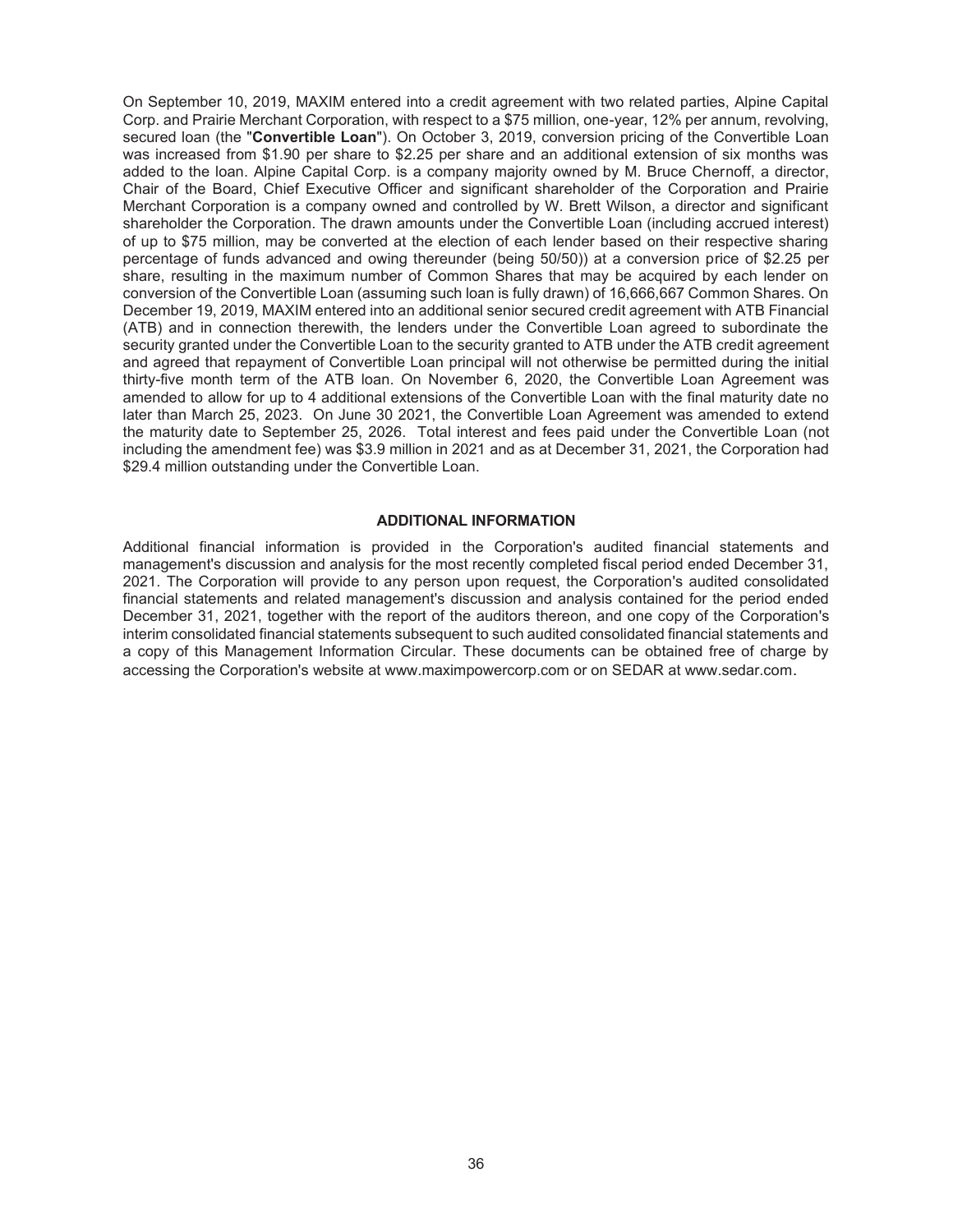On September 10, 2019, MAXIM entered into a credit agreement with two related parties, Alpine Capital Corp. and Prairie Merchant Corporation, with respect to a $75 million, one-year, 12% per annum, revolving, secured loan (the "**Convertible Loan**"). On October 3, 2019, conversion pricing of the Convertible Loan was increased from $1.90 per share to $2.25 per share and an additional extension of six months was added to the loan. Alpine Capital Corp. is a company majority owned by M. Bruce Chernoff, a director, Chair of the Board, Chief Executive Officer and significant shareholder of the Corporation and Prairie Merchant Corporation is a company owned and controlled by W. Brett Wilson, a director and significant shareholder the Corporation. The drawn amounts under the Convertible Loan (including accrued interest) of up to $75 million, may be converted at the election of each lender based on their respective sharing percentage of funds advanced and owing thereunder (being 50/50)) at a conversion price of $2.25 per share, resulting in the maximum number of Common Shares that may be acquired by each lender on conversion of the Convertible Loan (assuming such loan is fully drawn) of 16,666,667 Common Shares. On December 19, 2019, MAXIM entered into an additional senior secured credit agreement with ATB Financial (ATB) and in connection therewith, the lenders under the Convertible Loan agreed to subordinate the security granted under the Convertible Loan to the security granted to ATB under the ATB credit agreement and agreed that repayment of Convertible Loan principal will not otherwise be permitted during the initial thirty-five month term of the ATB loan. On November 6, 2020, the Convertible Loan Agreement was amended to allow for up to 4 additional extensions of the Convertible Loan with the final maturity date no later than March 25, 2023. On June 30 2021, the Convertible Loan Agreement was amended to extend the maturity date to September 25, 2026. Total interest and fees paid under the Convertible Loan (not including the amendment fee) was $3.9 million in 2021 and as at December 31, 2021, the Corporation had $29.4 million outstanding under the Convertible Loan.

## ADDITIONAL INFORMATION

Additional financial information is provided in the Corporation's audited financial statements and management's discussion and analysis for the most recently completed fiscal period ended December 31, 2021. The Corporation will provide to any person upon request, the Corporation's audited consolidated financial statements and related management's discussion and analysis contained for the period ended December 31, 2021, together with the report of the auditors thereon, and one copy of the Corporation's interim consolidated financial statements subsequent to such audited consolidated financial statements and a copy of this Management Information Circular. These documents can be obtained free of charge by accessing the Corporation's website at www.maximpowercorp.com or on SEDAR at www.sedar.com.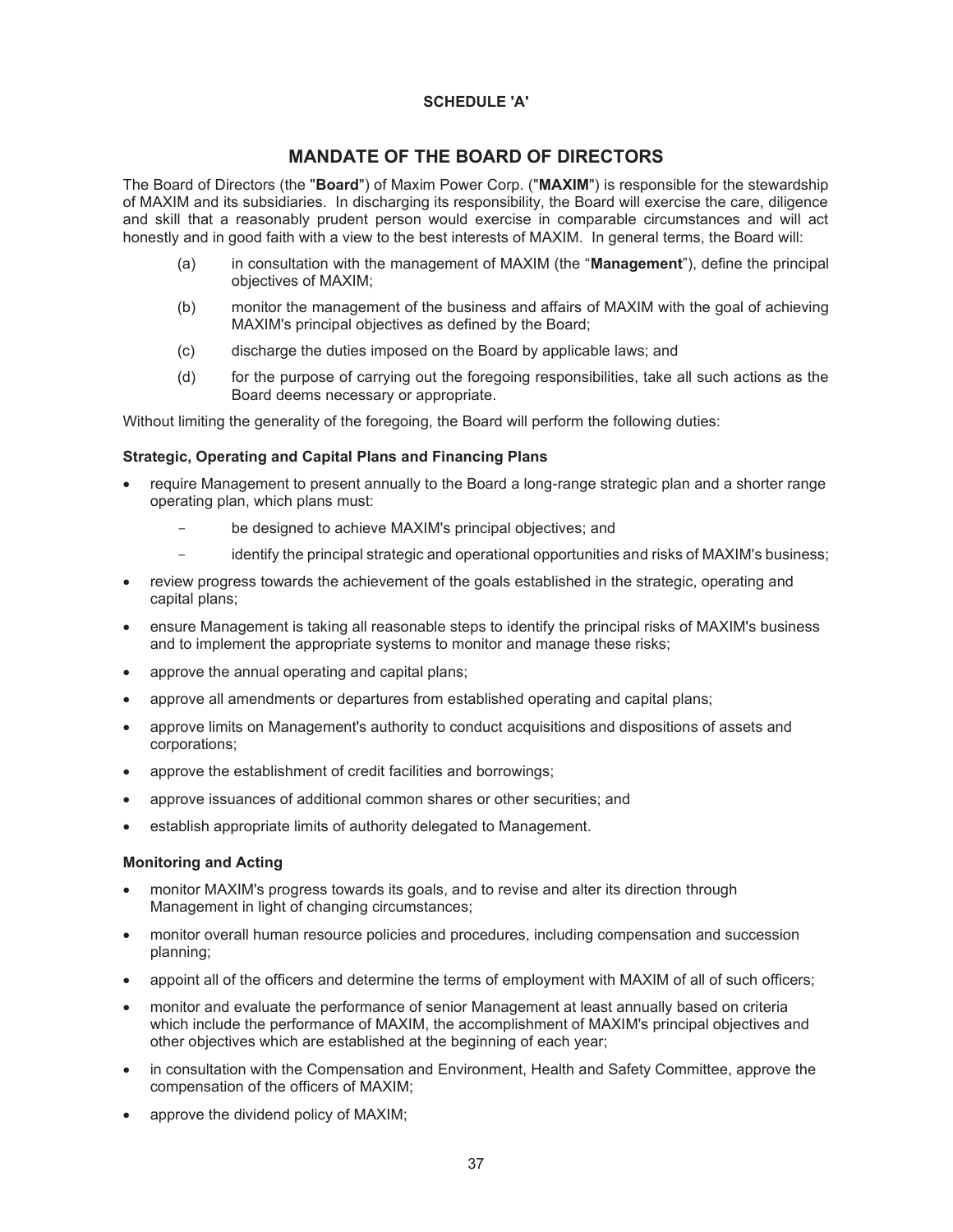**SCHEDULE 'A'**

# MANDATE OF THE BOARD OF DIRECTORS

The Board of Directors (the "**Board**") of Maxim Power Corp. ("**MAXIM**") is responsible for the stewardship of MAXIM and its subsidiaries. In discharging its responsibility, the Board will exercise the care, diligence and skill that a reasonably prudent person would exercise in comparable circumstances and will act honestly and in good faith with a view to the best interests of MAXIM. In general terms, the Board will:

(a) in consultation with the management of MAXIM (the "**Management**"), define the principal objectives of MAXIM;

(b) monitor the management of the business and affairs of MAXIM with the goal of achieving MAXIM's principal objectives as defined by the Board;

(c) discharge the duties imposed on the Board by applicable laws; and

(d) for the purpose of carrying out the foregoing responsibilities, take all such actions as the Board deems necessary or appropriate.

Without limiting the generality of the foregoing, the Board will perform the following duties:

### Strategic, Operating and Capital Plans and Financing Plans

- require Management to present annually to the Board a long-range strategic plan and a shorter range operating plan, which plans must:
  - be designed to achieve MAXIM's principal objectives; and
  - identify the principal strategic and operational opportunities and risks of MAXIM's business;
- review progress towards the achievement of the goals established in the strategic, operating and capital plans;
- ensure Management is taking all reasonable steps to identify the principal risks of MAXIM's business and to implement the appropriate systems to monitor and manage these risks;
- approve the annual operating and capital plans;
- approve all amendments or departures from established operating and capital plans;
- approve limits on Management's authority to conduct acquisitions and dispositions of assets and corporations;
- approve the establishment of credit facilities and borrowings;
- approve issuances of additional common shares or other securities; and
- establish appropriate limits of authority delegated to Management.

### Monitoring and Acting

- monitor MAXIM's progress towards its goals, and to revise and alter its direction through Management in light of changing circumstances;
- monitor overall human resource policies and procedures, including compensation and succession planning;
- appoint all of the officers and determine the terms of employment with MAXIM of all of such officers;
- monitor and evaluate the performance of senior Management at least annually based on criteria which include the performance of MAXIM, the accomplishment of MAXIM's principal objectives and other objectives which are established at the beginning of each year;
- in consultation with the Compensation and Environment, Health and Safety Committee, approve the compensation of the officers of MAXIM;
- approve the dividend policy of MAXIM;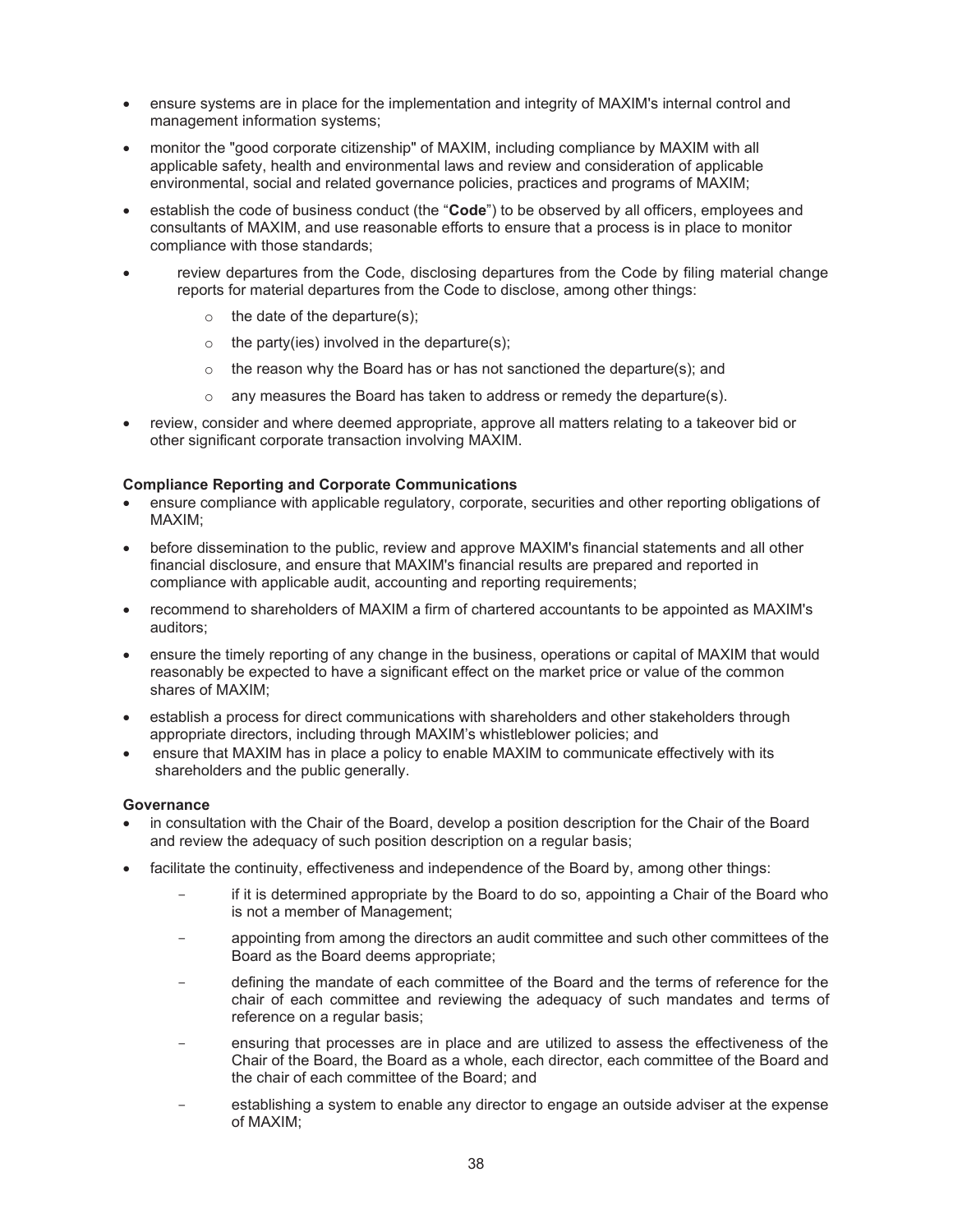- ensure systems are in place for the implementation and integrity of MAXIM's internal control and management information systems;
- monitor the "good corporate citizenship" of MAXIM, including compliance by MAXIM with all applicable safety, health and environmental laws and review and consideration of applicable environmental, social and related governance policies, practices and programs of MAXIM;
- establish the code of business conduct (the "**Code**") to be observed by all officers, employees and consultants of MAXIM, and use reasonable efforts to ensure that a process is in place to monitor compliance with those standards;
- review departures from the Code, disclosing departures from the Code by filing material change reports for material departures from the Code to disclose, among other things:
  - the date of the departure(s);
  - the party(ies) involved in the departure(s);
  - the reason why the Board has or has not sanctioned the departure(s); and
  - any measures the Board has taken to address or remedy the departure(s).
- review, consider and where deemed appropriate, approve all matters relating to a takeover bid or other significant corporate transaction involving MAXIM.

**Compliance Reporting and Corporate Communications**

- ensure compliance with applicable regulatory, corporate, securities and other reporting obligations of MAXIM;
- before dissemination to the public, review and approve MAXIM's financial statements and all other financial disclosure, and ensure that MAXIM's financial results are prepared and reported in compliance with applicable audit, accounting and reporting requirements;
- recommend to shareholders of MAXIM a firm of chartered accountants to be appointed as MAXIM's auditors;
- ensure the timely reporting of any change in the business, operations or capital of MAXIM that would reasonably be expected to have a significant effect on the market price or value of the common shares of MAXIM;
- establish a process for direct communications with shareholders and other stakeholders through appropriate directors, including through MAXIM's whistleblower policies; and
- ensure that MAXIM has in place a policy to enable MAXIM to communicate effectively with its shareholders and the public generally.

**Governance**

- in consultation with the Chair of the Board, develop a position description for the Chair of the Board and review the adequacy of such position description on a regular basis;
- facilitate the continuity, effectiveness and independence of the Board by, among other things:
  - if it is determined appropriate by the Board to do so, appointing a Chair of the Board who is not a member of Management;
  - appointing from among the directors an audit committee and such other committees of the Board as the Board deems appropriate;
  - defining the mandate of each committee of the Board and the terms of reference for the chair of each committee and reviewing the adequacy of such mandates and terms of reference on a regular basis;
  - ensuring that processes are in place and are utilized to assess the effectiveness of the Chair of the Board, the Board as a whole, each director, each committee of the Board and the chair of each committee of the Board; and
  - establishing a system to enable any director to engage an outside adviser at the expense of MAXIM;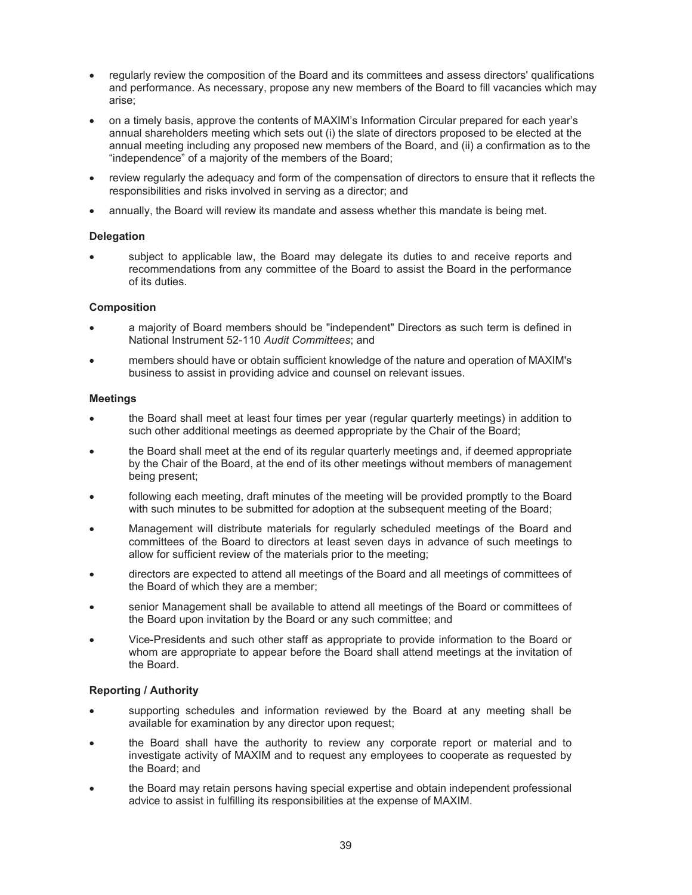- regularly review the composition of the Board and its committees and assess directors' qualifications and performance. As necessary, propose any new members of the Board to fill vacancies which may arise;
- on a timely basis, approve the contents of MAXIM's Information Circular prepared for each year's annual shareholders meeting which sets out (i) the slate of directors proposed to be elected at the annual meeting including any proposed new members of the Board, and (ii) a confirmation as to the "independence" of a majority of the members of the Board;
- review regularly the adequacy and form of the compensation of directors to ensure that it reflects the responsibilities and risks involved in serving as a director; and
- annually, the Board will review its mandate and assess whether this mandate is being met.

**Delegation**

- subject to applicable law, the Board may delegate its duties to and receive reports and recommendations from any committee of the Board to assist the Board in the performance of its duties.

**Composition**

- a majority of Board members should be "independent" Directors as such term is defined in National Instrument 52-110 *Audit Committees*; and
- members should have or obtain sufficient knowledge of the nature and operation of MAXIM's business to assist in providing advice and counsel on relevant issues.

**Meetings**

- the Board shall meet at least four times per year (regular quarterly meetings) in addition to such other additional meetings as deemed appropriate by the Chair of the Board;
- the Board shall meet at the end of its regular quarterly meetings and, if deemed appropriate by the Chair of the Board, at the end of its other meetings without members of management being present;
- following each meeting, draft minutes of the meeting will be provided promptly to the Board with such minutes to be submitted for adoption at the subsequent meeting of the Board;
- Management will distribute materials for regularly scheduled meetings of the Board and committees of the Board to directors at least seven days in advance of such meetings to allow for sufficient review of the materials prior to the meeting;
- directors are expected to attend all meetings of the Board and all meetings of committees of the Board of which they are a member;
- senior Management shall be available to attend all meetings of the Board or committees of the Board upon invitation by the Board or any such committee; and
- Vice-Presidents and such other staff as appropriate to provide information to the Board or whom are appropriate to appear before the Board shall attend meetings at the invitation of the Board.

**Reporting / Authority**

- supporting schedules and information reviewed by the Board at any meeting shall be available for examination by any director upon request;
- the Board shall have the authority to review any corporate report or material and to investigate activity of MAXIM and to request any employees to cooperate as requested by the Board; and
- the Board may retain persons having special expertise and obtain independent professional advice to assist in fulfilling its responsibilities at the expense of MAXIM.